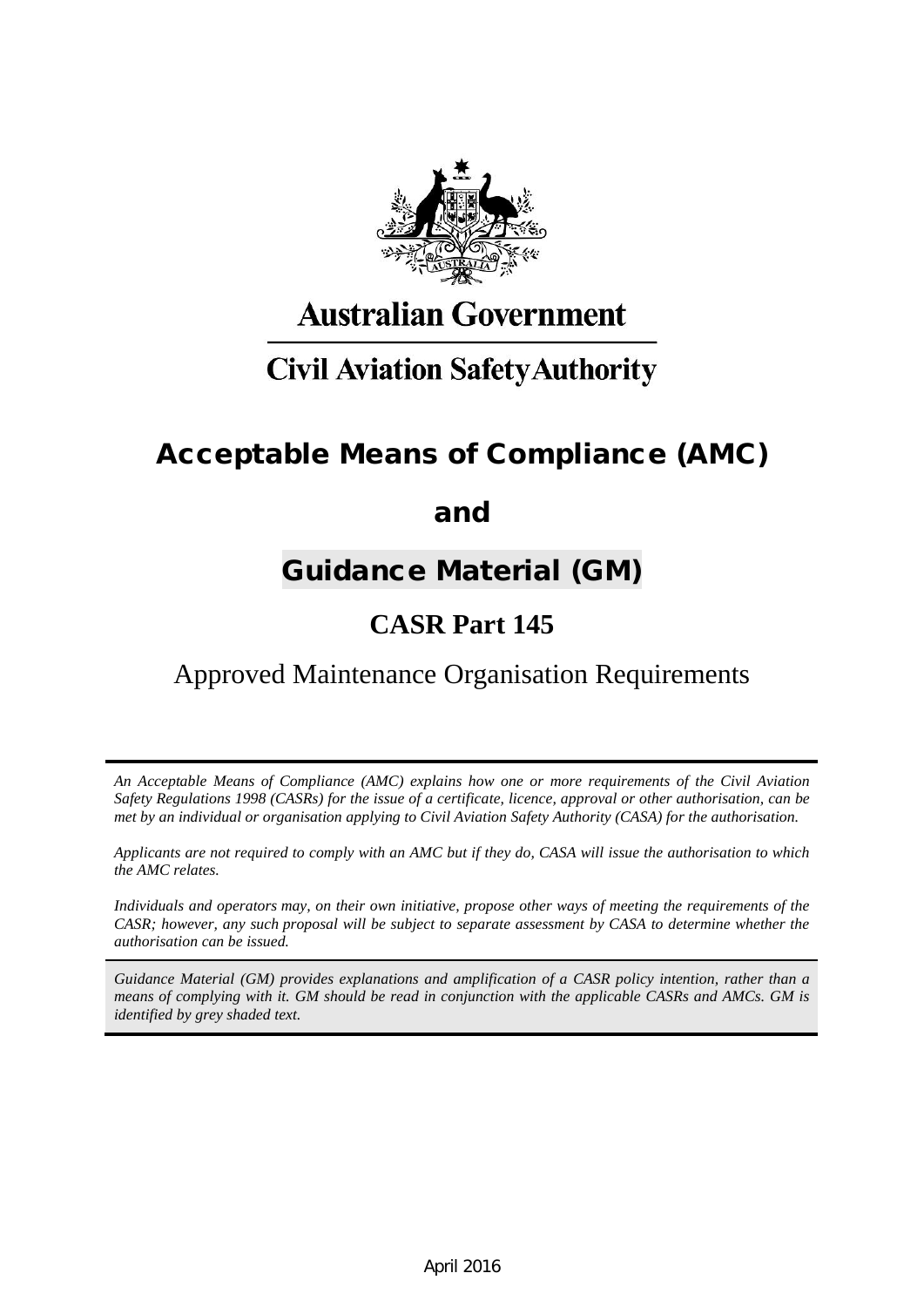**Australian Government**

**Civil Aviation Safety Authority**

# Acceptable Means of Compliance (AMC)

# and

# Guidance Material (GM)

## CASR Part 145

Approved Maintenance Organisation Requirements

---

*An Acceptable Means of Compliance (AMC) explains how one or more requirements of the Civil Aviation Safety Regulations 1998 (CASRs) for the issue of a certificate, licence, approval or other authorisation, can be met by an individual or organisation applying to Civil Aviation Safety Authority (CASA) for the authorisation.*

*Applicants are not required to comply with an AMC but if they do, CASA will issue the authorisation to which the AMC relates.*

*Individuals and operators may, on their own initiative, propose other ways of meeting the requirements of the CASR; however, any such proposal will be subject to separate assessment by CASA to determine whether the authorisation can be issued.*

*Guidance Material (GM) provides explanations and amplification of a CASR policy intention, rather than a means of complying with it. GM should be read in conjunction with the applicable CASRs and AMCs. GM is identified by grey shaded text.*

---

April 2016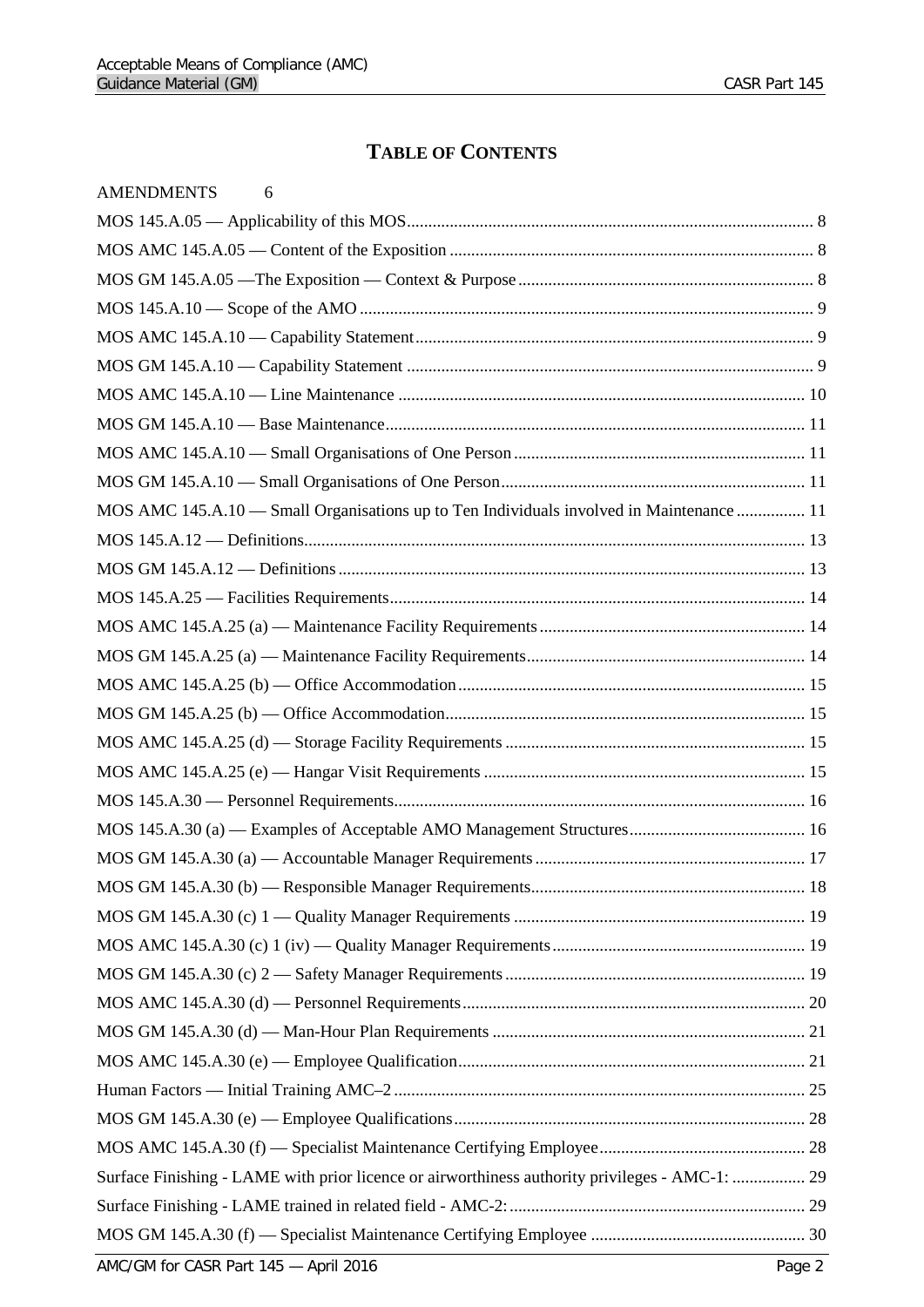# TABLE OF CONTENTS

AMENDMENTS 6

MOS 145.A.05 — Applicability of this MOS .............................................................................................. 8

MOS AMC 145.A.05 — Content of the Exposition .................................................................................... 8

MOS GM 145.A.05 —The Exposition — Context & Purpose .................................................................... 8

MOS 145.A.10 — Scope of the AMO ......................................................................................................... 9

MOS AMC 145.A.10 — Capability Statement ............................................................................................ 9

MOS GM 145.A.10 — Capability Statement .............................................................................................. 9

MOS AMC 145.A.10 — Line Maintenance .............................................................................................. 10

MOS GM 145.A.10 — Base Maintenance ................................................................................................. 11

MOS AMC 145.A.10 — Small Organisations of One Person ................................................................... 11

MOS GM 145.A.10 — Small Organisations of One Person ....................................................................... 11

MOS AMC 145.A.10 — Small Organisations up to Ten Individuals involved in Maintenance ................ 11

MOS 145.A.12 — Definitions .................................................................................................................... 13

MOS GM 145.A.12 — Definitions ............................................................................................................ 13

MOS 145.A.25 — Facilities Requirements ................................................................................................ 14

MOS AMC 145.A.25 (a) — Maintenance Facility Requirements ............................................................. 14

MOS GM 145.A.25 (a) — Maintenance Facility Requirements ................................................................. 14

MOS AMC 145.A.25 (b) — Office Accommodation ................................................................................ 15

MOS GM 145.A.25 (b) — Office Accommodation ................................................................................... 15

MOS AMC 145.A.25 (d) — Storage Facility Requirements ..................................................................... 15

MOS AMC 145.A.25 (e) — Hangar Visit Requirements .......................................................................... 15

MOS 145.A.30 — Personnel Requirements ............................................................................................... 16

MOS 145.A.30 (a) — Examples of Acceptable AMO Management Structures ........................................ 16

MOS GM 145.A.30 (a) — Accountable Manager Requirements ............................................................... 17

MOS GM 145.A.30 (b) — Responsible Manager Requirements ................................................................ 18

MOS GM 145.A.30 (c) 1 — Quality Manager Requirements ................................................................... 19

MOS AMC 145.A.30 (c) 1 (iv) — Quality Manager Requirements ........................................................... 19

MOS GM 145.A.30 (c) 2 — Safety Manager Requirements ..................................................................... 19

MOS AMC 145.A.30 (d) — Personnel Requirements ............................................................................... 20

MOS GM 145.A.30 (d) — Man-Hour Plan Requirements ......................................................................... 21

MOS AMC 145.A.30 (e) — Employee Qualification ................................................................................ 21

Human Factors — Initial Training AMC–2 ............................................................................................... 25

MOS GM 145.A.30 (e) — Employee Qualifications ................................................................................. 28

MOS AMC 145.A.30 (f) — Specialist Maintenance Certifying Employee ................................................ 28

Surface Finishing - LAME with prior licence or airworthiness authority privileges - AMC-1: ................. 29

Surface Finishing - LAME trained in related field - AMC-2: .................................................................... 29

MOS GM 145.A.30 (f) — Specialist Maintenance Certifying Employee .................................................. 30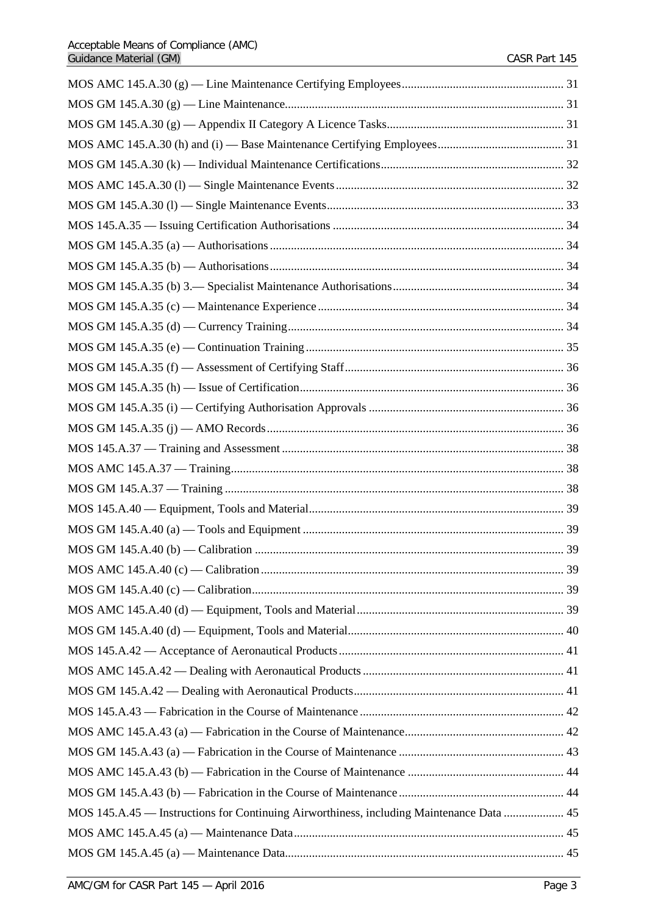MOS AMC 145.A.30 (g) — Line Maintenance Certifying Employees ..... 31
MOS GM 145.A.30 (g) — Line Maintenance ..... 31
MOS GM 145.A.30 (g) — Appendix II Category A Licence Tasks ..... 31
MOS AMC 145.A.30 (h) and (i) — Base Maintenance Certifying Employees ..... 31
MOS GM 145.A.30 (k) — Individual Maintenance Certifications ..... 32
MOS AMC 145.A.30 (l) — Single Maintenance Events ..... 32
MOS GM 145.A.30 (l) — Single Maintenance Events ..... 33
MOS 145.A.35 — Issuing Certification Authorisations ..... 34
MOS GM 145.A.35 (a) — Authorisations ..... 34
MOS GM 145.A.35 (b) — Authorisations ..... 34
MOS GM 145.A.35 (b) 3.— Specialist Maintenance Authorisations ..... 34
MOS GM 145.A.35 (c) — Maintenance Experience ..... 34
MOS GM 145.A.35 (d) — Currency Training ..... 34
MOS GM 145.A.35 (e) — Continuation Training ..... 35
MOS GM 145.A.35 (f) — Assessment of Certifying Staff ..... 36
MOS GM 145.A.35 (h) — Issue of Certification ..... 36
MOS GM 145.A.35 (i) — Certifying Authorisation Approvals ..... 36
MOS GM 145.A.35 (j) — AMO Records ..... 36
MOS 145.A.37 — Training and Assessment ..... 38
MOS AMC 145.A.37 — Training ..... 38
MOS GM 145.A.37 — Training ..... 38
MOS 145.A.40 — Equipment, Tools and Material ..... 39
MOS GM 145.A.40 (a) — Tools and Equipment ..... 39
MOS GM 145.A.40 (b) — Calibration ..... 39
MOS AMC 145.A.40 (c) — Calibration ..... 39
MOS GM 145.A.40 (c) — Calibration ..... 39
MOS AMC 145.A.40 (d) — Equipment, Tools and Material ..... 39
MOS GM 145.A.40 (d) — Equipment, Tools and Material ..... 40
MOS 145.A.42 — Acceptance of Aeronautical Products ..... 41
MOS AMC 145.A.42 — Dealing with Aeronautical Products ..... 41
MOS GM 145.A.42 — Dealing with Aeronautical Products ..... 41
MOS 145.A.43 — Fabrication in the Course of Maintenance ..... 42
MOS AMC 145.A.43 (a) — Fabrication in the Course of Maintenance ..... 42
MOS GM 145.A.43 (a) — Fabrication in the Course of Maintenance ..... 43
MOS AMC 145.A.43 (b) — Fabrication in the Course of Maintenance ..... 44
MOS GM 145.A.43 (b) — Fabrication in the Course of Maintenance ..... 44
MOS 145.A.45 — Instructions for Continuing Airworthiness, including Maintenance Data ..... 45
MOS AMC 145.A.45 (a) — Maintenance Data ..... 45
MOS GM 145.A.45 (a) — Maintenance Data ..... 45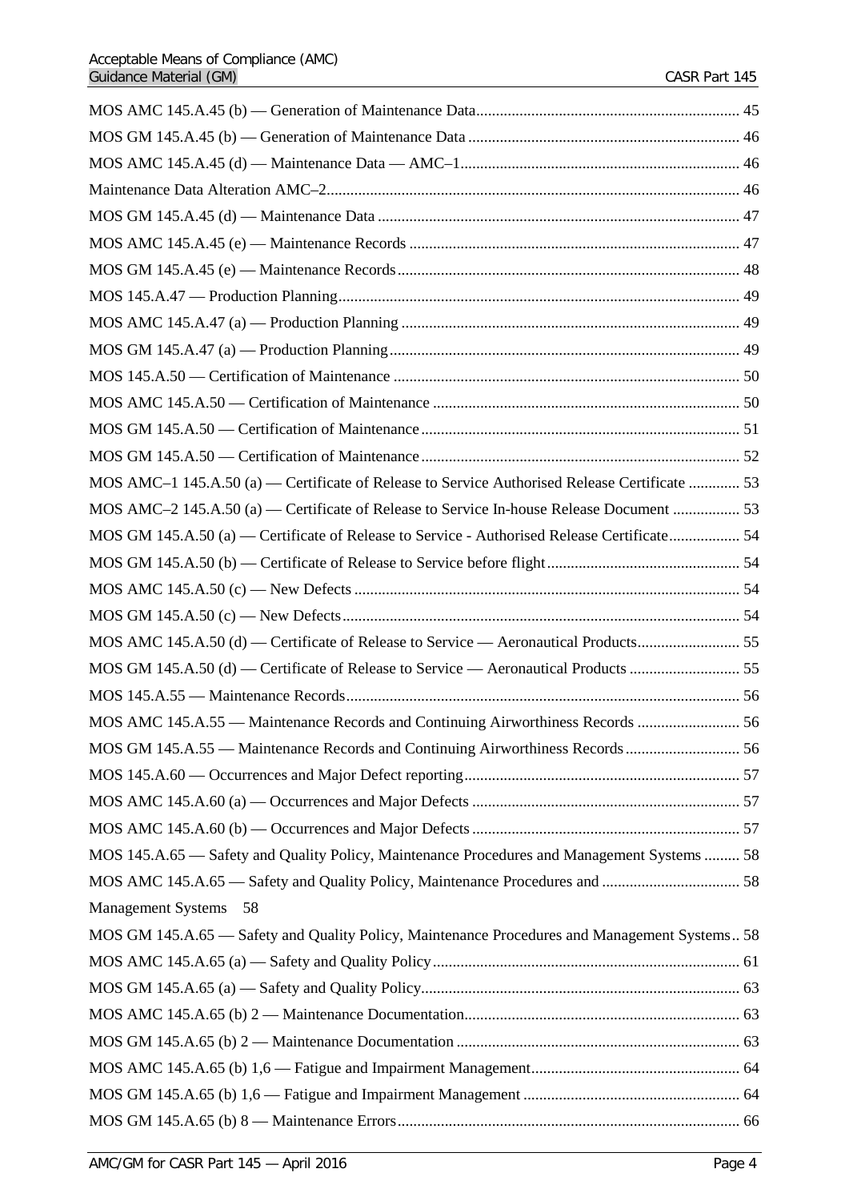MOS AMC 145.A.45 (b) — Generation of Maintenance Data .................................................................. 45

MOS GM 145.A.45 (b) — Generation of Maintenance Data .................................................................. 46

MOS AMC 145.A.45 (d) — Maintenance Data — AMC–1 .................................................................. 46

Maintenance Data Alteration AMC–2 ................................................................................................ 46

MOS GM 145.A.45 (d) — Maintenance Data ...................................................................................... 47

MOS AMC 145.A.45 (e) — Maintenance Records ............................................................................... 47

MOS GM 145.A.45 (e) — Maintenance Records .................................................................................. 48

MOS 145.A.47 — Production Planning ................................................................................................ 49

MOS AMC 145.A.47 (a) — Production Planning ................................................................................. 49

MOS GM 145.A.47 (a) — Production Planning ................................................................................... 49

MOS 145.A.50 — Certification of Maintenance ................................................................................... 50

MOS AMC 145.A.50 — Certification of Maintenance ......................................................................... 50

MOS GM 145.A.50 — Certification of Maintenance ............................................................................ 51

MOS GM 145.A.50 — Certification of Maintenance ............................................................................ 52

MOS AMC–1 145.A.50 (a) — Certificate of Release to Service Authorised Release Certificate ............. 53

MOS AMC–2 145.A.50 (a) — Certificate of Release to Service In-house Release Document ................. 53

MOS GM 145.A.50 (a) — Certificate of Release to Service - Authorised Release Certificate ................. 54

MOS GM 145.A.50 (b) — Certificate of Release to Service before flight ................................................ 54

MOS AMC 145.A.50 (c) — New Defects ............................................................................................... 54

MOS GM 145.A.50 (c) — New Defects ................................................................................................. 54

MOS AMC 145.A.50 (d) — Certificate of Release to Service — Aeronautical Products .......................... 55

MOS GM 145.A.50 (d) — Certificate of Release to Service — Aeronautical Products ............................ 55

MOS 145.A.55 — Maintenance Records ................................................................................................ 56

MOS AMC 145.A.55 — Maintenance Records and Continuing Airworthiness Records .......................... 56

MOS GM 145.A.55 — Maintenance Records and Continuing Airworthiness Records ............................. 56

MOS 145.A.60 — Occurrences and Major Defect reporting ..................................................................... 57

MOS AMC 145.A.60 (a) — Occurrences and Major Defects ................................................................... 57

MOS AMC 145.A.60 (b) — Occurrences and Major Defects ................................................................... 57

MOS 145.A.65 — Safety and Quality Policy, Maintenance Procedures and Management Systems ......... 58

MOS AMC 145.A.65 — Safety and Quality Policy, Maintenance Procedures and .................................. 58

Management Systems 58

MOS GM 145.A.65 — Safety and Quality Policy, Maintenance Procedures and Management Systems .. 58

MOS AMC 145.A.65 (a) — Safety and Quality Policy ............................................................................. 61

MOS GM 145.A.65 (a) — Safety and Quality Policy ................................................................................ 63

MOS AMC 145.A.65 (b) 2 — Maintenance Documentation ..................................................................... 63

MOS GM 145.A.65 (b) 2 — Maintenance Documentation ....................................................................... 63

MOS AMC 145.A.65 (b) 1,6 — Fatigue and Impairment Management .................................................... 64

MOS GM 145.A.65 (b) 1,6 — Fatigue and Impairment Management ...................................................... 64

MOS GM 145.A.65 (b) 8 — Maintenance Errors ...................................................................................... 66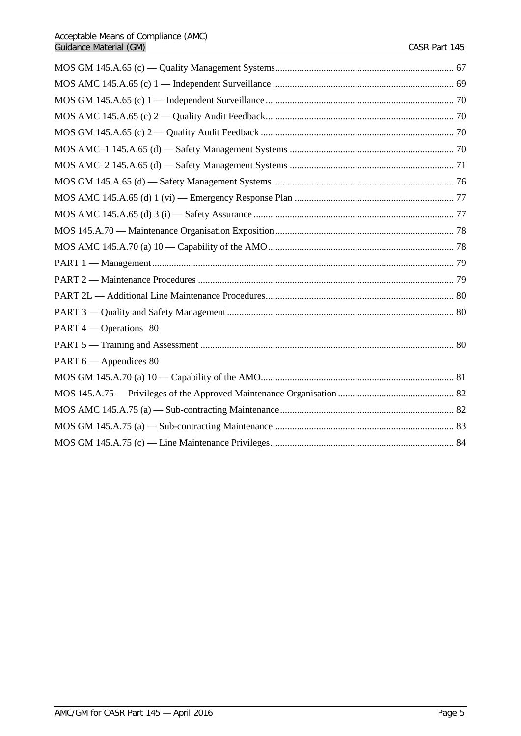MOS GM 145.A.65 (c) — Quality Management Systems ........ 67

MOS AMC 145.A.65 (c) 1 — Independent Surveillance ........ 69

MOS GM 145.A.65 (c) 1 — Independent Surveillance ........ 70

MOS AMC 145.A.65 (c) 2 — Quality Audit Feedback ........ 70

MOS GM 145.A.65 (c) 2 — Quality Audit Feedback ........ 70

MOS AMC–1 145.A.65 (d) — Safety Management Systems ........ 70

MOS AMC–2 145.A.65 (d) — Safety Management Systems ........ 71

MOS GM 145.A.65 (d) — Safety Management Systems ........ 76

MOS AMC 145.A.65 (d) 1 (vi) — Emergency Response Plan ........ 77

MOS AMC 145.A.65 (d) 3 (i) — Safety Assurance ........ 77

MOS 145.A.70 — Maintenance Organisation Exposition ........ 78

MOS AMC 145.A.70 (a) 10 — Capability of the AMO ........ 78

PART 1 — Management ........ 79

PART 2 — Maintenance Procedures ........ 79

PART 2L — Additional Line Maintenance Procedures ........ 80

PART 3 — Quality and Safety Management ........ 80

PART 4 — Operations 80

PART 5 — Training and Assessment ........ 80

PART 6 — Appendices 80

MOS GM 145.A.70 (a) 10 — Capability of the AMO ........ 81

MOS 145.A.75 — Privileges of the Approved Maintenance Organisation ........ 82

MOS AMC 145.A.75 (a) — Sub-contracting Maintenance ........ 82

MOS GM 145.A.75 (a) — Sub-contracting Maintenance ........ 83

MOS GM 145.A.75 (c) — Line Maintenance Privileges ........ 84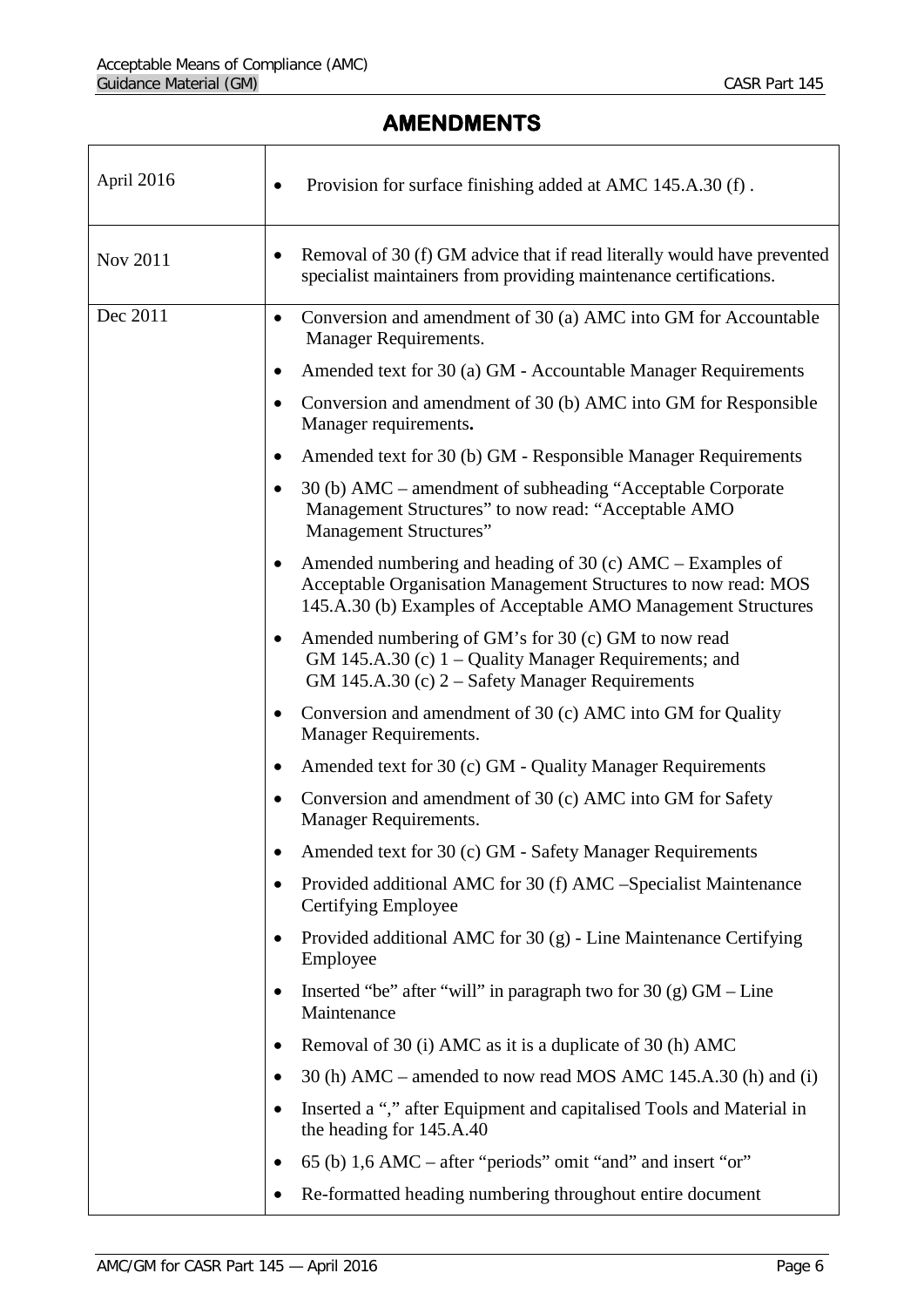# AMENDMENTS

| | |
|---|---|
| April 2016 | • Provision for surface finishing added at AMC 145.A.30 (f) . |
| Nov 2011 | • Removal of 30 (f) GM advice that if read literally would have prevented specialist maintainers from providing maintenance certifications. |
| Dec 2011 | • Conversion and amendment of 30 (a) AMC into GM for Accountable Manager Requirements.<br>• Amended text for 30 (a) GM - Accountable Manager Requirements<br>• Conversion and amendment of 30 (b) AMC into GM for Responsible Manager requirements.<br>• Amended text for 30 (b) GM - Responsible Manager Requirements<br>• 30 (b) AMC – amendment of subheading "Acceptable Corporate Management Structures" to now read: "Acceptable AMO Management Structures"<br>• Amended numbering and heading of 30 (c) AMC – Examples of Acceptable Organisation Management Structures to now read: MOS 145.A.30 (b) Examples of Acceptable AMO Management Structures<br>• Amended numbering of GM's for 30 (c) GM to now read GM 145.A.30 (c) 1 – Quality Manager Requirements; and GM 145.A.30 (c) 2 – Safety Manager Requirements<br>• Conversion and amendment of 30 (c) AMC into GM for Quality Manager Requirements.<br>• Amended text for 30 (c) GM - Quality Manager Requirements<br>• Conversion and amendment of 30 (c) AMC into GM for Safety Manager Requirements.<br>• Amended text for 30 (c) GM - Safety Manager Requirements<br>• Provided additional AMC for 30 (f) AMC –Specialist Maintenance Certifying Employee<br>• Provided additional AMC for 30 (g) - Line Maintenance Certifying Employee<br>• Inserted "be" after "will" in paragraph two for 30 (g) GM – Line Maintenance<br>• Removal of 30 (i) AMC as it is a duplicate of 30 (h) AMC<br>• 30 (h) AMC – amended to now read MOS AMC 145.A.30 (h) and (i)<br>• Inserted a "," after Equipment and capitalised Tools and Material in the heading for 145.A.40<br>• 65 (b) 1,6 AMC – after "periods" omit "and" and insert "or"<br>• Re-formatted heading numbering throughout entire document |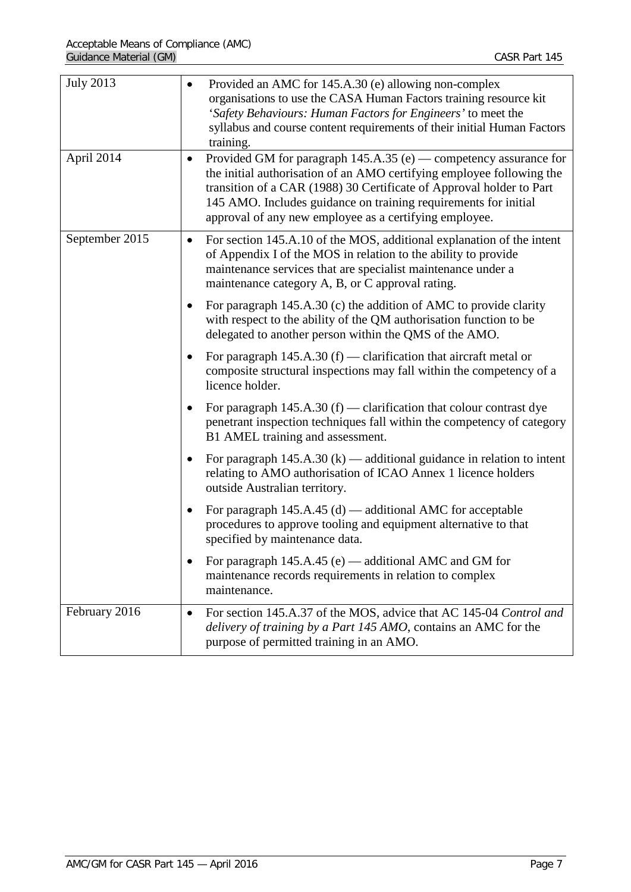| | |
|---|---|
| July 2013 | • Provided an AMC for 145.A.30 (e) allowing non-complex organisations to use the CASA Human Factors training resource kit '*Safety Behaviours: Human Factors for Engineers'* to meet the syllabus and course content requirements of their initial Human Factors training. |
| April 2014 | • Provided GM for paragraph 145.A.35 (e) — competency assurance for the initial authorisation of an AMO certifying employee following the transition of a CAR (1988) 30 Certificate of Approval holder to Part 145 AMO. Includes guidance on training requirements for initial approval of any new employee as a certifying employee. |
| September 2015 | • For section 145.A.10 of the MOS, additional explanation of the intent of Appendix I of the MOS in relation to the ability to provide maintenance services that are specialist maintenance under a maintenance category A, B, or C approval rating.<br>• For paragraph 145.A.30 (c) the addition of AMC to provide clarity with respect to the ability of the QM authorisation function to be delegated to another person within the QMS of the AMO.<br>• For paragraph 145.A.30 (f) — clarification that aircraft metal or composite structural inspections may fall within the competency of a licence holder.<br>• For paragraph 145.A.30 (f) — clarification that colour contrast dye penetrant inspection techniques fall within the competency of category B1 AMEL training and assessment.<br>• For paragraph 145.A.30 (k) — additional guidance in relation to intent relating to AMO authorisation of ICAO Annex 1 licence holders outside Australian territory.<br>• For paragraph 145.A.45 (d) — additional AMC for acceptable procedures to approve tooling and equipment alternative to that specified by maintenance data.<br>• For paragraph 145.A.45 (e) — additional AMC and GM for maintenance records requirements in relation to complex maintenance. |
| February 2016 | • For section 145.A.37 of the MOS, advice that AC 145-04 *Control and delivery of training by a Part 145 AMO*, contains an AMC for the purpose of permitted training in an AMO. |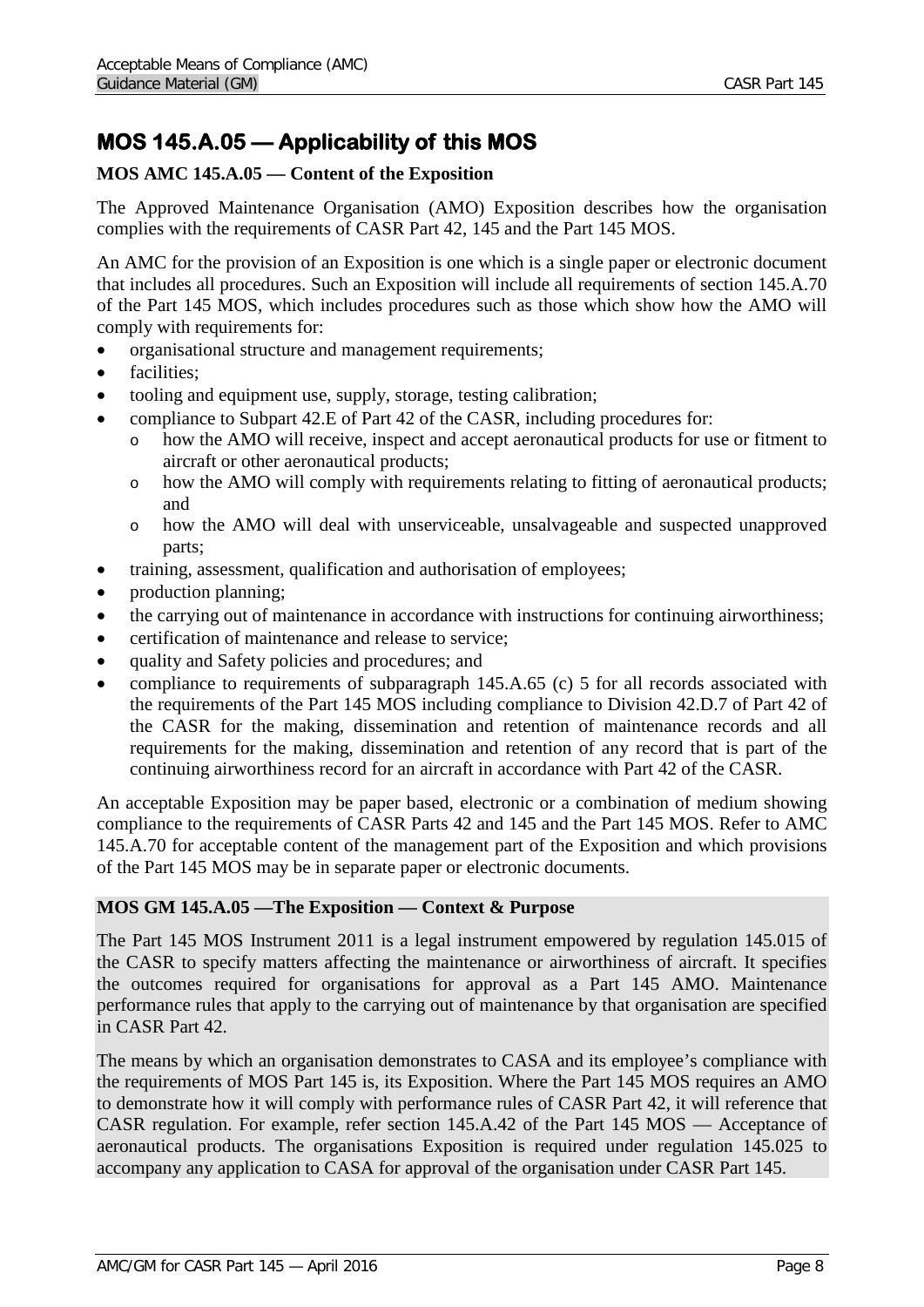## MOS 145.A.05 — Applicability of this MOS

### MOS AMC 145.A.05 — Content of the Exposition

The Approved Maintenance Organisation (AMO) Exposition describes how the organisation complies with the requirements of CASR Part 42, 145 and the Part 145 MOS.

An AMC for the provision of an Exposition is one which is a single paper or electronic document that includes all procedures. Such an Exposition will include all requirements of section 145.A.70 of the Part 145 MOS, which includes procedures such as those which show how the AMO will comply with requirements for:

- organisational structure and management requirements;
- facilities;
- tooling and equipment use, supply, storage, testing calibration;
- compliance to Subpart 42.E of Part 42 of the CASR, including procedures for:
  - how the AMO will receive, inspect and accept aeronautical products for use or fitment to aircraft or other aeronautical products;
  - how the AMO will comply with requirements relating to fitting of aeronautical products; and
  - how the AMO will deal with unserviceable, unsalvageable and suspected unapproved parts;
- training, assessment, qualification and authorisation of employees;
- production planning;
- the carrying out of maintenance in accordance with instructions for continuing airworthiness;
- certification of maintenance and release to service;
- quality and Safety policies and procedures; and
- compliance to requirements of subparagraph 145.A.65 (c) 5 for all records associated with the requirements of the Part 145 MOS including compliance to Division 42.D.7 of Part 42 of the CASR for the making, dissemination and retention of maintenance records and all requirements for the making, dissemination and retention of any record that is part of the continuing airworthiness record for an aircraft in accordance with Part 42 of the CASR.

An acceptable Exposition may be paper based, electronic or a combination of medium showing compliance to the requirements of CASR Parts 42 and 145 and the Part 145 MOS. Refer to AMC 145.A.70 for acceptable content of the management part of the Exposition and which provisions of the Part 145 MOS may be in separate paper or electronic documents.

### MOS GM 145.A.05 —The Exposition — Context & Purpose

The Part 145 MOS Instrument 2011 is a legal instrument empowered by regulation 145.015 of the CASR to specify matters affecting the maintenance or airworthiness of aircraft. It specifies the outcomes required for organisations for approval as a Part 145 AMO. Maintenance performance rules that apply to the carrying out of maintenance by that organisation are specified in CASR Part 42.

The means by which an organisation demonstrates to CASA and its employee's compliance with the requirements of MOS Part 145 is, its Exposition. Where the Part 145 MOS requires an AMO to demonstrate how it will comply with performance rules of CASR Part 42, it will reference that CASR regulation. For example, refer section 145.A.42 of the Part 145 MOS — Acceptance of aeronautical products. The organisations Exposition is required under regulation 145.025 to accompany any application to CASA for approval of the organisation under CASR Part 145.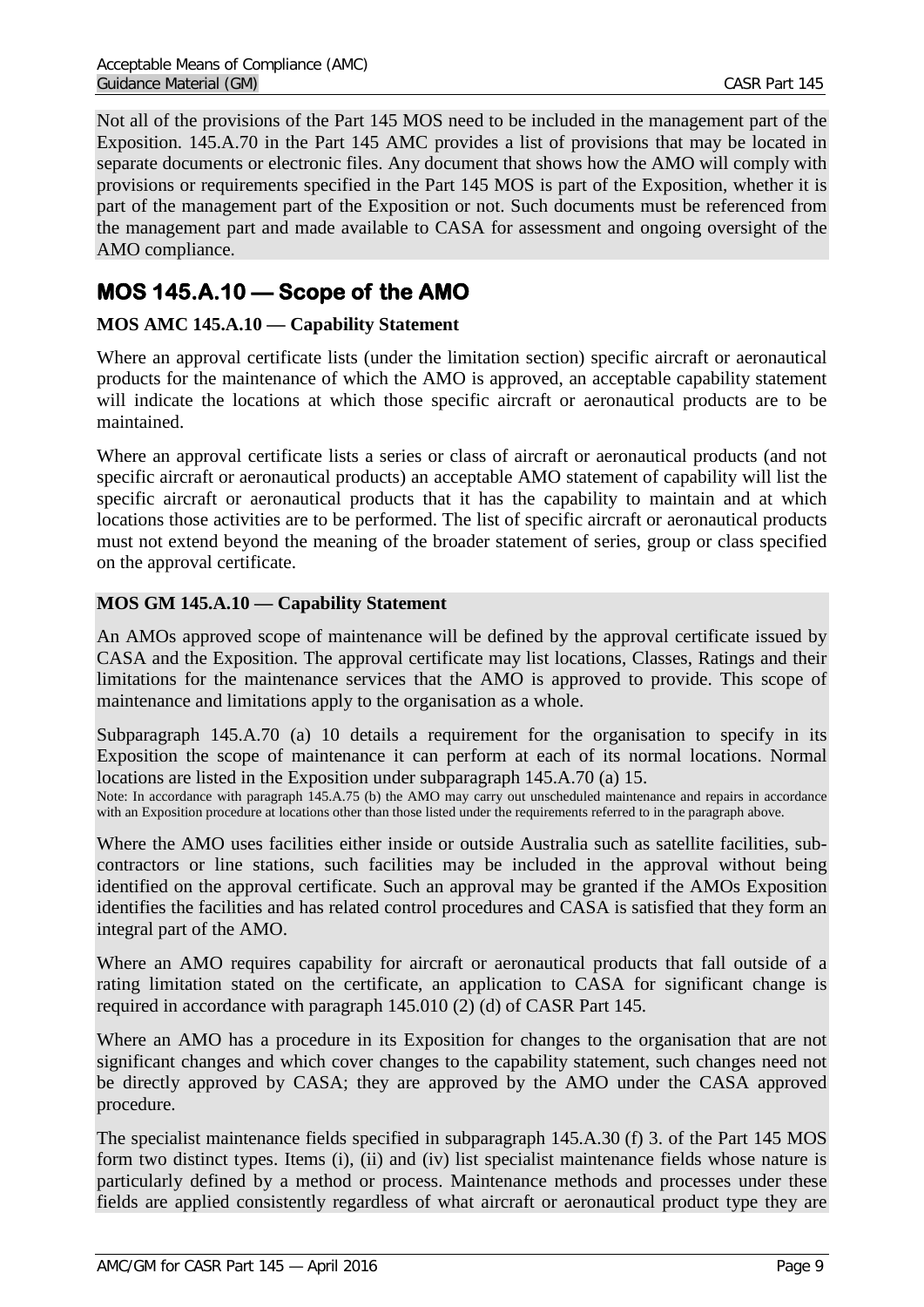Not all of the provisions of the Part 145 MOS need to be included in the management part of the Exposition. 145.A.70 in the Part 145 AMC provides a list of provisions that may be located in separate documents or electronic files. Any document that shows how the AMO will comply with provisions or requirements specified in the Part 145 MOS is part of the Exposition, whether it is part of the management part of the Exposition or not. Such documents must be referenced from the management part and made available to CASA for assessment and ongoing oversight of the AMO compliance.

## MOS 145.A.10 — Scope of the AMO

### MOS AMC 145.A.10 — Capability Statement

Where an approval certificate lists (under the limitation section) specific aircraft or aeronautical products for the maintenance of which the AMO is approved, an acceptable capability statement will indicate the locations at which those specific aircraft or aeronautical products are to be maintained.

Where an approval certificate lists a series or class of aircraft or aeronautical products (and not specific aircraft or aeronautical products) an acceptable AMO statement of capability will list the specific aircraft or aeronautical products that it has the capability to maintain and at which locations those activities are to be performed. The list of specific aircraft or aeronautical products must not extend beyond the meaning of the broader statement of series, group or class specified on the approval certificate.

### MOS GM 145.A.10 — Capability Statement

An AMOs approved scope of maintenance will be defined by the approval certificate issued by CASA and the Exposition. The approval certificate may list locations, Classes, Ratings and their limitations for the maintenance services that the AMO is approved to provide. This scope of maintenance and limitations apply to the organisation as a whole.

Subparagraph 145.A.70 (a) 10 details a requirement for the organisation to specify in its Exposition the scope of maintenance it can perform at each of its normal locations. Normal locations are listed in the Exposition under subparagraph 145.A.70 (a) 15.

Note: In accordance with paragraph 145.A.75 (b) the AMO may carry out unscheduled maintenance and repairs in accordance with an Exposition procedure at locations other than those listed under the requirements referred to in the paragraph above.

Where the AMO uses facilities either inside or outside Australia such as satellite facilities, sub-contractors or line stations, such facilities may be included in the approval without being identified on the approval certificate. Such an approval may be granted if the AMOs Exposition identifies the facilities and has related control procedures and CASA is satisfied that they form an integral part of the AMO.

Where an AMO requires capability for aircraft or aeronautical products that fall outside of a rating limitation stated on the certificate, an application to CASA for significant change is required in accordance with paragraph 145.010 (2) (d) of CASR Part 145.

Where an AMO has a procedure in its Exposition for changes to the organisation that are not significant changes and which cover changes to the capability statement, such changes need not be directly approved by CASA; they are approved by the AMO under the CASA approved procedure.

The specialist maintenance fields specified in subparagraph 145.A.30 (f) 3. of the Part 145 MOS form two distinct types. Items (i), (ii) and (iv) list specialist maintenance fields whose nature is particularly defined by a method or process. Maintenance methods and processes under these fields are applied consistently regardless of what aircraft or aeronautical product type they are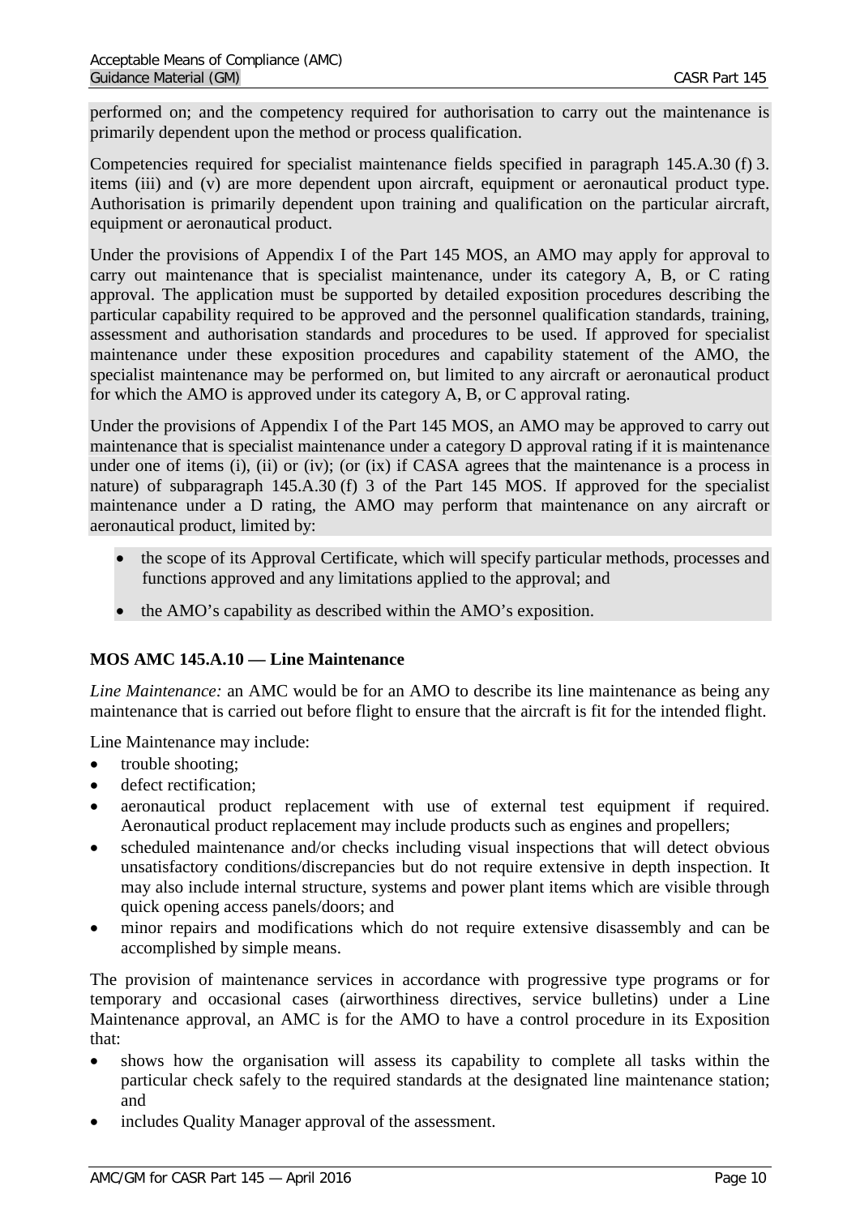performed on; and the competency required for authorisation to carry out the maintenance is primarily dependent upon the method or process qualification.

Competencies required for specialist maintenance fields specified in paragraph 145.A.30 (f) 3. items (iii) and (v) are more dependent upon aircraft, equipment or aeronautical product type. Authorisation is primarily dependent upon training and qualification on the particular aircraft, equipment or aeronautical product.

Under the provisions of Appendix I of the Part 145 MOS, an AMO may apply for approval to carry out maintenance that is specialist maintenance, under its category A, B, or C rating approval. The application must be supported by detailed exposition procedures describing the particular capability required to be approved and the personnel qualification standards, training, assessment and authorisation standards and procedures to be used. If approved for specialist maintenance under these exposition procedures and capability statement of the AMO, the specialist maintenance may be performed on, but limited to any aircraft or aeronautical product for which the AMO is approved under its category A, B, or C approval rating.

Under the provisions of Appendix I of the Part 145 MOS, an AMO may be approved to carry out maintenance that is specialist maintenance under a category D approval rating if it is maintenance under one of items (i), (ii) or (iv); (or (ix) if CASA agrees that the maintenance is a process in nature) of subparagraph 145.A.30 (f) 3 of the Part 145 MOS. If approved for the specialist maintenance under a D rating, the AMO may perform that maintenance on any aircraft or aeronautical product, limited by:

- the scope of its Approval Certificate, which will specify particular methods, processes and functions approved and any limitations applied to the approval; and
- the AMO's capability as described within the AMO's exposition.

**MOS AMC 145.A.10 — Line Maintenance**

*Line Maintenance:* an AMC would be for an AMO to describe its line maintenance as being any maintenance that is carried out before flight to ensure that the aircraft is fit for the intended flight.

Line Maintenance may include:

- trouble shooting;
- defect rectification;
- aeronautical product replacement with use of external test equipment if required. Aeronautical product replacement may include products such as engines and propellers;
- scheduled maintenance and/or checks including visual inspections that will detect obvious unsatisfactory conditions/discrepancies but do not require extensive in depth inspection. It may also include internal structure, systems and power plant items which are visible through quick opening access panels/doors; and
- minor repairs and modifications which do not require extensive disassembly and can be accomplished by simple means.

The provision of maintenance services in accordance with progressive type programs or for temporary and occasional cases (airworthiness directives, service bulletins) under a Line Maintenance approval, an AMC is for the AMO to have a control procedure in its Exposition that:

- shows how the organisation will assess its capability to complete all tasks within the particular check safely to the required standards at the designated line maintenance station; and
- includes Quality Manager approval of the assessment.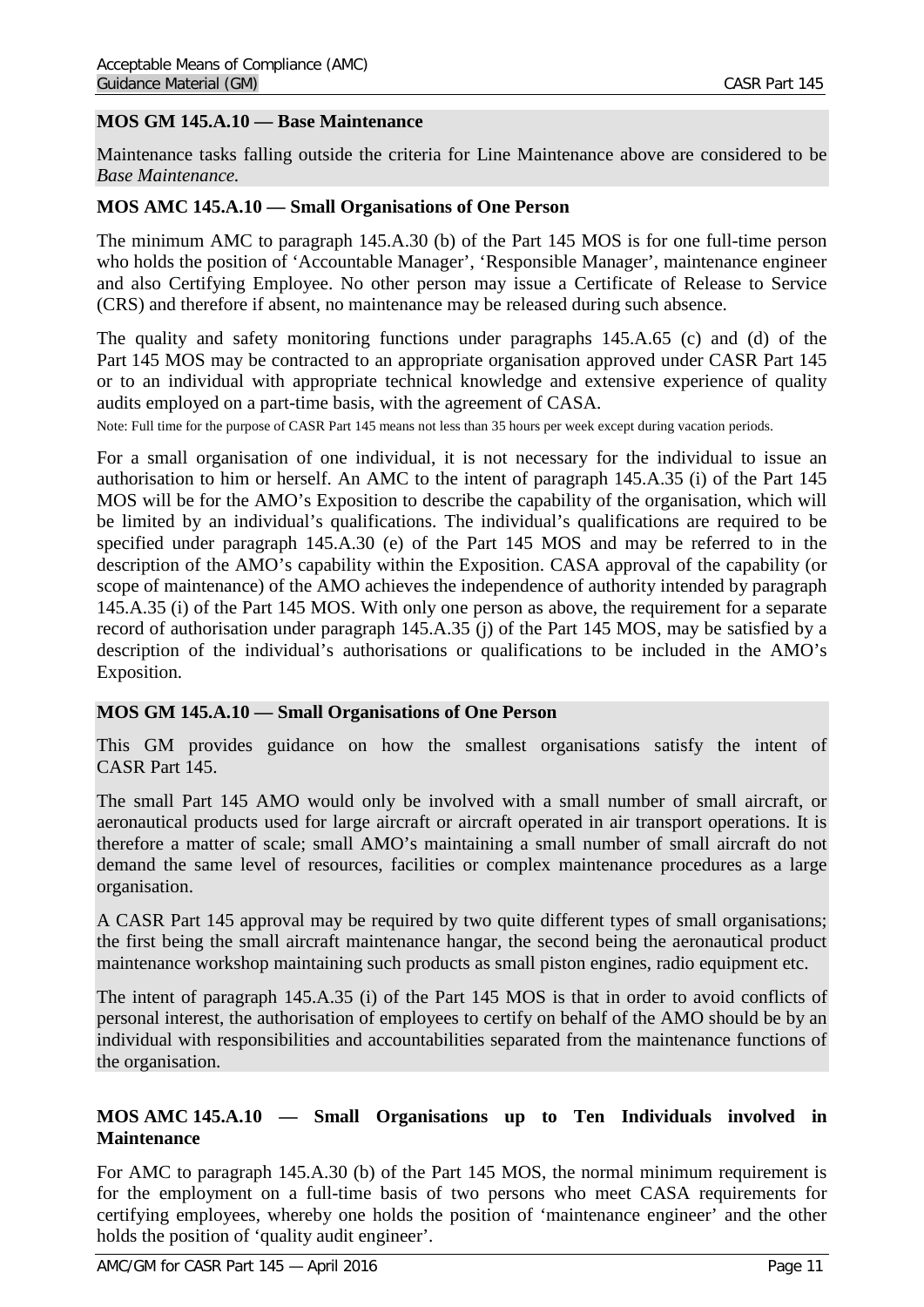### MOS GM 145.A.10 — Base Maintenance

Maintenance tasks falling outside the criteria for Line Maintenance above are considered to be *Base Maintenance.*

### MOS AMC 145.A.10 — Small Organisations of One Person

The minimum AMC to paragraph 145.A.30 (b) of the Part 145 MOS is for one full-time person who holds the position of 'Accountable Manager', 'Responsible Manager', maintenance engineer and also Certifying Employee. No other person may issue a Certificate of Release to Service (CRS) and therefore if absent, no maintenance may be released during such absence.

The quality and safety monitoring functions under paragraphs 145.A.65 (c) and (d) of the Part 145 MOS may be contracted to an appropriate organisation approved under CASR Part 145 or to an individual with appropriate technical knowledge and extensive experience of quality audits employed on a part-time basis, with the agreement of CASA.

Note: Full time for the purpose of CASR Part 145 means not less than 35 hours per week except during vacation periods.

For a small organisation of one individual, it is not necessary for the individual to issue an authorisation to him or herself. An AMC to the intent of paragraph 145.A.35 (i) of the Part 145 MOS will be for the AMO's Exposition to describe the capability of the organisation, which will be limited by an individual's qualifications. The individual's qualifications are required to be specified under paragraph 145.A.30 (e) of the Part 145 MOS and may be referred to in the description of the AMO's capability within the Exposition. CASA approval of the capability (or scope of maintenance) of the AMO achieves the independence of authority intended by paragraph 145.A.35 (i) of the Part 145 MOS. With only one person as above, the requirement for a separate record of authorisation under paragraph 145.A.35 (j) of the Part 145 MOS, may be satisfied by a description of the individual's authorisations or qualifications to be included in the AMO's Exposition.

### MOS GM 145.A.10 — Small Organisations of One Person

This GM provides guidance on how the smallest organisations satisfy the intent of CASR Part 145.

The small Part 145 AMO would only be involved with a small number of small aircraft, or aeronautical products used for large aircraft or aircraft operated in air transport operations. It is therefore a matter of scale; small AMO's maintaining a small number of small aircraft do not demand the same level of resources, facilities or complex maintenance procedures as a large organisation.

A CASR Part 145 approval may be required by two quite different types of small organisations; the first being the small aircraft maintenance hangar, the second being the aeronautical product maintenance workshop maintaining such products as small piston engines, radio equipment etc.

The intent of paragraph 145.A.35 (i) of the Part 145 MOS is that in order to avoid conflicts of personal interest, the authorisation of employees to certify on behalf of the AMO should be by an individual with responsibilities and accountabilities separated from the maintenance functions of the organisation.

### MOS AMC 145.A.10 — Small Organisations up to Ten Individuals involved in Maintenance

For AMC to paragraph 145.A.30 (b) of the Part 145 MOS, the normal minimum requirement is for the employment on a full-time basis of two persons who meet CASA requirements for certifying employees, whereby one holds the position of 'maintenance engineer' and the other holds the position of 'quality audit engineer'.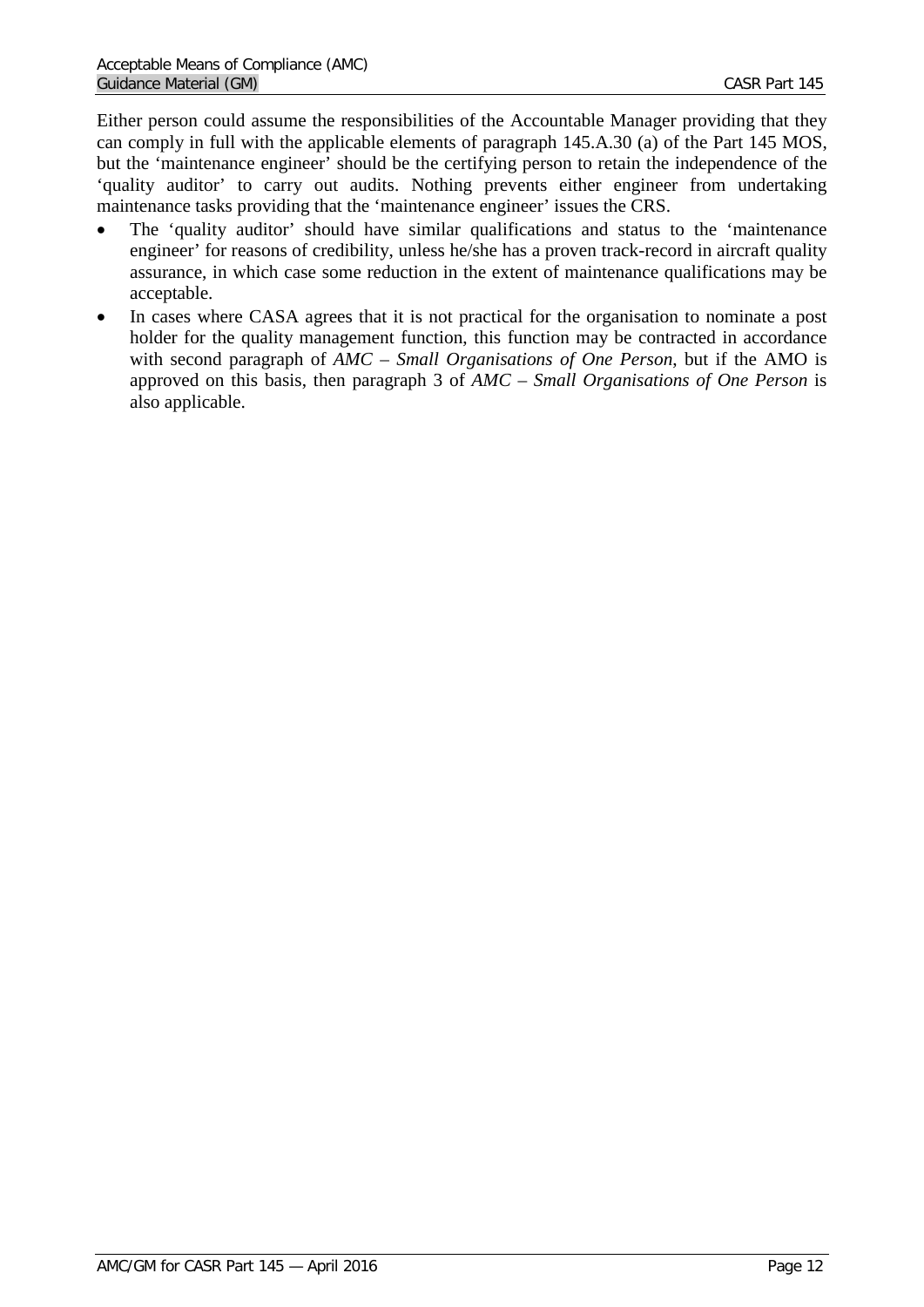Either person could assume the responsibilities of the Accountable Manager providing that they can comply in full with the applicable elements of paragraph 145.A.30 (a) of the Part 145 MOS, but the 'maintenance engineer' should be the certifying person to retain the independence of the 'quality auditor' to carry out audits. Nothing prevents either engineer from undertaking maintenance tasks providing that the 'maintenance engineer' issues the CRS.

- The 'quality auditor' should have similar qualifications and status to the 'maintenance engineer' for reasons of credibility, unless he/she has a proven track-record in aircraft quality assurance, in which case some reduction in the extent of maintenance qualifications may be acceptable.
- In cases where CASA agrees that it is not practical for the organisation to nominate a post holder for the quality management function, this function may be contracted in accordance with second paragraph of *AMC – Small Organisations of One Person*, but if the AMO is approved on this basis, then paragraph 3 of *AMC – Small Organisations of One Person* is also applicable.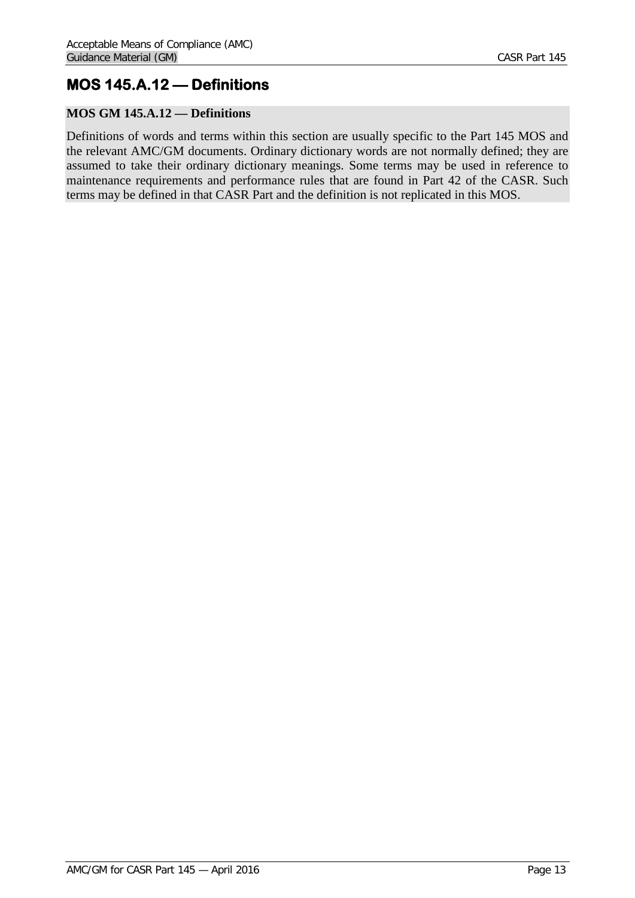# MOS 145.A.12 — Definitions

**MOS GM 145.A.12 — Definitions**

Definitions of words and terms within this section are usually specific to the Part 145 MOS and the relevant AMC/GM documents. Ordinary dictionary words are not normally defined; they are assumed to take their ordinary dictionary meanings. Some terms may be used in reference to maintenance requirements and performance rules that are found in Part 42 of the CASR. Such terms may be defined in that CASR Part and the definition is not replicated in this MOS.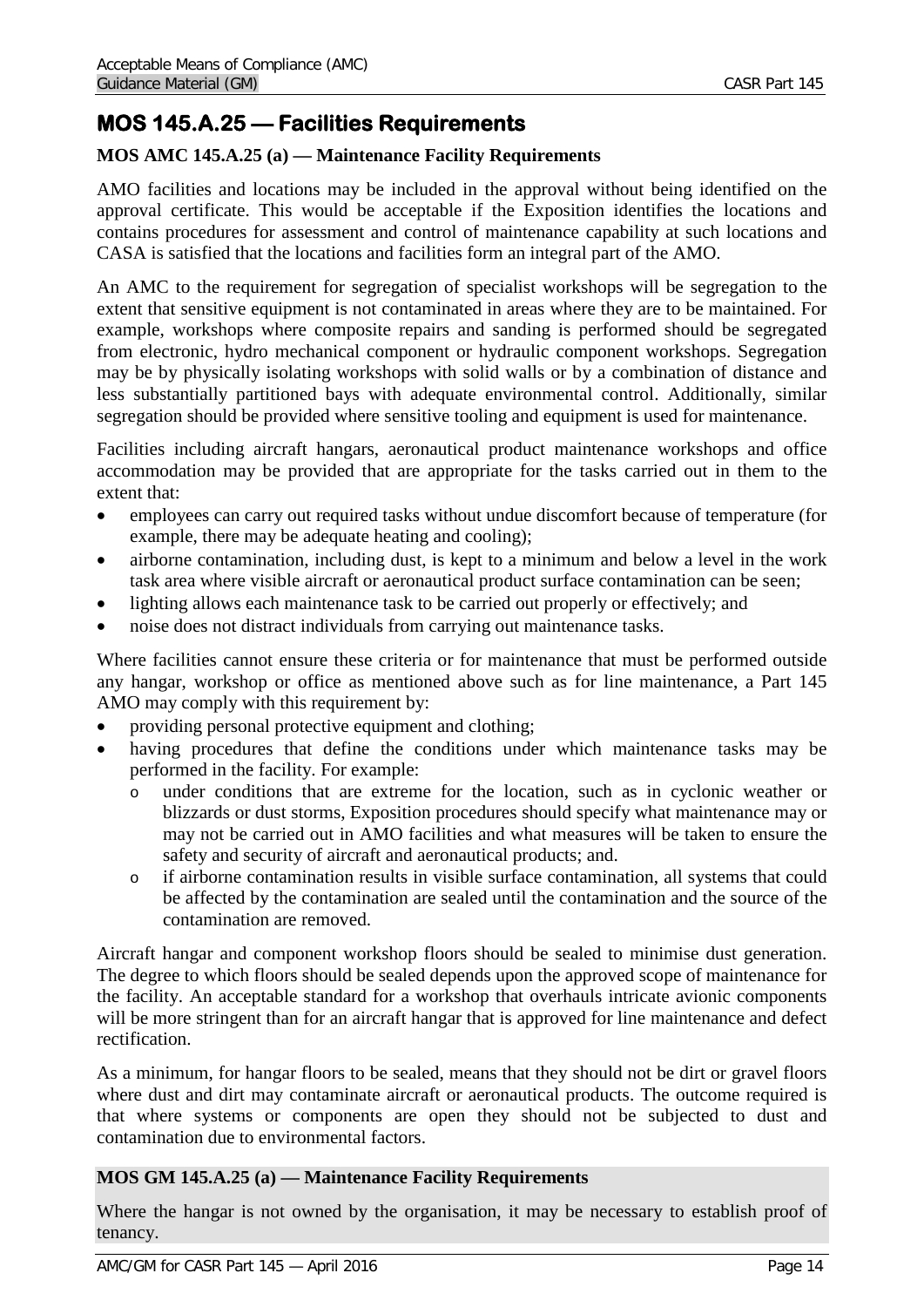## MOS 145.A.25 — Facilities Requirements

### MOS AMC 145.A.25 (a) — Maintenance Facility Requirements

AMO facilities and locations may be included in the approval without being identified on the approval certificate. This would be acceptable if the Exposition identifies the locations and contains procedures for assessment and control of maintenance capability at such locations and CASA is satisfied that the locations and facilities form an integral part of the AMO.

An AMC to the requirement for segregation of specialist workshops will be segregation to the extent that sensitive equipment is not contaminated in areas where they are to be maintained. For example, workshops where composite repairs and sanding is performed should be segregated from electronic, hydro mechanical component or hydraulic component workshops. Segregation may be by physically isolating workshops with solid walls or by a combination of distance and less substantially partitioned bays with adequate environmental control. Additionally, similar segregation should be provided where sensitive tooling and equipment is used for maintenance.

Facilities including aircraft hangars, aeronautical product maintenance workshops and office accommodation may be provided that are appropriate for the tasks carried out in them to the extent that:

- employees can carry out required tasks without undue discomfort because of temperature (for example, there may be adequate heating and cooling);
- airborne contamination, including dust, is kept to a minimum and below a level in the work task area where visible aircraft or aeronautical product surface contamination can be seen;
- lighting allows each maintenance task to be carried out properly or effectively; and
- noise does not distract individuals from carrying out maintenance tasks.

Where facilities cannot ensure these criteria or for maintenance that must be performed outside any hangar, workshop or office as mentioned above such as for line maintenance, a Part 145 AMO may comply with this requirement by:

- providing personal protective equipment and clothing;
- having procedures that define the conditions under which maintenance tasks may be performed in the facility. For example:
  - under conditions that are extreme for the location, such as in cyclonic weather or blizzards or dust storms, Exposition procedures should specify what maintenance may or may not be carried out in AMO facilities and what measures will be taken to ensure the safety and security of aircraft and aeronautical products; and.
  - if airborne contamination results in visible surface contamination, all systems that could be affected by the contamination are sealed until the contamination and the source of the contamination are removed.

Aircraft hangar and component workshop floors should be sealed to minimise dust generation. The degree to which floors should be sealed depends upon the approved scope of maintenance for the facility. An acceptable standard for a workshop that overhauls intricate avionic components will be more stringent than for an aircraft hangar that is approved for line maintenance and defect rectification.

As a minimum, for hangar floors to be sealed, means that they should not be dirt or gravel floors where dust and dirt may contaminate aircraft or aeronautical products. The outcome required is that where systems or components are open they should not be subjected to dust and contamination due to environmental factors.

### MOS GM 145.A.25 (a) — Maintenance Facility Requirements

Where the hangar is not owned by the organisation, it may be necessary to establish proof of tenancy.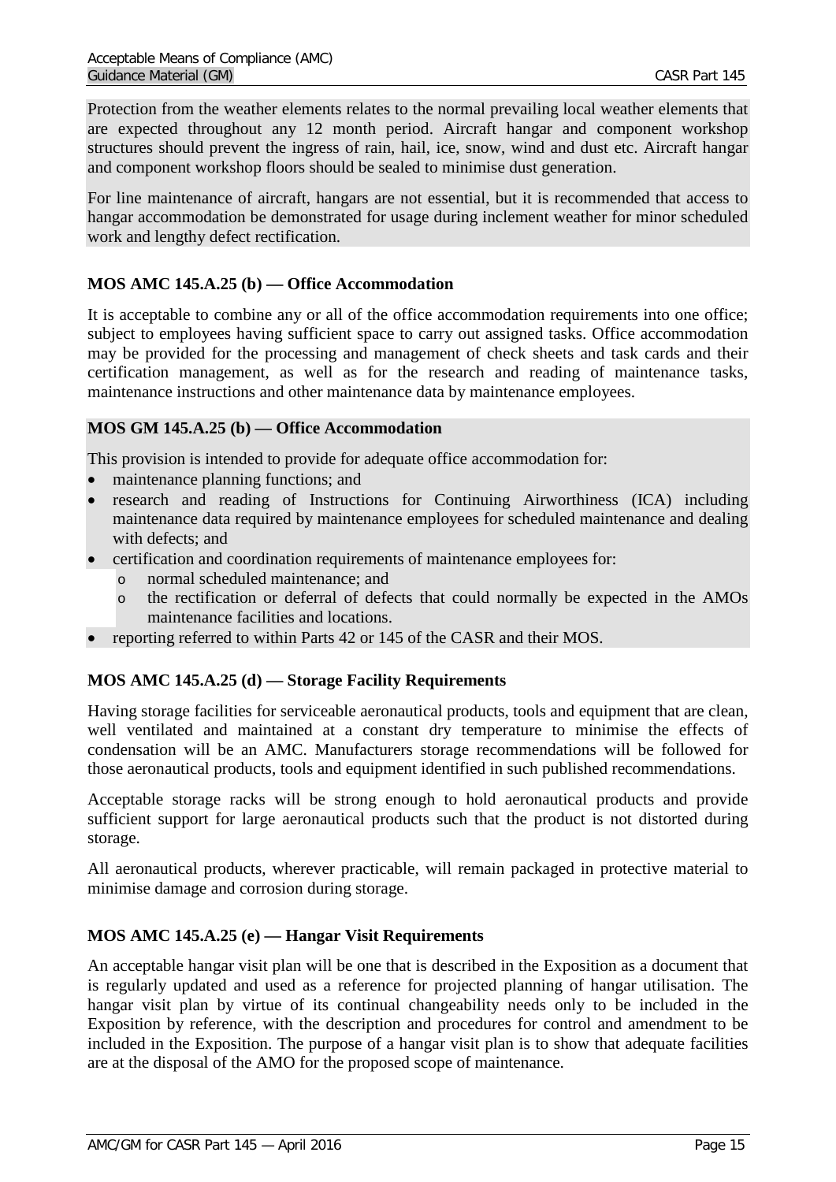Protection from the weather elements relates to the normal prevailing local weather elements that are expected throughout any 12 month period. Aircraft hangar and component workshop structures should prevent the ingress of rain, hail, ice, snow, wind and dust etc. Aircraft hangar and component workshop floors should be sealed to minimise dust generation.

For line maintenance of aircraft, hangars are not essential, but it is recommended that access to hangar accommodation be demonstrated for usage during inclement weather for minor scheduled work and lengthy defect rectification.

### MOS AMC 145.A.25 (b) — Office Accommodation

It is acceptable to combine any or all of the office accommodation requirements into one office; subject to employees having sufficient space to carry out assigned tasks. Office accommodation may be provided for the processing and management of check sheets and task cards and their certification management, as well as for the research and reading of maintenance tasks, maintenance instructions and other maintenance data by maintenance employees.

### MOS GM 145.A.25 (b) — Office Accommodation

This provision is intended to provide for adequate office accommodation for:

- maintenance planning functions; and
- research and reading of Instructions for Continuing Airworthiness (ICA) including maintenance data required by maintenance employees for scheduled maintenance and dealing with defects; and
- certification and coordination requirements of maintenance employees for:
  - normal scheduled maintenance; and
  - the rectification or deferral of defects that could normally be expected in the AMOs maintenance facilities and locations.
- reporting referred to within Parts 42 or 145 of the CASR and their MOS.

### MOS AMC 145.A.25 (d) — Storage Facility Requirements

Having storage facilities for serviceable aeronautical products, tools and equipment that are clean, well ventilated and maintained at a constant dry temperature to minimise the effects of condensation will be an AMC. Manufacturers storage recommendations will be followed for those aeronautical products, tools and equipment identified in such published recommendations.

Acceptable storage racks will be strong enough to hold aeronautical products and provide sufficient support for large aeronautical products such that the product is not distorted during storage.

All aeronautical products, wherever practicable, will remain packaged in protective material to minimise damage and corrosion during storage.

### MOS AMC 145.A.25 (e) — Hangar Visit Requirements

An acceptable hangar visit plan will be one that is described in the Exposition as a document that is regularly updated and used as a reference for projected planning of hangar utilisation. The hangar visit plan by virtue of its continual changeability needs only to be included in the Exposition by reference, with the description and procedures for control and amendment to be included in the Exposition. The purpose of a hangar visit plan is to show that adequate facilities are at the disposal of the AMO for the proposed scope of maintenance.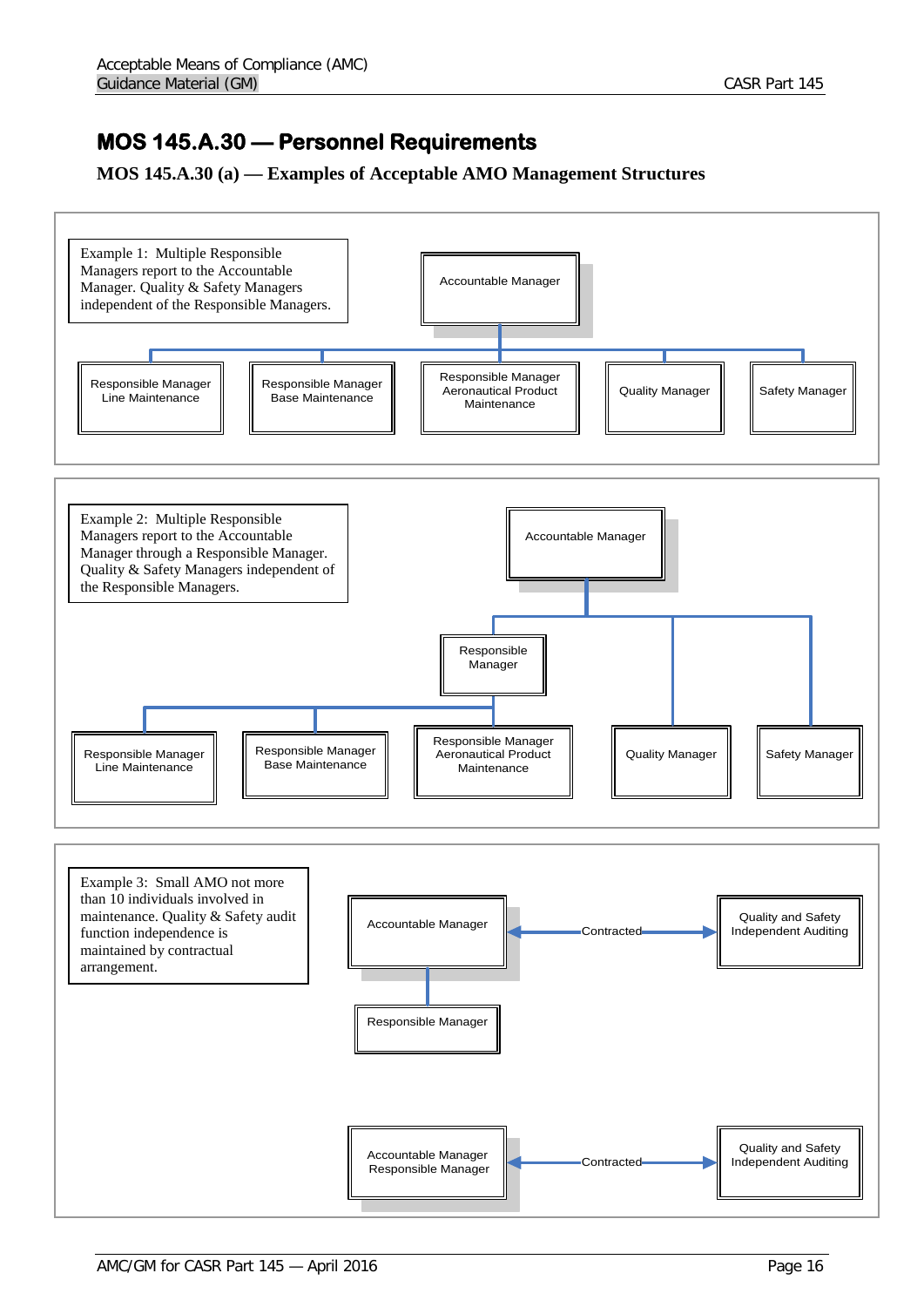# MOS 145.A.30 — Personnel Requirements

## MOS 145.A.30 (a) — Examples of Acceptable AMO Management Structures

Example 1: Multiple Responsible Managers report to the Accountable Manager. Quality & Safety Managers independent of the Responsible Managers.

Accountable Manager

Responsible Manager Line Maintenance

Responsible Manager Base Maintenance

Responsible Manager Aeronautical Product Maintenance

Quality Manager

Safety Manager

Example 2: Multiple Responsible Managers report to the Accountable Manager through a Responsible Manager. Quality & Safety Managers independent of the Responsible Managers.

Accountable Manager

Responsible Manager

Responsible Manager Line Maintenance

Responsible Manager Base Maintenance

Responsible Manager Aeronautical Product Maintenance

Quality Manager

Safety Manager

Example 3: Small AMO not more than 10 individuals involved in maintenance. Quality & Safety audit function independence is maintained by contractual arrangement.

Accountable Manager — Contracted — Quality and Safety Independent Auditing

Responsible Manager

Accountable Manager Responsible Manager — Contracted — Quality and Safety Independent Auditing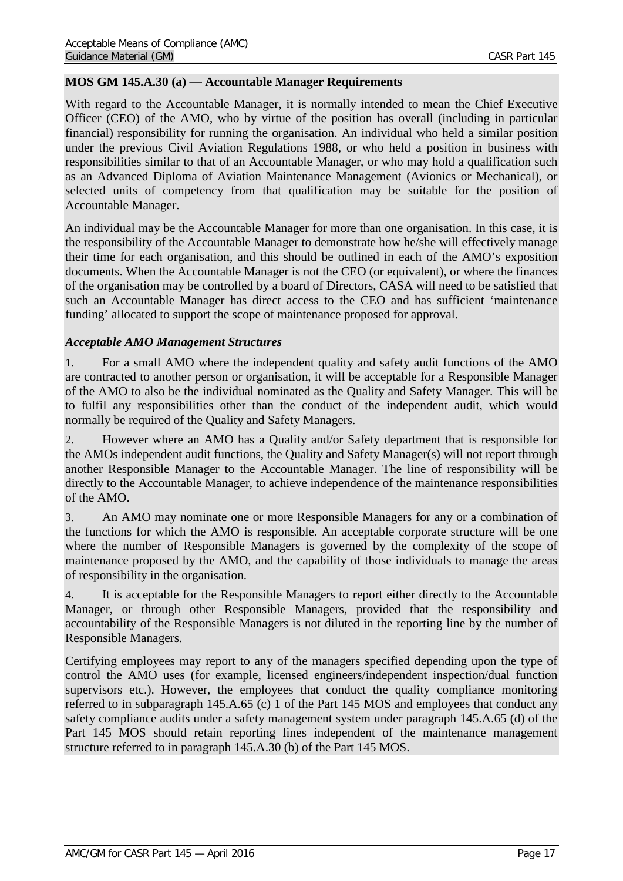### MOS GM 145.A.30 (a) — Accountable Manager Requirements

With regard to the Accountable Manager, it is normally intended to mean the Chief Executive Officer (CEO) of the AMO, who by virtue of the position has overall (including in particular financial) responsibility for running the organisation. An individual who held a similar position under the previous Civil Aviation Regulations 1988, or who held a position in business with responsibilities similar to that of an Accountable Manager, or who may hold a qualification such as an Advanced Diploma of Aviation Maintenance Management (Avionics or Mechanical), or selected units of competency from that qualification may be suitable for the position of Accountable Manager.

An individual may be the Accountable Manager for more than one organisation. In this case, it is the responsibility of the Accountable Manager to demonstrate how he/she will effectively manage their time for each organisation, and this should be outlined in each of the AMO's exposition documents. When the Accountable Manager is not the CEO (or equivalent), or where the finances of the organisation may be controlled by a board of Directors, CASA will need to be satisfied that such an Accountable Manager has direct access to the CEO and has sufficient 'maintenance funding' allocated to support the scope of maintenance proposed for approval.

*Acceptable AMO Management Structures*

1. For a small AMO where the independent quality and safety audit functions of the AMO are contracted to another person or organisation, it will be acceptable for a Responsible Manager of the AMO to also be the individual nominated as the Quality and Safety Manager. This will be to fulfil any responsibilities other than the conduct of the independent audit, which would normally be required of the Quality and Safety Managers.

2. However where an AMO has a Quality and/or Safety department that is responsible for the AMOs independent audit functions, the Quality and Safety Manager(s) will not report through another Responsible Manager to the Accountable Manager. The line of responsibility will be directly to the Accountable Manager, to achieve independence of the maintenance responsibilities of the AMO.

3. An AMO may nominate one or more Responsible Managers for any or a combination of the functions for which the AMO is responsible. An acceptable corporate structure will be one where the number of Responsible Managers is governed by the complexity of the scope of maintenance proposed by the AMO, and the capability of those individuals to manage the areas of responsibility in the organisation.

4. It is acceptable for the Responsible Managers to report either directly to the Accountable Manager, or through other Responsible Managers, provided that the responsibility and accountability of the Responsible Managers is not diluted in the reporting line by the number of Responsible Managers.

Certifying employees may report to any of the managers specified depending upon the type of control the AMO uses (for example, licensed engineers/independent inspection/dual function supervisors etc.). However, the employees that conduct the quality compliance monitoring referred to in subparagraph 145.A.65 (c) 1 of the Part 145 MOS and employees that conduct any safety compliance audits under a safety management system under paragraph 145.A.65 (d) of the Part 145 MOS should retain reporting lines independent of the maintenance management structure referred to in paragraph 145.A.30 (b) of the Part 145 MOS.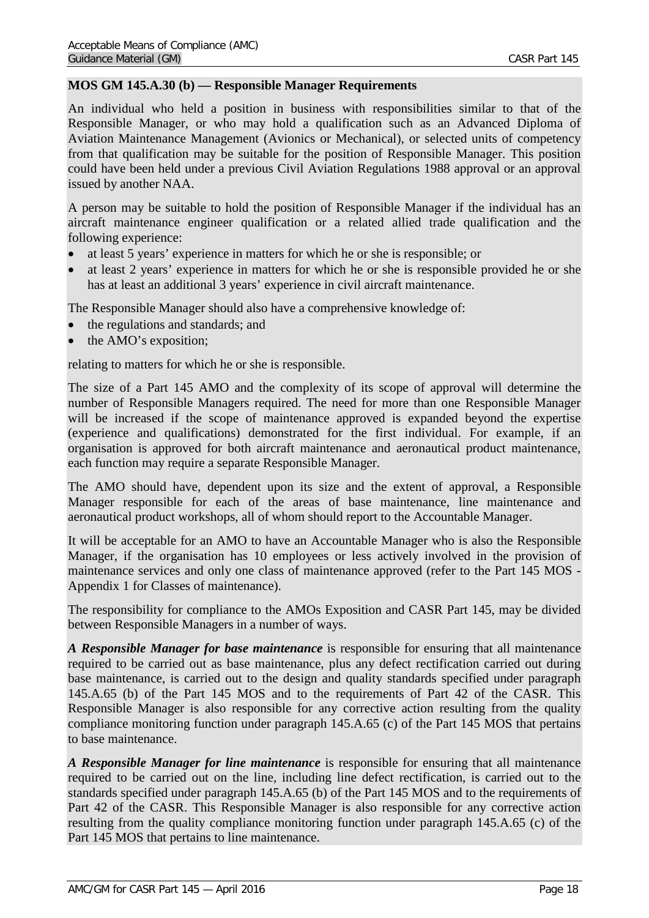**MOS GM 145.A.30 (b) — Responsible Manager Requirements**

An individual who held a position in business with responsibilities similar to that of the Responsible Manager, or who may hold a qualification such as an Advanced Diploma of Aviation Maintenance Management (Avionics or Mechanical), or selected units of competency from that qualification may be suitable for the position of Responsible Manager. This position could have been held under a previous Civil Aviation Regulations 1988 approval or an approval issued by another NAA.

A person may be suitable to hold the position of Responsible Manager if the individual has an aircraft maintenance engineer qualification or a related allied trade qualification and the following experience:

- at least 5 years' experience in matters for which he or she is responsible; or
- at least 2 years' experience in matters for which he or she is responsible provided he or she has at least an additional 3 years' experience in civil aircraft maintenance.

The Responsible Manager should also have a comprehensive knowledge of:

- the regulations and standards; and
- the AMO's exposition;

relating to matters for which he or she is responsible.

The size of a Part 145 AMO and the complexity of its scope of approval will determine the number of Responsible Managers required. The need for more than one Responsible Manager will be increased if the scope of maintenance approved is expanded beyond the expertise (experience and qualifications) demonstrated for the first individual. For example, if an organisation is approved for both aircraft maintenance and aeronautical product maintenance, each function may require a separate Responsible Manager.

The AMO should have, dependent upon its size and the extent of approval, a Responsible Manager responsible for each of the areas of base maintenance, line maintenance and aeronautical product workshops, all of whom should report to the Accountable Manager.

It will be acceptable for an AMO to have an Accountable Manager who is also the Responsible Manager, if the organisation has 10 employees or less actively involved in the provision of maintenance services and only one class of maintenance approved (refer to the Part 145 MOS - Appendix 1 for Classes of maintenance).

The responsibility for compliance to the AMOs Exposition and CASR Part 145, may be divided between Responsible Managers in a number of ways.

***A Responsible Manager for base maintenance*** is responsible for ensuring that all maintenance required to be carried out as base maintenance, plus any defect rectification carried out during base maintenance, is carried out to the design and quality standards specified under paragraph 145.A.65 (b) of the Part 145 MOS and to the requirements of Part 42 of the CASR. This Responsible Manager is also responsible for any corrective action resulting from the quality compliance monitoring function under paragraph 145.A.65 (c) of the Part 145 MOS that pertains to base maintenance.

***A Responsible Manager for line maintenance*** is responsible for ensuring that all maintenance required to be carried out on the line, including line defect rectification, is carried out to the standards specified under paragraph 145.A.65 (b) of the Part 145 MOS and to the requirements of Part 42 of the CASR. This Responsible Manager is also responsible for any corrective action resulting from the quality compliance monitoring function under paragraph 145.A.65 (c) of the Part 145 MOS that pertains to line maintenance.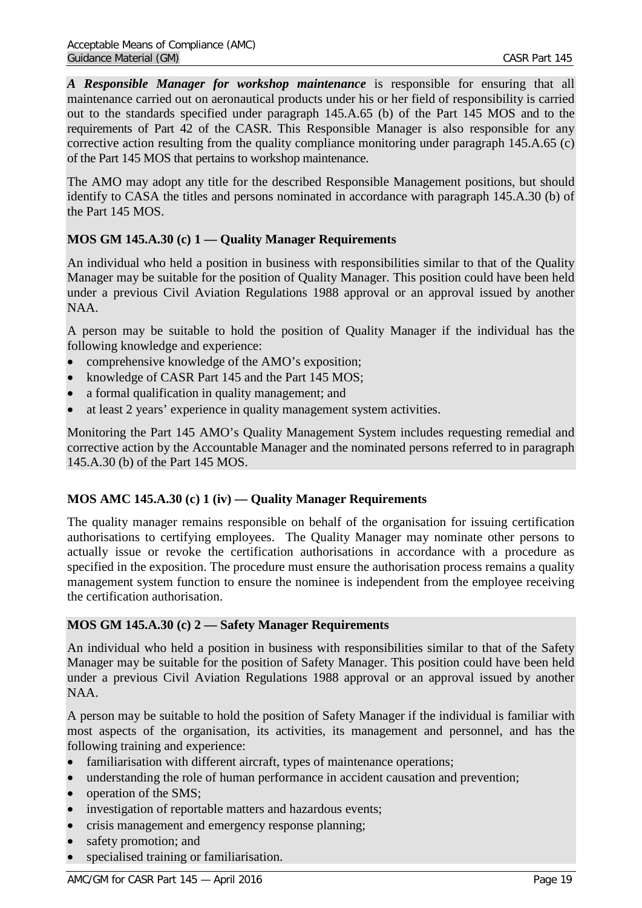***A Responsible Manager for workshop maintenance*** is responsible for ensuring that all maintenance carried out on aeronautical products under his or her field of responsibility is carried out to the standards specified under paragraph 145.A.65 (b) of the Part 145 MOS and to the requirements of Part 42 of the CASR. This Responsible Manager is also responsible for any corrective action resulting from the quality compliance monitoring under paragraph 145.A.65 (c) of the Part 145 MOS that pertains to workshop maintenance.

The AMO may adopt any title for the described Responsible Management positions, but should identify to CASA the titles and persons nominated in accordance with paragraph 145.A.30 (b) of the Part 145 MOS.

### MOS GM 145.A.30 (c) 1 — Quality Manager Requirements

An individual who held a position in business with responsibilities similar to that of the Quality Manager may be suitable for the position of Quality Manager. This position could have been held under a previous Civil Aviation Regulations 1988 approval or an approval issued by another NAA.

A person may be suitable to hold the position of Quality Manager if the individual has the following knowledge and experience:

- comprehensive knowledge of the AMO's exposition;
- knowledge of CASR Part 145 and the Part 145 MOS;
- a formal qualification in quality management; and
- at least 2 years' experience in quality management system activities.

Monitoring the Part 145 AMO's Quality Management System includes requesting remedial and corrective action by the Accountable Manager and the nominated persons referred to in paragraph 145.A.30 (b) of the Part 145 MOS.

### MOS AMC 145.A.30 (c) 1 (iv) — Quality Manager Requirements

The quality manager remains responsible on behalf of the organisation for issuing certification authorisations to certifying employees. The Quality Manager may nominate other persons to actually issue or revoke the certification authorisations in accordance with a procedure as specified in the exposition. The procedure must ensure the authorisation process remains a quality management system function to ensure the nominee is independent from the employee receiving the certification authorisation.

### MOS GM 145.A.30 (c) 2 — Safety Manager Requirements

An individual who held a position in business with responsibilities similar to that of the Safety Manager may be suitable for the position of Safety Manager. This position could have been held under a previous Civil Aviation Regulations 1988 approval or an approval issued by another NAA.

A person may be suitable to hold the position of Safety Manager if the individual is familiar with most aspects of the organisation, its activities, its management and personnel, and has the following training and experience:

- familiarisation with different aircraft, types of maintenance operations;
- understanding the role of human performance in accident causation and prevention;
- operation of the SMS;
- investigation of reportable matters and hazardous events;
- crisis management and emergency response planning;
- safety promotion; and
- specialised training or familiarisation.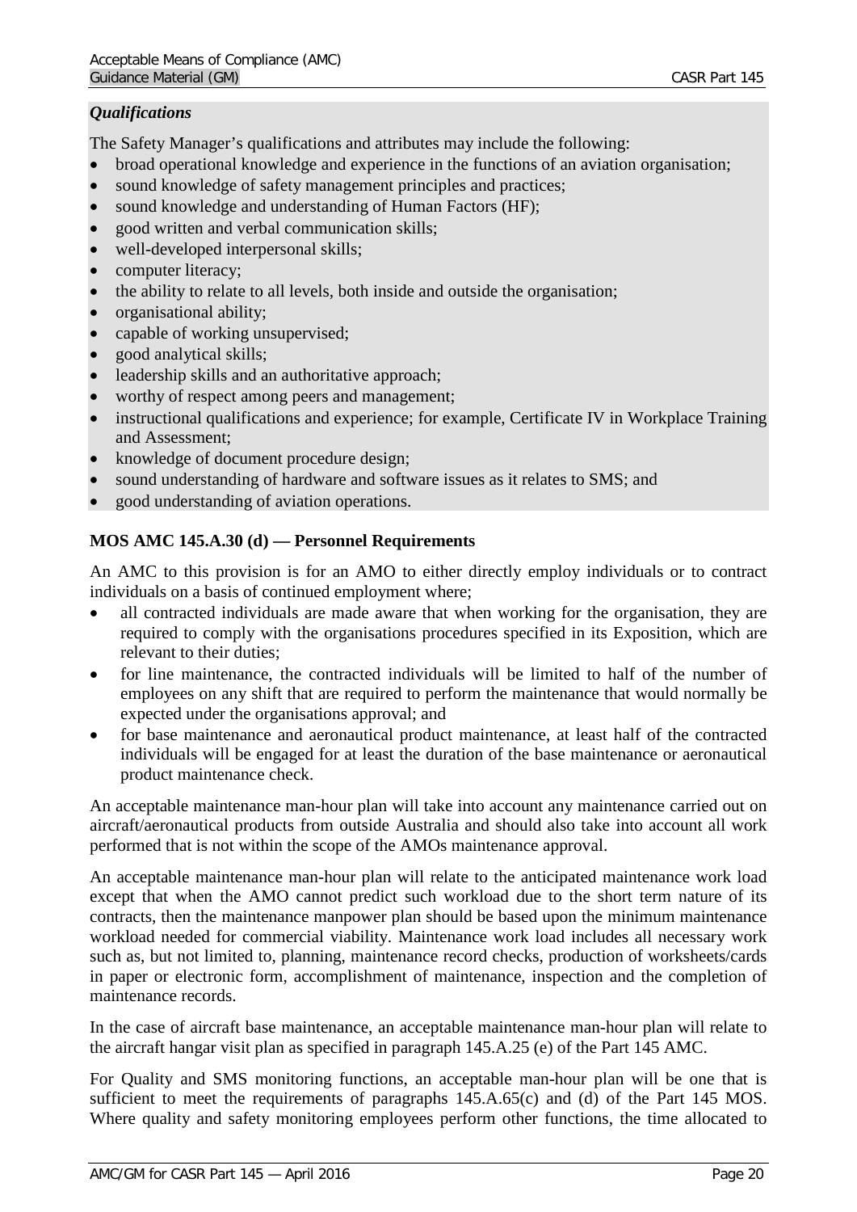*Qualifications*

The Safety Manager's qualifications and attributes may include the following:

- broad operational knowledge and experience in the functions of an aviation organisation;
- sound knowledge of safety management principles and practices;
- sound knowledge and understanding of Human Factors (HF);
- good written and verbal communication skills;
- well-developed interpersonal skills;
- computer literacy;
- the ability to relate to all levels, both inside and outside the organisation;
- organisational ability;
- capable of working unsupervised;
- good analytical skills;
- leadership skills and an authoritative approach;
- worthy of respect among peers and management;
- instructional qualifications and experience; for example, Certificate IV in Workplace Training and Assessment;
- knowledge of document procedure design;
- sound understanding of hardware and software issues as it relates to SMS; and
- good understanding of aviation operations.

**MOS AMC 145.A.30 (d) — Personnel Requirements**

An AMC to this provision is for an AMO to either directly employ individuals or to contract individuals on a basis of continued employment where;

- all contracted individuals are made aware that when working for the organisation, they are required to comply with the organisations procedures specified in its Exposition, which are relevant to their duties;
- for line maintenance, the contracted individuals will be limited to half of the number of employees on any shift that are required to perform the maintenance that would normally be expected under the organisations approval; and
- for base maintenance and aeronautical product maintenance, at least half of the contracted individuals will be engaged for at least the duration of the base maintenance or aeronautical product maintenance check.

An acceptable maintenance man-hour plan will take into account any maintenance carried out on aircraft/aeronautical products from outside Australia and should also take into account all work performed that is not within the scope of the AMOs maintenance approval.

An acceptable maintenance man-hour plan will relate to the anticipated maintenance work load except that when the AMO cannot predict such workload due to the short term nature of its contracts, then the maintenance manpower plan should be based upon the minimum maintenance workload needed for commercial viability. Maintenance work load includes all necessary work such as, but not limited to, planning, maintenance record checks, production of worksheets/cards in paper or electronic form, accomplishment of maintenance, inspection and the completion of maintenance records.

In the case of aircraft base maintenance, an acceptable maintenance man-hour plan will relate to the aircraft hangar visit plan as specified in paragraph 145.A.25 (e) of the Part 145 AMC.

For Quality and SMS monitoring functions, an acceptable man-hour plan will be one that is sufficient to meet the requirements of paragraphs 145.A.65(c) and (d) of the Part 145 MOS. Where quality and safety monitoring employees perform other functions, the time allocated to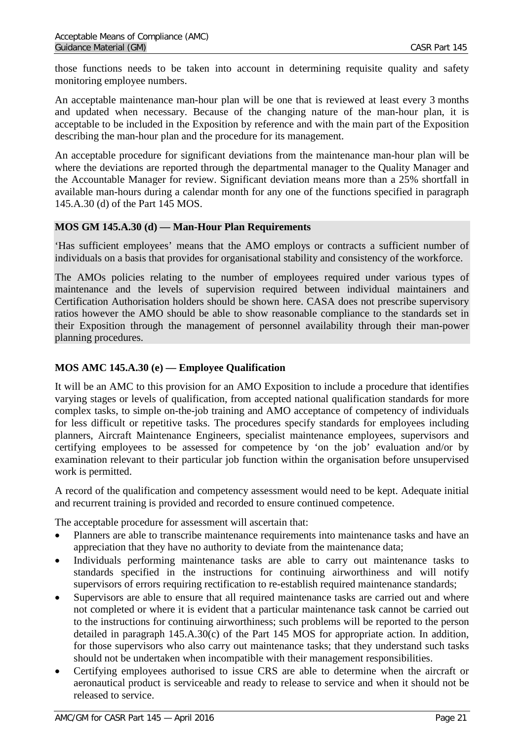those functions needs to be taken into account in determining requisite quality and safety monitoring employee numbers.

An acceptable maintenance man-hour plan will be one that is reviewed at least every 3 months and updated when necessary. Because of the changing nature of the man-hour plan, it is acceptable to be included in the Exposition by reference and with the main part of the Exposition describing the man-hour plan and the procedure for its management.

An acceptable procedure for significant deviations from the maintenance man-hour plan will be where the deviations are reported through the departmental manager to the Quality Manager and the Accountable Manager for review. Significant deviation means more than a 25% shortfall in available man-hours during a calendar month for any one of the functions specified in paragraph 145.A.30 (d) of the Part 145 MOS.

### MOS GM 145.A.30 (d) — Man-Hour Plan Requirements

'Has sufficient employees' means that the AMO employs or contracts a sufficient number of individuals on a basis that provides for organisational stability and consistency of the workforce.

The AMOs policies relating to the number of employees required under various types of maintenance and the levels of supervision required between individual maintainers and Certification Authorisation holders should be shown here. CASA does not prescribe supervisory ratios however the AMO should be able to show reasonable compliance to the standards set in their Exposition through the management of personnel availability through their man-power planning procedures.

### MOS AMC 145.A.30 (e) — Employee Qualification

It will be an AMC to this provision for an AMO Exposition to include a procedure that identifies varying stages or levels of qualification, from accepted national qualification standards for more complex tasks, to simple on-the-job training and AMO acceptance of competency of individuals for less difficult or repetitive tasks. The procedures specify standards for employees including planners, Aircraft Maintenance Engineers, specialist maintenance employees, supervisors and certifying employees to be assessed for competence by 'on the job' evaluation and/or by examination relevant to their particular job function within the organisation before unsupervised work is permitted.

A record of the qualification and competency assessment would need to be kept. Adequate initial and recurrent training is provided and recorded to ensure continued competence.

The acceptable procedure for assessment will ascertain that:

- Planners are able to transcribe maintenance requirements into maintenance tasks and have an appreciation that they have no authority to deviate from the maintenance data;
- Individuals performing maintenance tasks are able to carry out maintenance tasks to standards specified in the instructions for continuing airworthiness and will notify supervisors of errors requiring rectification to re-establish required maintenance standards;
- Supervisors are able to ensure that all required maintenance tasks are carried out and where not completed or where it is evident that a particular maintenance task cannot be carried out to the instructions for continuing airworthiness; such problems will be reported to the person detailed in paragraph 145.A.30(c) of the Part 145 MOS for appropriate action. In addition, for those supervisors who also carry out maintenance tasks; that they understand such tasks should not be undertaken when incompatible with their management responsibilities.
- Certifying employees authorised to issue CRS are able to determine when the aircraft or aeronautical product is serviceable and ready to release to service and when it should not be released to service.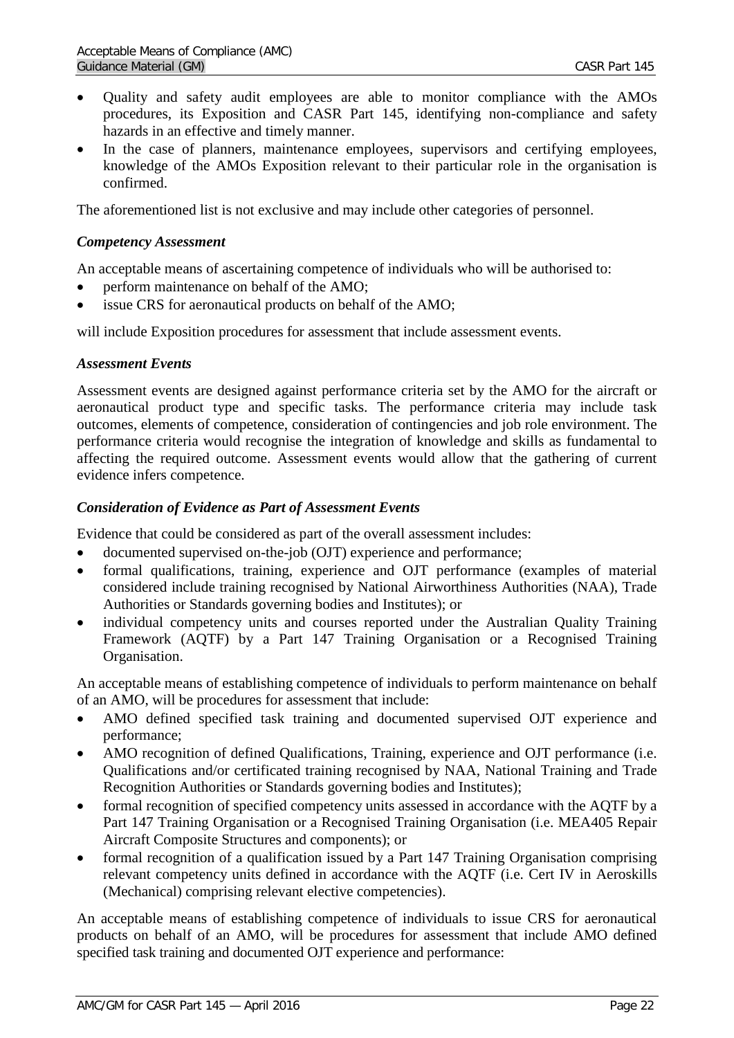- Quality and safety audit employees are able to monitor compliance with the AMOs procedures, its Exposition and CASR Part 145, identifying non-compliance and safety hazards in an effective and timely manner.
- In the case of planners, maintenance employees, supervisors and certifying employees, knowledge of the AMOs Exposition relevant to their particular role in the organisation is confirmed.

The aforementioned list is not exclusive and may include other categories of personnel.

***Competency Assessment***

An acceptable means of ascertaining competence of individuals who will be authorised to:

- perform maintenance on behalf of the AMO;
- issue CRS for aeronautical products on behalf of the AMO;

will include Exposition procedures for assessment that include assessment events.

***Assessment Events***

Assessment events are designed against performance criteria set by the AMO for the aircraft or aeronautical product type and specific tasks. The performance criteria may include task outcomes, elements of competence, consideration of contingencies and job role environment. The performance criteria would recognise the integration of knowledge and skills as fundamental to affecting the required outcome. Assessment events would allow that the gathering of current evidence infers competence.

***Consideration of Evidence as Part of Assessment Events***

Evidence that could be considered as part of the overall assessment includes:

- documented supervised on-the-job (OJT) experience and performance;
- formal qualifications, training, experience and OJT performance (examples of material considered include training recognised by National Airworthiness Authorities (NAA), Trade Authorities or Standards governing bodies and Institutes); or
- individual competency units and courses reported under the Australian Quality Training Framework (AQTF) by a Part 147 Training Organisation or a Recognised Training Organisation.

An acceptable means of establishing competence of individuals to perform maintenance on behalf of an AMO, will be procedures for assessment that include:

- AMO defined specified task training and documented supervised OJT experience and performance;
- AMO recognition of defined Qualifications, Training, experience and OJT performance (i.e. Qualifications and/or certificated training recognised by NAA, National Training and Trade Recognition Authorities or Standards governing bodies and Institutes);
- formal recognition of specified competency units assessed in accordance with the AQTF by a Part 147 Training Organisation or a Recognised Training Organisation (i.e. MEA405 Repair Aircraft Composite Structures and components); or
- formal recognition of a qualification issued by a Part 147 Training Organisation comprising relevant competency units defined in accordance with the AQTF (i.e. Cert IV in Aeroskills (Mechanical) comprising relevant elective competencies).

An acceptable means of establishing competence of individuals to issue CRS for aeronautical products on behalf of an AMO, will be procedures for assessment that include AMO defined specified task training and documented OJT experience and performance: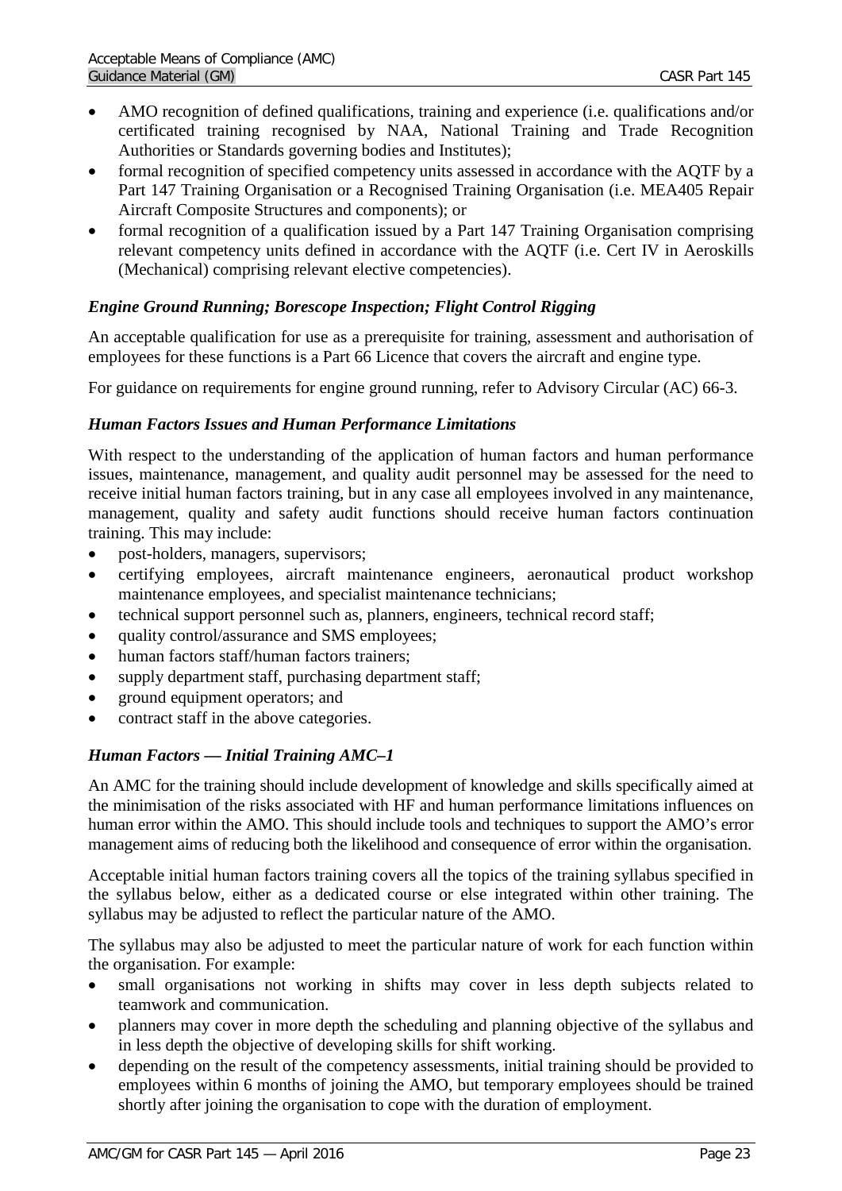- AMO recognition of defined qualifications, training and experience (i.e. qualifications and/or certificated training recognised by NAA, National Training and Trade Recognition Authorities or Standards governing bodies and Institutes);
- formal recognition of specified competency units assessed in accordance with the AQTF by a Part 147 Training Organisation or a Recognised Training Organisation (i.e. MEA405 Repair Aircraft Composite Structures and components); or
- formal recognition of a qualification issued by a Part 147 Training Organisation comprising relevant competency units defined in accordance with the AQTF (i.e. Cert IV in Aeroskills (Mechanical) comprising relevant elective competencies).

### *Engine Ground Running; Borescope Inspection; Flight Control Rigging*

An acceptable qualification for use as a prerequisite for training, assessment and authorisation of employees for these functions is a Part 66 Licence that covers the aircraft and engine type.

For guidance on requirements for engine ground running, refer to Advisory Circular (AC) 66-3.

### *Human Factors Issues and Human Performance Limitations*

With respect to the understanding of the application of human factors and human performance issues, maintenance, management, and quality audit personnel may be assessed for the need to receive initial human factors training, but in any case all employees involved in any maintenance, management, quality and safety audit functions should receive human factors continuation training. This may include:

- post-holders, managers, supervisors;
- certifying employees, aircraft maintenance engineers, aeronautical product workshop maintenance employees, and specialist maintenance technicians;
- technical support personnel such as, planners, engineers, technical record staff;
- quality control/assurance and SMS employees;
- human factors staff/human factors trainers;
- supply department staff, purchasing department staff;
- ground equipment operators; and
- contract staff in the above categories.

### *Human Factors — Initial Training AMC–1*

An AMC for the training should include development of knowledge and skills specifically aimed at the minimisation of the risks associated with HF and human performance limitations influences on human error within the AMO. This should include tools and techniques to support the AMO's error management aims of reducing both the likelihood and consequence of error within the organisation.

Acceptable initial human factors training covers all the topics of the training syllabus specified in the syllabus below, either as a dedicated course or else integrated within other training. The syllabus may be adjusted to reflect the particular nature of the AMO.

The syllabus may also be adjusted to meet the particular nature of work for each function within the organisation. For example:

- small organisations not working in shifts may cover in less depth subjects related to teamwork and communication.
- planners may cover in more depth the scheduling and planning objective of the syllabus and in less depth the objective of developing skills for shift working.
- depending on the result of the competency assessments, initial training should be provided to employees within 6 months of joining the AMO, but temporary employees should be trained shortly after joining the organisation to cope with the duration of employment.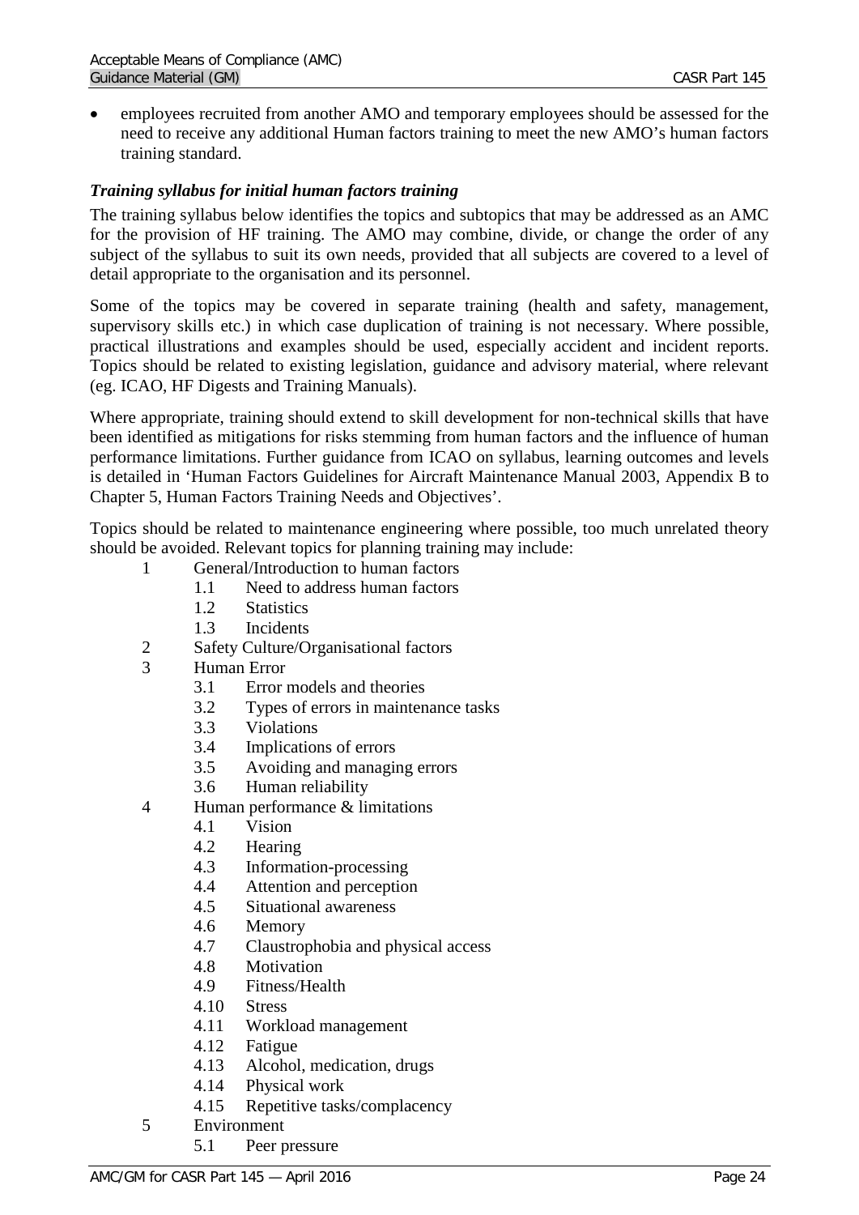- employees recruited from another AMO and temporary employees should be assessed for the need to receive any additional Human factors training to meet the new AMO's human factors training standard.

### *Training syllabus for initial human factors training*

The training syllabus below identifies the topics and subtopics that may be addressed as an AMC for the provision of HF training. The AMO may combine, divide, or change the order of any subject of the syllabus to suit its own needs, provided that all subjects are covered to a level of detail appropriate to the organisation and its personnel.

Some of the topics may be covered in separate training (health and safety, management, supervisory skills etc.) in which case duplication of training is not necessary. Where possible, practical illustrations and examples should be used, especially accident and incident reports. Topics should be related to existing legislation, guidance and advisory material, where relevant (eg. ICAO, HF Digests and Training Manuals).

Where appropriate, training should extend to skill development for non-technical skills that have been identified as mitigations for risks stemming from human factors and the influence of human performance limitations. Further guidance from ICAO on syllabus, learning outcomes and levels is detailed in 'Human Factors Guidelines for Aircraft Maintenance Manual 2003, Appendix B to Chapter 5, Human Factors Training Needs and Objectives'.

Topics should be related to maintenance engineering where possible, too much unrelated theory should be avoided. Relevant topics for planning training may include:

1 General/Introduction to human factors
- 1.1 Need to address human factors
- 1.2 Statistics
- 1.3 Incidents

2 Safety Culture/Organisational factors

3 Human Error
- 3.1 Error models and theories
- 3.2 Types of errors in maintenance tasks
- 3.3 Violations
- 3.4 Implications of errors
- 3.5 Avoiding and managing errors
- 3.6 Human reliability

4 Human performance & limitations
- 4.1 Vision
- 4.2 Hearing
- 4.3 Information-processing
- 4.4 Attention and perception
- 4.5 Situational awareness
- 4.6 Memory
- 4.7 Claustrophobia and physical access
- 4.8 Motivation
- 4.9 Fitness/Health
- 4.10 Stress
- 4.11 Workload management
- 4.12 Fatigue
- 4.13 Alcohol, medication, drugs
- 4.14 Physical work
- 4.15 Repetitive tasks/complacency

5 Environment
- 5.1 Peer pressure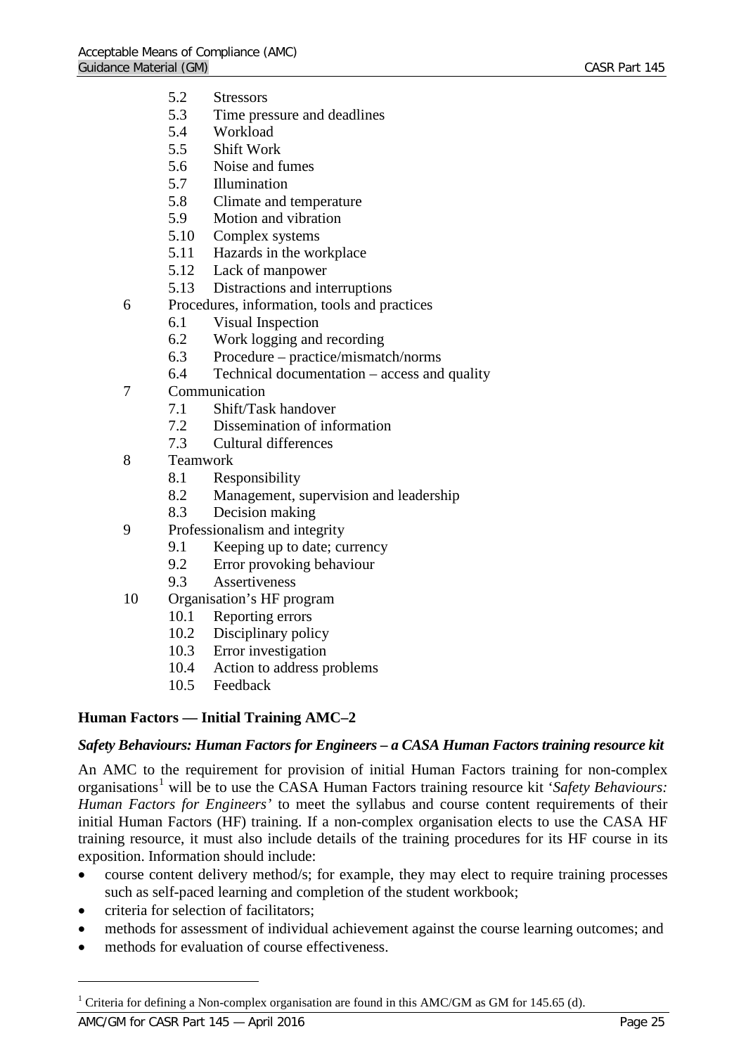- 5.2 Stressors
- 5.3 Time pressure and deadlines
- 5.4 Workload
- 5.5 Shift Work
- 5.6 Noise and fumes
- 5.7 Illumination
- 5.8 Climate and temperature
- 5.9 Motion and vibration
- 5.10 Complex systems
- 5.11 Hazards in the workplace
- 5.12 Lack of manpower
- 5.13 Distractions and interruptions

6 Procedures, information, tools and practices
- 6.1 Visual Inspection
- 6.2 Work logging and recording
- 6.3 Procedure – practice/mismatch/norms
- 6.4 Technical documentation – access and quality

7 Communication
- 7.1 Shift/Task handover
- 7.2 Dissemination of information
- 7.3 Cultural differences

8 Teamwork
- 8.1 Responsibility
- 8.2 Management, supervision and leadership
- 8.3 Decision making

9 Professionalism and integrity
- 9.1 Keeping up to date; currency
- 9.2 Error provoking behaviour
- 9.3 Assertiveness

10 Organisation's HF program
- 10.1 Reporting errors
- 10.2 Disciplinary policy
- 10.3 Error investigation
- 10.4 Action to address problems
- 10.5 Feedback

### Human Factors — Initial Training AMC–2

***Safety Behaviours: Human Factors for Engineers – a CASA Human Factors training resource kit***

An AMC to the requirement for provision of initial Human Factors training for non-complex organisations[1] will be to use the CASA Human Factors training resource kit '*Safety Behaviours: Human Factors for Engineers'* to meet the syllabus and course content requirements of their initial Human Factors (HF) training. If a non-complex organisation elects to use the CASA HF training resource, it must also include details of the training procedures for its HF course in its exposition. Information should include:

- course content delivery method/s; for example, they may elect to require training processes such as self-paced learning and completion of the student workbook;
- criteria for selection of facilitators;
- methods for assessment of individual achievement against the course learning outcomes; and
- methods for evaluation of course effectiveness.

[1] Criteria for defining a Non-complex organisation are found in this AMC/GM as GM for 145.65 (d).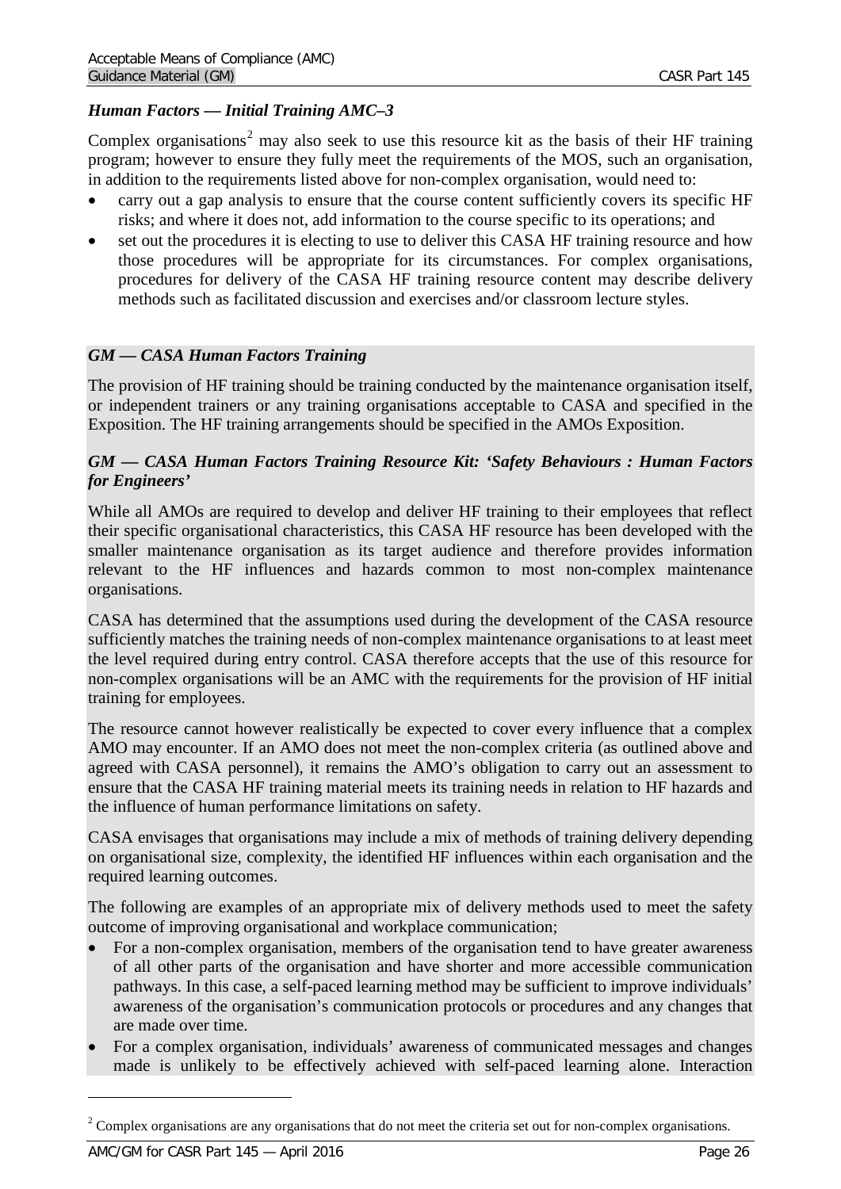### *Human Factors — Initial Training AMC–3*

Complex organisations[2] may also seek to use this resource kit as the basis of their HF training program; however to ensure they fully meet the requirements of the MOS, such an organisation, in addition to the requirements listed above for non-complex organisation, would need to:

- carry out a gap analysis to ensure that the course content sufficiently covers its specific HF risks; and where it does not, add information to the course specific to its operations; and
- set out the procedures it is electing to use to deliver this CASA HF training resource and how those procedures will be appropriate for its circumstances. For complex organisations, procedures for delivery of the CASA HF training resource content may describe delivery methods such as facilitated discussion and exercises and/or classroom lecture styles.

### *GM — CASA Human Factors Training*

The provision of HF training should be training conducted by the maintenance organisation itself, or independent trainers or any training organisations acceptable to CASA and specified in the Exposition. The HF training arrangements should be specified in the AMOs Exposition.

### *GM — CASA Human Factors Training Resource Kit: 'Safety Behaviours : Human Factors for Engineers'*

While all AMOs are required to develop and deliver HF training to their employees that reflect their specific organisational characteristics, this CASA HF resource has been developed with the smaller maintenance organisation as its target audience and therefore provides information relevant to the HF influences and hazards common to most non-complex maintenance organisations.

CASA has determined that the assumptions used during the development of the CASA resource sufficiently matches the training needs of non-complex maintenance organisations to at least meet the level required during entry control. CASA therefore accepts that the use of this resource for non-complex organisations will be an AMC with the requirements for the provision of HF initial training for employees.

The resource cannot however realistically be expected to cover every influence that a complex AMO may encounter. If an AMO does not meet the non-complex criteria (as outlined above and agreed with CASA personnel), it remains the AMO's obligation to carry out an assessment to ensure that the CASA HF training material meets its training needs in relation to HF hazards and the influence of human performance limitations on safety.

CASA envisages that organisations may include a mix of methods of training delivery depending on organisational size, complexity, the identified HF influences within each organisation and the required learning outcomes.

The following are examples of an appropriate mix of delivery methods used to meet the safety outcome of improving organisational and workplace communication;

- For a non-complex organisation, members of the organisation tend to have greater awareness of all other parts of the organisation and have shorter and more accessible communication pathways. In this case, a self-paced learning method may be sufficient to improve individuals' awareness of the organisation's communication protocols or procedures and any changes that are made over time.
- For a complex organisation, individuals' awareness of communicated messages and changes made is unlikely to be effectively achieved with self-paced learning alone. Interaction

[2] Complex organisations are any organisations that do not meet the criteria set out for non-complex organisations.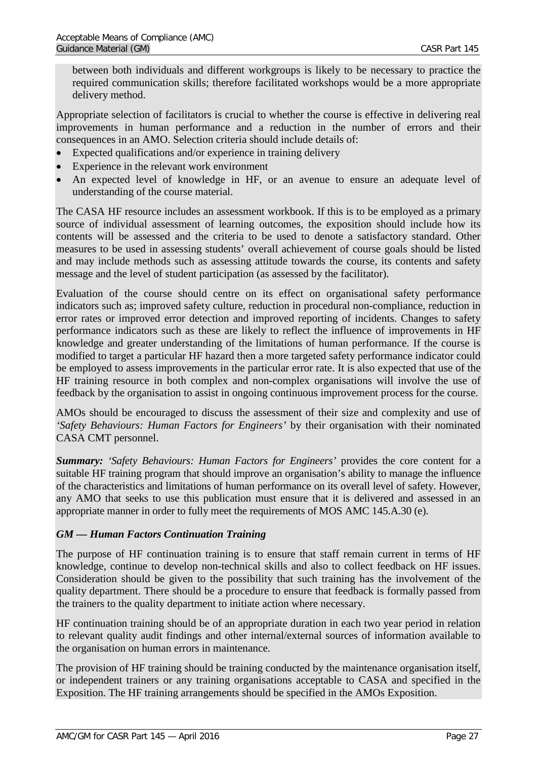between both individuals and different workgroups is likely to be necessary to practice the required communication skills; therefore facilitated workshops would be a more appropriate delivery method.

Appropriate selection of facilitators is crucial to whether the course is effective in delivering real improvements in human performance and a reduction in the number of errors and their consequences in an AMO. Selection criteria should include details of:

- Expected qualifications and/or experience in training delivery
- Experience in the relevant work environment
- An expected level of knowledge in HF, or an avenue to ensure an adequate level of understanding of the course material.

The CASA HF resource includes an assessment workbook. If this is to be employed as a primary source of individual assessment of learning outcomes, the exposition should include how its contents will be assessed and the criteria to be used to denote a satisfactory standard. Other measures to be used in assessing students' overall achievement of course goals should be listed and may include methods such as assessing attitude towards the course, its contents and safety message and the level of student participation (as assessed by the facilitator).

Evaluation of the course should centre on its effect on organisational safety performance indicators such as; improved safety culture, reduction in procedural non-compliance, reduction in error rates or improved error detection and improved reporting of incidents. Changes to safety performance indicators such as these are likely to reflect the influence of improvements in HF knowledge and greater understanding of the limitations of human performance. If the course is modified to target a particular HF hazard then a more targeted safety performance indicator could be employed to assess improvements in the particular error rate. It is also expected that use of the HF training resource in both complex and non-complex organisations will involve the use of feedback by the organisation to assist in ongoing continuous improvement process for the course.

AMOs should be encouraged to discuss the assessment of their size and complexity and use of *'Safety Behaviours: Human Factors for Engineers'* by their organisation with their nominated CASA CMT personnel.

***Summary:*** *'Safety Behaviours: Human Factors for Engineers'* provides the core content for a suitable HF training program that should improve an organisation's ability to manage the influence of the characteristics and limitations of human performance on its overall level of safety. However, any AMO that seeks to use this publication must ensure that it is delivered and assessed in an appropriate manner in order to fully meet the requirements of MOS AMC 145.A.30 (e).

### *GM — Human Factors Continuation Training*

The purpose of HF continuation training is to ensure that staff remain current in terms of HF knowledge, continue to develop non-technical skills and also to collect feedback on HF issues. Consideration should be given to the possibility that such training has the involvement of the quality department. There should be a procedure to ensure that feedback is formally passed from the trainers to the quality department to initiate action where necessary.

HF continuation training should be of an appropriate duration in each two year period in relation to relevant quality audit findings and other internal/external sources of information available to the organisation on human errors in maintenance.

The provision of HF training should be training conducted by the maintenance organisation itself, or independent trainers or any training organisations acceptable to CASA and specified in the Exposition. The HF training arrangements should be specified in the AMOs Exposition.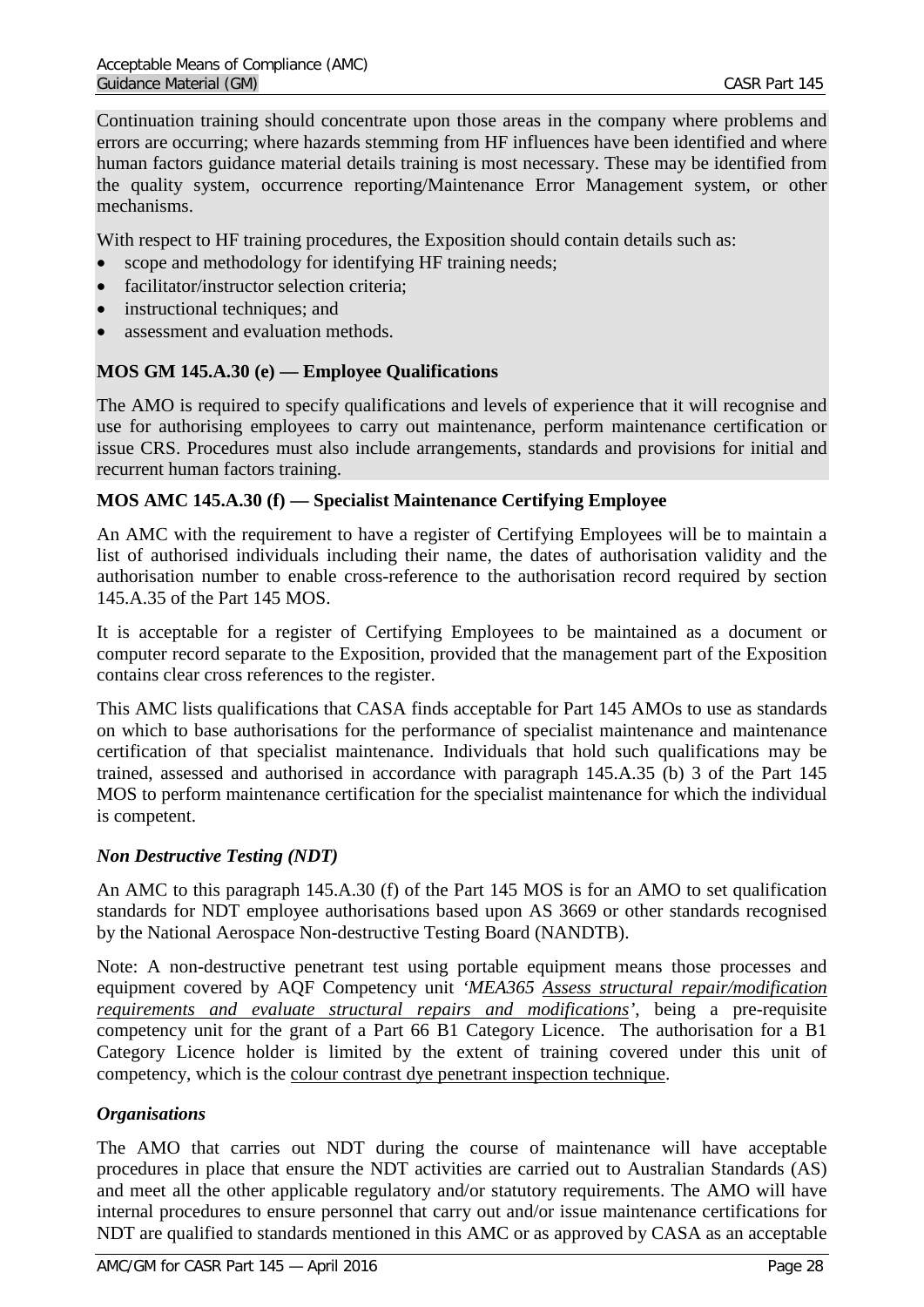Continuation training should concentrate upon those areas in the company where problems and errors are occurring; where hazards stemming from HF influences have been identified and where human factors guidance material details training is most necessary. These may be identified from the quality system, occurrence reporting/Maintenance Error Management system, or other mechanisms.

With respect to HF training procedures, the Exposition should contain details such as:

- scope and methodology for identifying HF training needs;
- facilitator/instructor selection criteria;
- instructional techniques; and
- assessment and evaluation methods.

### MOS GM 145.A.30 (e) — Employee Qualifications

The AMO is required to specify qualifications and levels of experience that it will recognise and use for authorising employees to carry out maintenance, perform maintenance certification or issue CRS. Procedures must also include arrangements, standards and provisions for initial and recurrent human factors training.

### MOS AMC 145.A.30 (f) — Specialist Maintenance Certifying Employee

An AMC with the requirement to have a register of Certifying Employees will be to maintain a list of authorised individuals including their name, the dates of authorisation validity and the authorisation number to enable cross-reference to the authorisation record required by section 145.A.35 of the Part 145 MOS.

It is acceptable for a register of Certifying Employees to be maintained as a document or computer record separate to the Exposition, provided that the management part of the Exposition contains clear cross references to the register.

This AMC lists qualifications that CASA finds acceptable for Part 145 AMOs to use as standards on which to base authorisations for the performance of specialist maintenance and maintenance certification of that specialist maintenance. Individuals that hold such qualifications may be trained, assessed and authorised in accordance with paragraph 145.A.35 (b) 3 of the Part 145 MOS to perform maintenance certification for the specialist maintenance for which the individual is competent.

#### *Non Destructive Testing (NDT)*

An AMC to this paragraph 145.A.30 (f) of the Part 145 MOS is for an AMO to set qualification standards for NDT employee authorisations based upon AS 3669 or other standards recognised by the National Aerospace Non-destructive Testing Board (NANDTB).

Note: A non-destructive penetrant test using portable equipment means those processes and equipment covered by AQF Competency unit *'MEA365 Assess structural repair/modification requirements and evaluate structural repairs and modifications'*, being a pre-requisite competency unit for the grant of a Part 66 B1 Category Licence. The authorisation for a B1 Category Licence holder is limited by the extent of training covered under this unit of competency, which is the colour contrast dye penetrant inspection technique.

#### *Organisations*

The AMO that carries out NDT during the course of maintenance will have acceptable procedures in place that ensure the NDT activities are carried out to Australian Standards (AS) and meet all the other applicable regulatory and/or statutory requirements. The AMO will have internal procedures to ensure personnel that carry out and/or issue maintenance certifications for NDT are qualified to standards mentioned in this AMC or as approved by CASA as an acceptable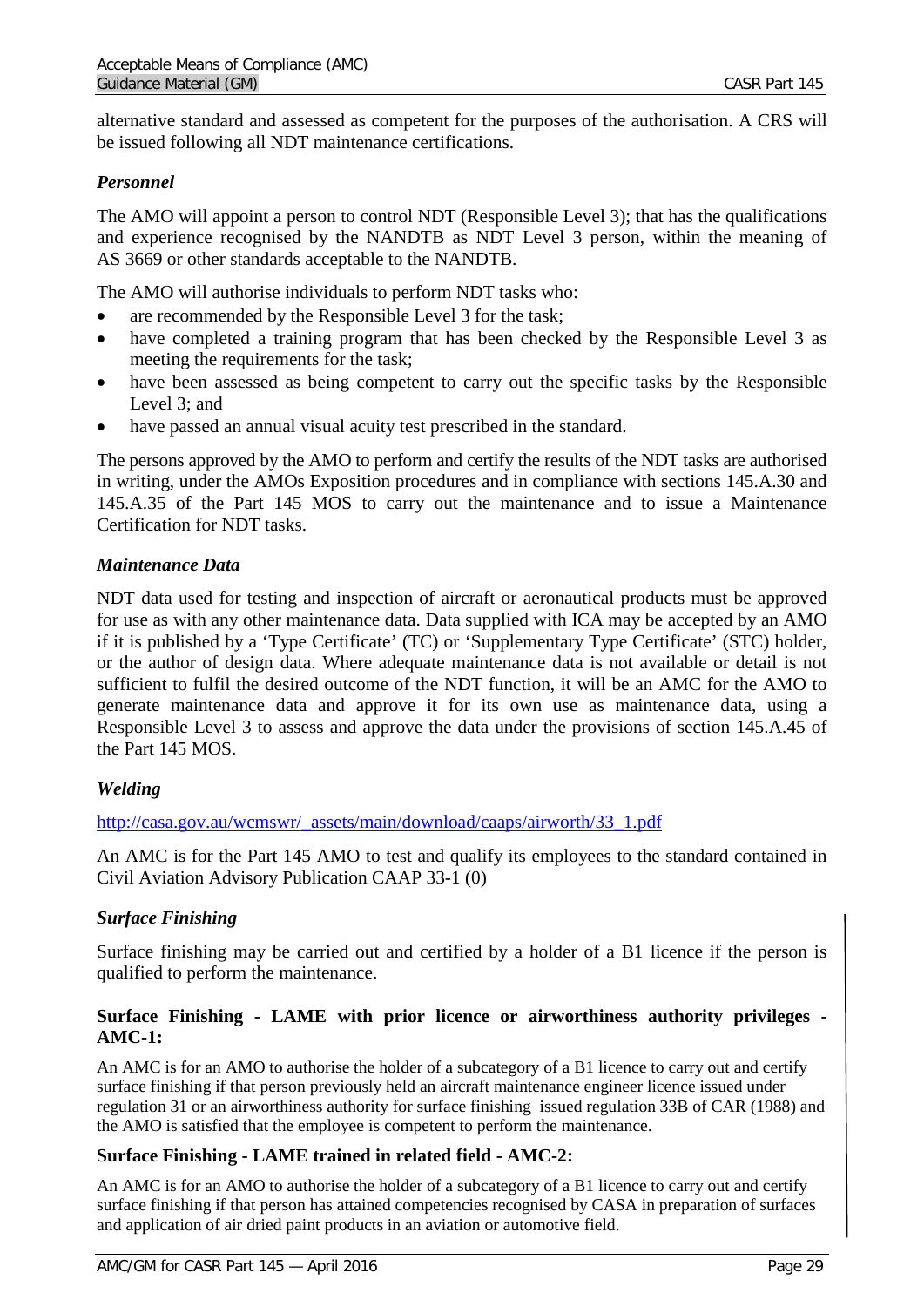alternative standard and assessed as competent for the purposes of the authorisation. A CRS will be issued following all NDT maintenance certifications.

*Personnel*

The AMO will appoint a person to control NDT (Responsible Level 3); that has the qualifications and experience recognised by the NANDTB as NDT Level 3 person, within the meaning of AS 3669 or other standards acceptable to the NANDTB.

The AMO will authorise individuals to perform NDT tasks who:

- are recommended by the Responsible Level 3 for the task;
- have completed a training program that has been checked by the Responsible Level 3 as meeting the requirements for the task;
- have been assessed as being competent to carry out the specific tasks by the Responsible Level 3; and
- have passed an annual visual acuity test prescribed in the standard.

The persons approved by the AMO to perform and certify the results of the NDT tasks are authorised in writing, under the AMOs Exposition procedures and in compliance with sections 145.A.30 and 145.A.35 of the Part 145 MOS to carry out the maintenance and to issue a Maintenance Certification for NDT tasks.

*Maintenance Data*

NDT data used for testing and inspection of aircraft or aeronautical products must be approved for use as with any other maintenance data. Data supplied with ICA may be accepted by an AMO if it is published by a 'Type Certificate' (TC) or 'Supplementary Type Certificate' (STC) holder, or the author of design data. Where adequate maintenance data is not available or detail is not sufficient to fulfil the desired outcome of the NDT function, it will be an AMC for the AMO to generate maintenance data and approve it for its own use as maintenance data, using a Responsible Level 3 to assess and approve the data under the provisions of section 145.A.45 of the Part 145 MOS.

*Welding*

http://casa.gov.au/wcmswr/_assets/main/download/caaps/airworth/33_1.pdf

An AMC is for the Part 145 AMO to test and qualify its employees to the standard contained in Civil Aviation Advisory Publication CAAP 33-1 (0)

*Surface Finishing*

Surface finishing may be carried out and certified by a holder of a B1 licence if the person is qualified to perform the maintenance.

**Surface Finishing - LAME with prior licence or airworthiness authority privileges - AMC-1:**

An AMC is for an AMO to authorise the holder of a subcategory of a B1 licence to carry out and certify surface finishing if that person previously held an aircraft maintenance engineer licence issued under regulation 31 or an airworthiness authority for surface finishing issued regulation 33B of CAR (1988) and the AMO is satisfied that the employee is competent to perform the maintenance.

**Surface Finishing - LAME trained in related field - AMC-2:**

An AMC is for an AMO to authorise the holder of a subcategory of a B1 licence to carry out and certify surface finishing if that person has attained competencies recognised by CASA in preparation of surfaces and application of air dried paint products in an aviation or automotive field.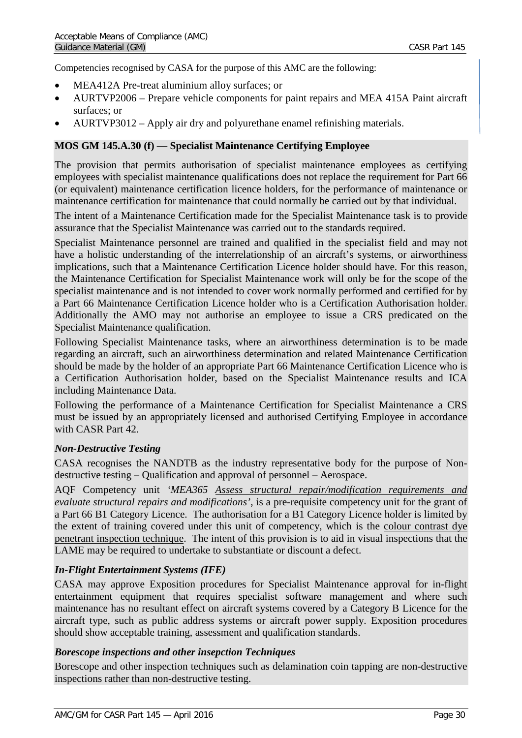Competencies recognised by CASA for the purpose of this AMC are the following:

- MEA412A Pre-treat aluminium alloy surfaces; or
- AURTVP2006 – Prepare vehicle components for paint repairs and MEA 415A Paint aircraft surfaces; or
- AURTVP3012 – Apply air dry and polyurethane enamel refinishing materials.

## MOS GM 145.A.30 (f) — Specialist Maintenance Certifying Employee

The provision that permits authorisation of specialist maintenance employees as certifying employees with specialist maintenance qualifications does not replace the requirement for Part 66 (or equivalent) maintenance certification licence holders, for the performance of maintenance or maintenance certification for maintenance that could normally be carried out by that individual.

The intent of a Maintenance Certification made for the Specialist Maintenance task is to provide assurance that the Specialist Maintenance was carried out to the standards required.

Specialist Maintenance personnel are trained and qualified in the specialist field and may not have a holistic understanding of the interrelationship of an aircraft's systems, or airworthiness implications, such that a Maintenance Certification Licence holder should have. For this reason, the Maintenance Certification for Specialist Maintenance work will only be for the scope of the specialist maintenance and is not intended to cover work normally performed and certified for by a Part 66 Maintenance Certification Licence holder who is a Certification Authorisation holder. Additionally the AMO may not authorise an employee to issue a CRS predicated on the Specialist Maintenance qualification.

Following Specialist Maintenance tasks, where an airworthiness determination is to be made regarding an aircraft, such an airworthiness determination and related Maintenance Certification should be made by the holder of an appropriate Part 66 Maintenance Certification Licence who is a Certification Authorisation holder, based on the Specialist Maintenance results and ICA including Maintenance Data.

Following the performance of a Maintenance Certification for Specialist Maintenance a CRS must be issued by an appropriately licensed and authorised Certifying Employee in accordance with CASR Part 42.

### *Non-Destructive Testing*

CASA recognises the NANDTB as the industry representative body for the purpose of Non-destructive testing – Qualification and approval of personnel – Aerospace.

AQF Competency unit '*MEA365 Assess structural repair/modification requirements and evaluate structural repairs and modifications*', is a pre-requisite competency unit for the grant of a Part 66 B1 Category Licence. The authorisation for a B1 Category Licence holder is limited by the extent of training covered under this unit of competency, which is the colour contrast dye penetrant inspection technique. The intent of this provision is to aid in visual inspections that the LAME may be required to undertake to substantiate or discount a defect.

### *In-Flight Entertainment Systems (IFE)*

CASA may approve Exposition procedures for Specialist Maintenance approval for in-flight entertainment equipment that requires specialist software management and where such maintenance has no resultant effect on aircraft systems covered by a Category B Licence for the aircraft type, such as public address systems or aircraft power supply. Exposition procedures should show acceptable training, assessment and qualification standards.

### *Borescope inspections and other insepction Techniques*

Borescope and other inspection techniques such as delamination coin tapping are non-destructive inspections rather than non-destructive testing.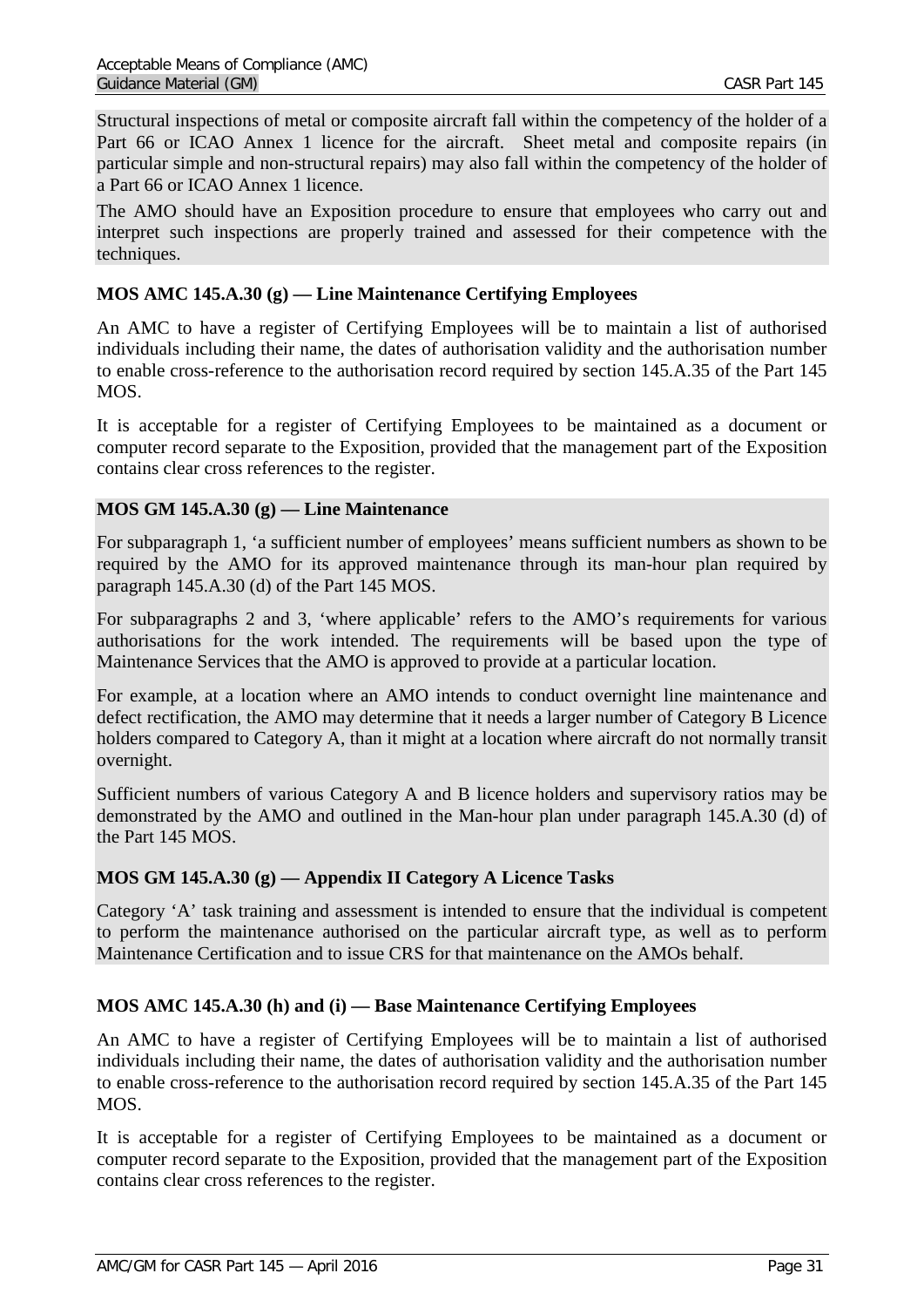Structural inspections of metal or composite aircraft fall within the competency of the holder of a Part 66 or ICAO Annex 1 licence for the aircraft. Sheet metal and composite repairs (in particular simple and non-structural repairs) may also fall within the competency of the holder of a Part 66 or ICAO Annex 1 licence.

The AMO should have an Exposition procedure to ensure that employees who carry out and interpret such inspections are properly trained and assessed for their competence with the techniques.

### MOS AMC 145.A.30 (g) — Line Maintenance Certifying Employees

An AMC to have a register of Certifying Employees will be to maintain a list of authorised individuals including their name, the dates of authorisation validity and the authorisation number to enable cross-reference to the authorisation record required by section 145.A.35 of the Part 145 MOS.

It is acceptable for a register of Certifying Employees to be maintained as a document or computer record separate to the Exposition, provided that the management part of the Exposition contains clear cross references to the register.

### MOS GM 145.A.30 (g) — Line Maintenance

For subparagraph 1, 'a sufficient number of employees' means sufficient numbers as shown to be required by the AMO for its approved maintenance through its man-hour plan required by paragraph 145.A.30 (d) of the Part 145 MOS.

For subparagraphs 2 and 3, 'where applicable' refers to the AMO's requirements for various authorisations for the work intended. The requirements will be based upon the type of Maintenance Services that the AMO is approved to provide at a particular location.

For example, at a location where an AMO intends to conduct overnight line maintenance and defect rectification, the AMO may determine that it needs a larger number of Category B Licence holders compared to Category A, than it might at a location where aircraft do not normally transit overnight.

Sufficient numbers of various Category A and B licence holders and supervisory ratios may be demonstrated by the AMO and outlined in the Man-hour plan under paragraph 145.A.30 (d) of the Part 145 MOS.

### MOS GM 145.A.30 (g) — Appendix II Category A Licence Tasks

Category 'A' task training and assessment is intended to ensure that the individual is competent to perform the maintenance authorised on the particular aircraft type, as well as to perform Maintenance Certification and to issue CRS for that maintenance on the AMOs behalf.

### MOS AMC 145.A.30 (h) and (i) — Base Maintenance Certifying Employees

An AMC to have a register of Certifying Employees will be to maintain a list of authorised individuals including their name, the dates of authorisation validity and the authorisation number to enable cross-reference to the authorisation record required by section 145.A.35 of the Part 145 MOS.

It is acceptable for a register of Certifying Employees to be maintained as a document or computer record separate to the Exposition, provided that the management part of the Exposition contains clear cross references to the register.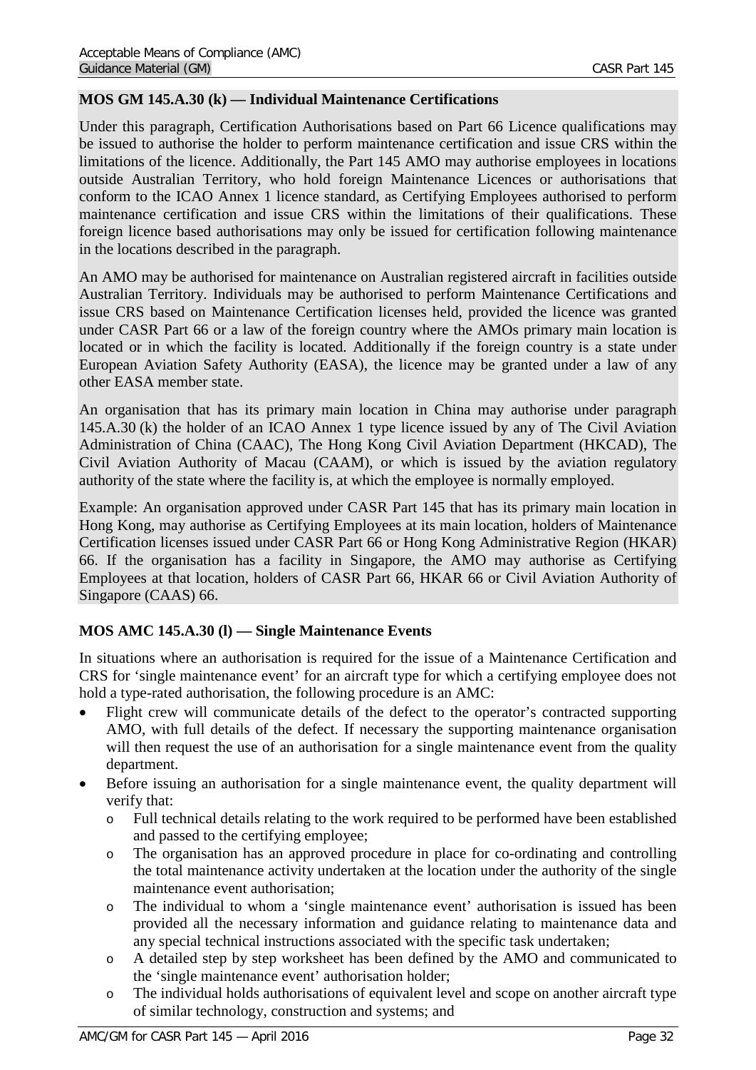### MOS GM 145.A.30 (k) — Individual Maintenance Certifications

Under this paragraph, Certification Authorisations based on Part 66 Licence qualifications may be issued to authorise the holder to perform maintenance certification and issue CRS within the limitations of the licence. Additionally, the Part 145 AMO may authorise employees in locations outside Australian Territory, who hold foreign Maintenance Licences or authorisations that conform to the ICAO Annex 1 licence standard, as Certifying Employees authorised to perform maintenance certification and issue CRS within the limitations of their qualifications. These foreign licence based authorisations may only be issued for certification following maintenance in the locations described in the paragraph.

An AMO may be authorised for maintenance on Australian registered aircraft in facilities outside Australian Territory. Individuals may be authorised to perform Maintenance Certifications and issue CRS based on Maintenance Certification licenses held, provided the licence was granted under CASR Part 66 or a law of the foreign country where the AMOs primary main location is located or in which the facility is located. Additionally if the foreign country is a state under European Aviation Safety Authority (EASA), the licence may be granted under a law of any other EASA member state.

An organisation that has its primary main location in China may authorise under paragraph 145.A.30 (k) the holder of an ICAO Annex 1 type licence issued by any of The Civil Aviation Administration of China (CAAC), The Hong Kong Civil Aviation Department (HKCAD), The Civil Aviation Authority of Macau (CAAM), or which is issued by the aviation regulatory authority of the state where the facility is, at which the employee is normally employed.

Example: An organisation approved under CASR Part 145 that has its primary main location in Hong Kong, may authorise as Certifying Employees at its main location, holders of Maintenance Certification licenses issued under CASR Part 66 or Hong Kong Administrative Region (HKAR) 66. If the organisation has a facility in Singapore, the AMO may authorise as Certifying Employees at that location, holders of CASR Part 66, HKAR 66 or Civil Aviation Authority of Singapore (CAAS) 66.

### MOS AMC 145.A.30 (l) — Single Maintenance Events

In situations where an authorisation is required for the issue of a Maintenance Certification and CRS for 'single maintenance event' for an aircraft type for which a certifying employee does not hold a type-rated authorisation, the following procedure is an AMC:

- Flight crew will communicate details of the defect to the operator's contracted supporting AMO, with full details of the defect. If necessary the supporting maintenance organisation will then request the use of an authorisation for a single maintenance event from the quality department.
- Before issuing an authorisation for a single maintenance event, the quality department will verify that:
  - Full technical details relating to the work required to be performed have been established and passed to the certifying employee;
  - The organisation has an approved procedure in place for co-ordinating and controlling the total maintenance activity undertaken at the location under the authority of the single maintenance event authorisation;
  - The individual to whom a 'single maintenance event' authorisation is issued has been provided all the necessary information and guidance relating to maintenance data and any special technical instructions associated with the specific task undertaken;
  - A detailed step by step worksheet has been defined by the AMO and communicated to the 'single maintenance event' authorisation holder;
  - The individual holds authorisations of equivalent level and scope on another aircraft type of similar technology, construction and systems; and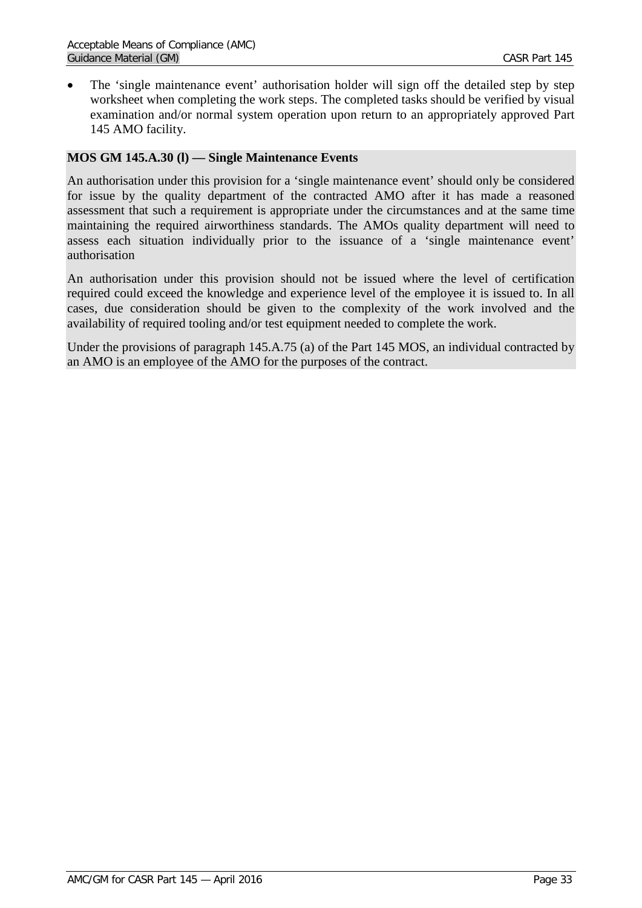- The 'single maintenance event' authorisation holder will sign off the detailed step by step worksheet when completing the work steps. The completed tasks should be verified by visual examination and/or normal system operation upon return to an appropriately approved Part 145 AMO facility.

**MOS GM 145.A.30 (l) — Single Maintenance Events**

An authorisation under this provision for a 'single maintenance event' should only be considered for issue by the quality department of the contracted AMO after it has made a reasoned assessment that such a requirement is appropriate under the circumstances and at the same time maintaining the required airworthiness standards. The AMOs quality department will need to assess each situation individually prior to the issuance of a 'single maintenance event' authorisation

An authorisation under this provision should not be issued where the level of certification required could exceed the knowledge and experience level of the employee it is issued to. In all cases, due consideration should be given to the complexity of the work involved and the availability of required tooling and/or test equipment needed to complete the work.

Under the provisions of paragraph 145.A.75 (a) of the Part 145 MOS, an individual contracted by an AMO is an employee of the AMO for the purposes of the contract.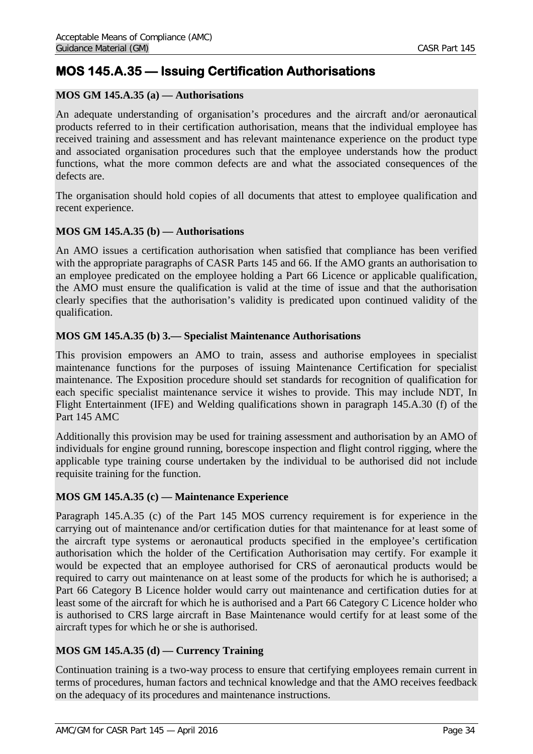# MOS 145.A.35 — Issuing Certification Authorisations

### MOS GM 145.A.35 (a) — Authorisations

An adequate understanding of organisation's procedures and the aircraft and/or aeronautical products referred to in their certification authorisation, means that the individual employee has received training and assessment and has relevant maintenance experience on the product type and associated organisation procedures such that the employee understands how the product functions, what the more common defects are and what the associated consequences of the defects are.

The organisation should hold copies of all documents that attest to employee qualification and recent experience.

### MOS GM 145.A.35 (b) — Authorisations

An AMO issues a certification authorisation when satisfied that compliance has been verified with the appropriate paragraphs of CASR Parts 145 and 66. If the AMO grants an authorisation to an employee predicated on the employee holding a Part 66 Licence or applicable qualification, the AMO must ensure the qualification is valid at the time of issue and that the authorisation clearly specifies that the authorisation's validity is predicated upon continued validity of the qualification.

### MOS GM 145.A.35 (b) 3.— Specialist Maintenance Authorisations

This provision empowers an AMO to train, assess and authorise employees in specialist maintenance functions for the purposes of issuing Maintenance Certification for specialist maintenance. The Exposition procedure should set standards for recognition of qualification for each specific specialist maintenance service it wishes to provide. This may include NDT, In Flight Entertainment (IFE) and Welding qualifications shown in paragraph 145.A.30 (f) of the Part 145 AMC

Additionally this provision may be used for training assessment and authorisation by an AMO of individuals for engine ground running, borescope inspection and flight control rigging, where the applicable type training course undertaken by the individual to be authorised did not include requisite training for the function.

### MOS GM 145.A.35 (c) — Maintenance Experience

Paragraph 145.A.35 (c) of the Part 145 MOS currency requirement is for experience in the carrying out of maintenance and/or certification duties for that maintenance for at least some of the aircraft type systems or aeronautical products specified in the employee's certification authorisation which the holder of the Certification Authorisation may certify. For example it would be expected that an employee authorised for CRS of aeronautical products would be required to carry out maintenance on at least some of the products for which he is authorised; a Part 66 Category B Licence holder would carry out maintenance and certification duties for at least some of the aircraft for which he is authorised and a Part 66 Category C Licence holder who is authorised to CRS large aircraft in Base Maintenance would certify for at least some of the aircraft types for which he or she is authorised.

### MOS GM 145.A.35 (d) — Currency Training

Continuation training is a two-way process to ensure that certifying employees remain current in terms of procedures, human factors and technical knowledge and that the AMO receives feedback on the adequacy of its procedures and maintenance instructions.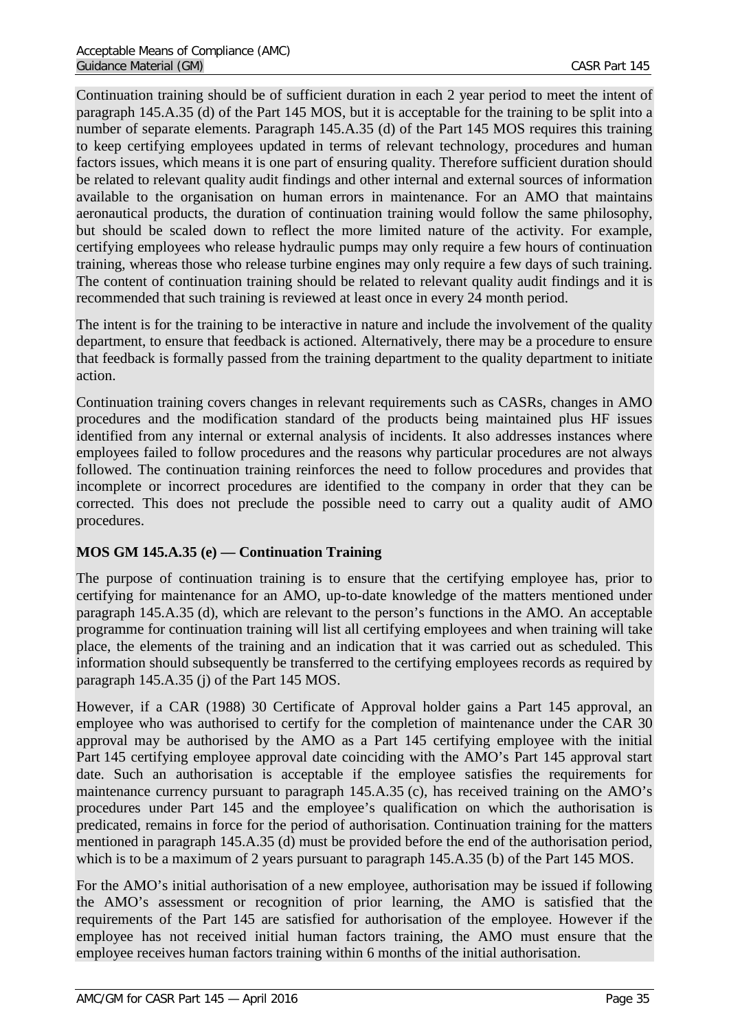Continuation training should be of sufficient duration in each 2 year period to meet the intent of paragraph 145.A.35 (d) of the Part 145 MOS, but it is acceptable for the training to be split into a number of separate elements. Paragraph 145.A.35 (d) of the Part 145 MOS requires this training to keep certifying employees updated in terms of relevant technology, procedures and human factors issues, which means it is one part of ensuring quality. Therefore sufficient duration should be related to relevant quality audit findings and other internal and external sources of information available to the organisation on human errors in maintenance. For an AMO that maintains aeronautical products, the duration of continuation training would follow the same philosophy, but should be scaled down to reflect the more limited nature of the activity. For example, certifying employees who release hydraulic pumps may only require a few hours of continuation training, whereas those who release turbine engines may only require a few days of such training. The content of continuation training should be related to relevant quality audit findings and it is recommended that such training is reviewed at least once in every 24 month period.

The intent is for the training to be interactive in nature and include the involvement of the quality department, to ensure that feedback is actioned. Alternatively, there may be a procedure to ensure that feedback is formally passed from the training department to the quality department to initiate action.

Continuation training covers changes in relevant requirements such as CASRs, changes in AMO procedures and the modification standard of the products being maintained plus HF issues identified from any internal or external analysis of incidents. It also addresses instances where employees failed to follow procedures and the reasons why particular procedures are not always followed. The continuation training reinforces the need to follow procedures and provides that incomplete or incorrect procedures are identified to the company in order that they can be corrected. This does not preclude the possible need to carry out a quality audit of AMO procedures.

**MOS GM 145.A.35 (e) — Continuation Training**

The purpose of continuation training is to ensure that the certifying employee has, prior to certifying for maintenance for an AMO, up-to-date knowledge of the matters mentioned under paragraph 145.A.35 (d), which are relevant to the person's functions in the AMO. An acceptable programme for continuation training will list all certifying employees and when training will take place, the elements of the training and an indication that it was carried out as scheduled. This information should subsequently be transferred to the certifying employees records as required by paragraph 145.A.35 (j) of the Part 145 MOS.

However, if a CAR (1988) 30 Certificate of Approval holder gains a Part 145 approval, an employee who was authorised to certify for the completion of maintenance under the CAR 30 approval may be authorised by the AMO as a Part 145 certifying employee with the initial Part 145 certifying employee approval date coinciding with the AMO's Part 145 approval start date. Such an authorisation is acceptable if the employee satisfies the requirements for maintenance currency pursuant to paragraph 145.A.35 (c), has received training on the AMO's procedures under Part 145 and the employee's qualification on which the authorisation is predicated, remains in force for the period of authorisation. Continuation training for the matters mentioned in paragraph 145.A.35 (d) must be provided before the end of the authorisation period, which is to be a maximum of 2 years pursuant to paragraph 145.A.35 (b) of the Part 145 MOS.

For the AMO's initial authorisation of a new employee, authorisation may be issued if following the AMO's assessment or recognition of prior learning, the AMO is satisfied that the requirements of the Part 145 are satisfied for authorisation of the employee. However if the employee has not received initial human factors training, the AMO must ensure that the employee receives human factors training within 6 months of the initial authorisation.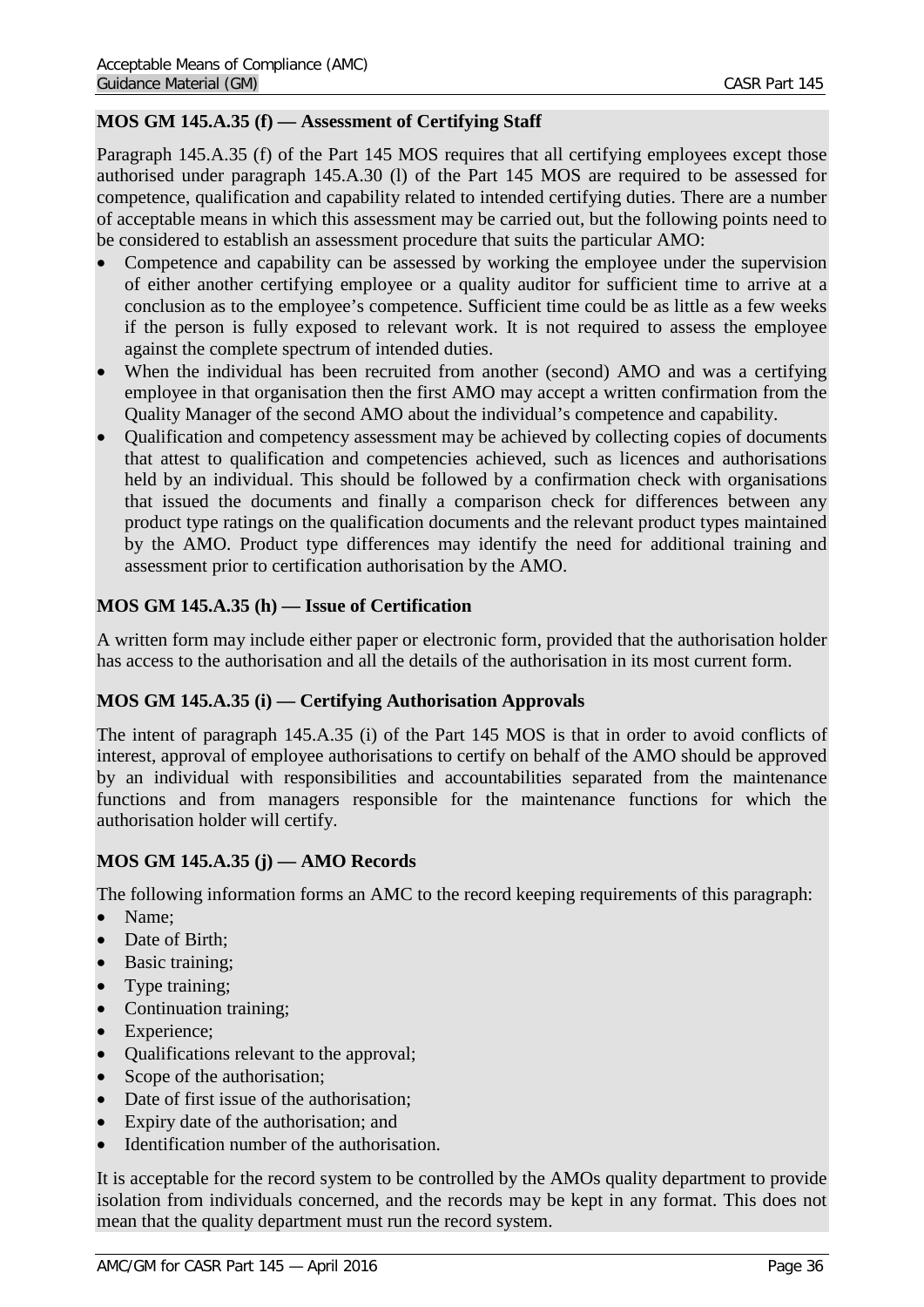### MOS GM 145.A.35 (f) — Assessment of Certifying Staff

Paragraph 145.A.35 (f) of the Part 145 MOS requires that all certifying employees except those authorised under paragraph 145.A.30 (l) of the Part 145 MOS are required to be assessed for competence, qualification and capability related to intended certifying duties. There are a number of acceptable means in which this assessment may be carried out, but the following points need to be considered to establish an assessment procedure that suits the particular AMO:

- Competence and capability can be assessed by working the employee under the supervision of either another certifying employee or a quality auditor for sufficient time to arrive at a conclusion as to the employee's competence. Sufficient time could be as little as a few weeks if the person is fully exposed to relevant work. It is not required to assess the employee against the complete spectrum of intended duties.
- When the individual has been recruited from another (second) AMO and was a certifying employee in that organisation then the first AMO may accept a written confirmation from the Quality Manager of the second AMO about the individual's competence and capability.
- Qualification and competency assessment may be achieved by collecting copies of documents that attest to qualification and competencies achieved, such as licences and authorisations held by an individual. This should be followed by a confirmation check with organisations that issued the documents and finally a comparison check for differences between any product type ratings on the qualification documents and the relevant product types maintained by the AMO. Product type differences may identify the need for additional training and assessment prior to certification authorisation by the AMO.

### MOS GM 145.A.35 (h) — Issue of Certification

A written form may include either paper or electronic form, provided that the authorisation holder has access to the authorisation and all the details of the authorisation in its most current form.

### MOS GM 145.A.35 (i) — Certifying Authorisation Approvals

The intent of paragraph 145.A.35 (i) of the Part 145 MOS is that in order to avoid conflicts of interest, approval of employee authorisations to certify on behalf of the AMO should be approved by an individual with responsibilities and accountabilities separated from the maintenance functions and from managers responsible for the maintenance functions for which the authorisation holder will certify.

### MOS GM 145.A.35 (j) — AMO Records

The following information forms an AMC to the record keeping requirements of this paragraph:

- Name;
- Date of Birth;
- Basic training;
- Type training;
- Continuation training;
- Experience;
- Qualifications relevant to the approval;
- Scope of the authorisation;
- Date of first issue of the authorisation;
- Expiry date of the authorisation; and
- Identification number of the authorisation.

It is acceptable for the record system to be controlled by the AMOs quality department to provide isolation from individuals concerned, and the records may be kept in any format. This does not mean that the quality department must run the record system.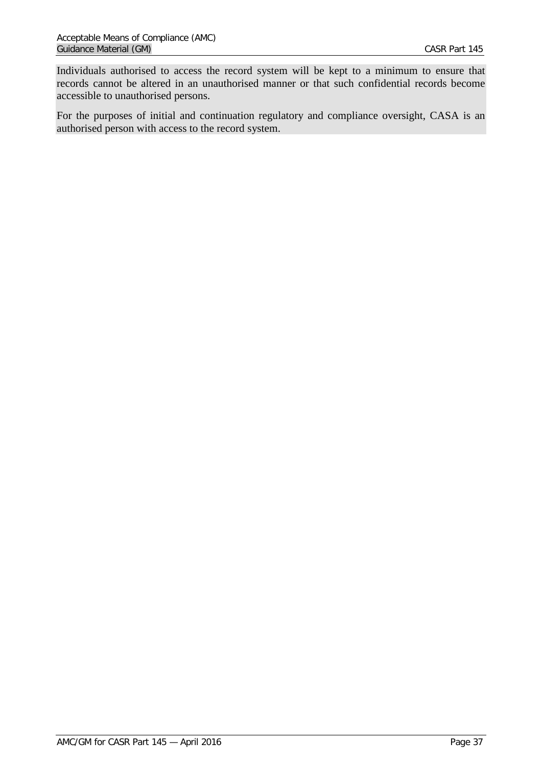Individuals authorised to access the record system will be kept to a minimum to ensure that records cannot be altered in an unauthorised manner or that such confidential records become accessible to unauthorised persons.

For the purposes of initial and continuation regulatory and compliance oversight, CASA is an authorised person with access to the record system.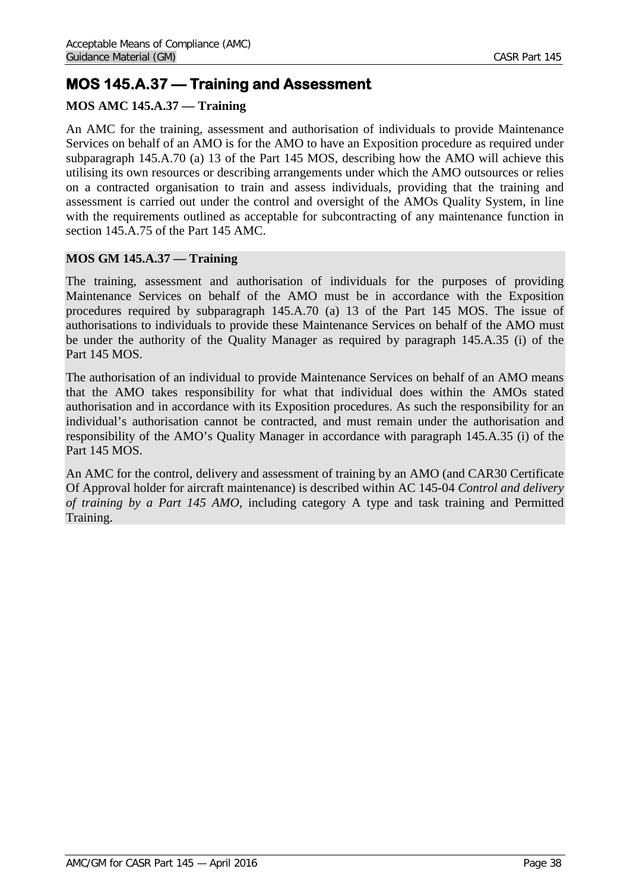## MOS 145.A.37 — Training and Assessment

### MOS AMC 145.A.37 — Training

An AMC for the training, assessment and authorisation of individuals to provide Maintenance Services on behalf of an AMO is for the AMO to have an Exposition procedure as required under subparagraph 145.A.70 (a) 13 of the Part 145 MOS, describing how the AMO will achieve this utilising its own resources or describing arrangements under which the AMO outsources or relies on a contracted organisation to train and assess individuals, providing that the training and assessment is carried out under the control and oversight of the AMOs Quality System, in line with the requirements outlined as acceptable for subcontracting of any maintenance function in section 145.A.75 of the Part 145 AMC.

### MOS GM 145.A.37 — Training

The training, assessment and authorisation of individuals for the purposes of providing Maintenance Services on behalf of the AMO must be in accordance with the Exposition procedures required by subparagraph 145.A.70 (a) 13 of the Part 145 MOS. The issue of authorisations to individuals to provide these Maintenance Services on behalf of the AMO must be under the authority of the Quality Manager as required by paragraph 145.A.35 (i) of the Part 145 MOS.

The authorisation of an individual to provide Maintenance Services on behalf of an AMO means that the AMO takes responsibility for what that individual does within the AMOs stated authorisation and in accordance with its Exposition procedures. As such the responsibility for an individual's authorisation cannot be contracted, and must remain under the authorisation and responsibility of the AMO's Quality Manager in accordance with paragraph 145.A.35 (i) of the Part 145 MOS.

An AMC for the control, delivery and assessment of training by an AMO (and CAR30 Certificate Of Approval holder for aircraft maintenance) is described within AC 145-04 *Control and delivery of training by a Part 145 AMO*, including category A type and task training and Permitted Training.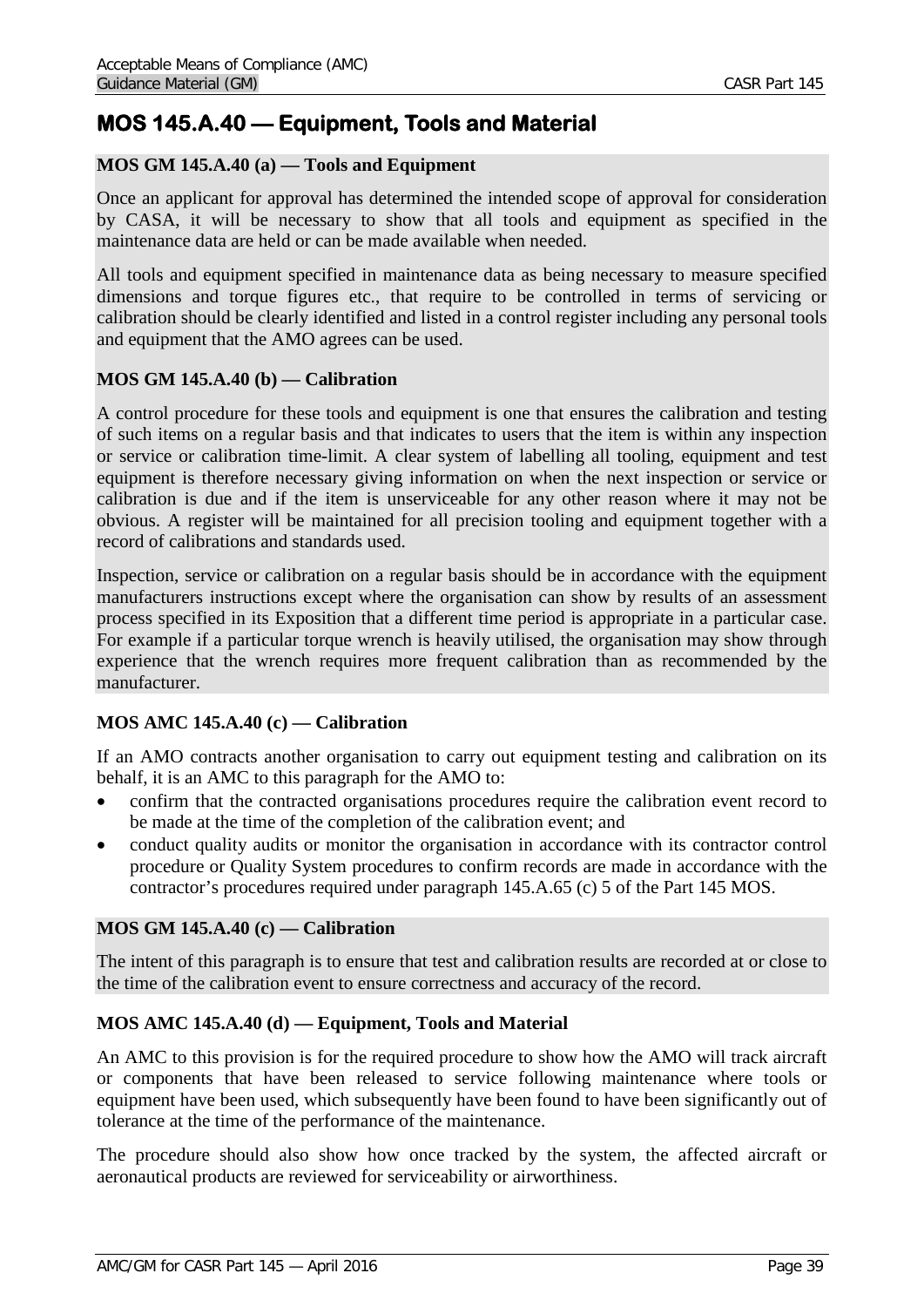## MOS 145.A.40 — Equipment, Tools and Material

### MOS GM 145.A.40 (a) — Tools and Equipment

Once an applicant for approval has determined the intended scope of approval for consideration by CASA, it will be necessary to show that all tools and equipment as specified in the maintenance data are held or can be made available when needed.

All tools and equipment specified in maintenance data as being necessary to measure specified dimensions and torque figures etc., that require to be controlled in terms of servicing or calibration should be clearly identified and listed in a control register including any personal tools and equipment that the AMO agrees can be used.

### MOS GM 145.A.40 (b) — Calibration

A control procedure for these tools and equipment is one that ensures the calibration and testing of such items on a regular basis and that indicates to users that the item is within any inspection or service or calibration time-limit. A clear system of labelling all tooling, equipment and test equipment is therefore necessary giving information on when the next inspection or service or calibration is due and if the item is unserviceable for any other reason where it may not be obvious. A register will be maintained for all precision tooling and equipment together with a record of calibrations and standards used.

Inspection, service or calibration on a regular basis should be in accordance with the equipment manufacturers instructions except where the organisation can show by results of an assessment process specified in its Exposition that a different time period is appropriate in a particular case. For example if a particular torque wrench is heavily utilised, the organisation may show through experience that the wrench requires more frequent calibration than as recommended by the manufacturer.

### MOS AMC 145.A.40 (c) — Calibration

If an AMO contracts another organisation to carry out equipment testing and calibration on its behalf, it is an AMC to this paragraph for the AMO to:

- confirm that the contracted organisations procedures require the calibration event record to be made at the time of the completion of the calibration event; and
- conduct quality audits or monitor the organisation in accordance with its contractor control procedure or Quality System procedures to confirm records are made in accordance with the contractor's procedures required under paragraph 145.A.65 (c) 5 of the Part 145 MOS.

### MOS GM 145.A.40 (c) — Calibration

The intent of this paragraph is to ensure that test and calibration results are recorded at or close to the time of the calibration event to ensure correctness and accuracy of the record.

### MOS AMC 145.A.40 (d) — Equipment, Tools and Material

An AMC to this provision is for the required procedure to show how the AMO will track aircraft or components that have been released to service following maintenance where tools or equipment have been used, which subsequently have been found to have been significantly out of tolerance at the time of the performance of the maintenance.

The procedure should also show how once tracked by the system, the affected aircraft or aeronautical products are reviewed for serviceability or airworthiness.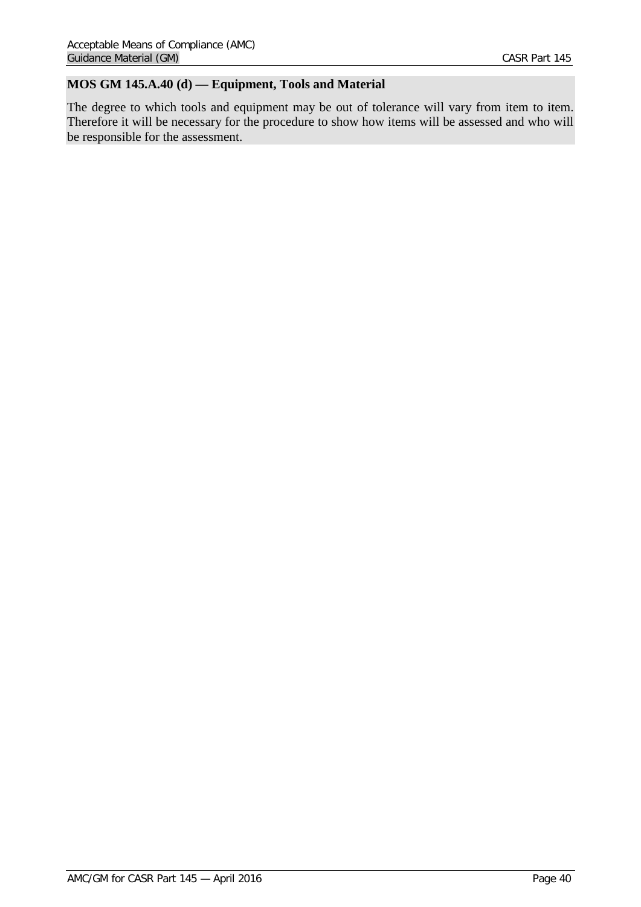### MOS GM 145.A.40 (d) — Equipment, Tools and Material

The degree to which tools and equipment may be out of tolerance will vary from item to item. Therefore it will be necessary for the procedure to show how items will be assessed and who will be responsible for the assessment.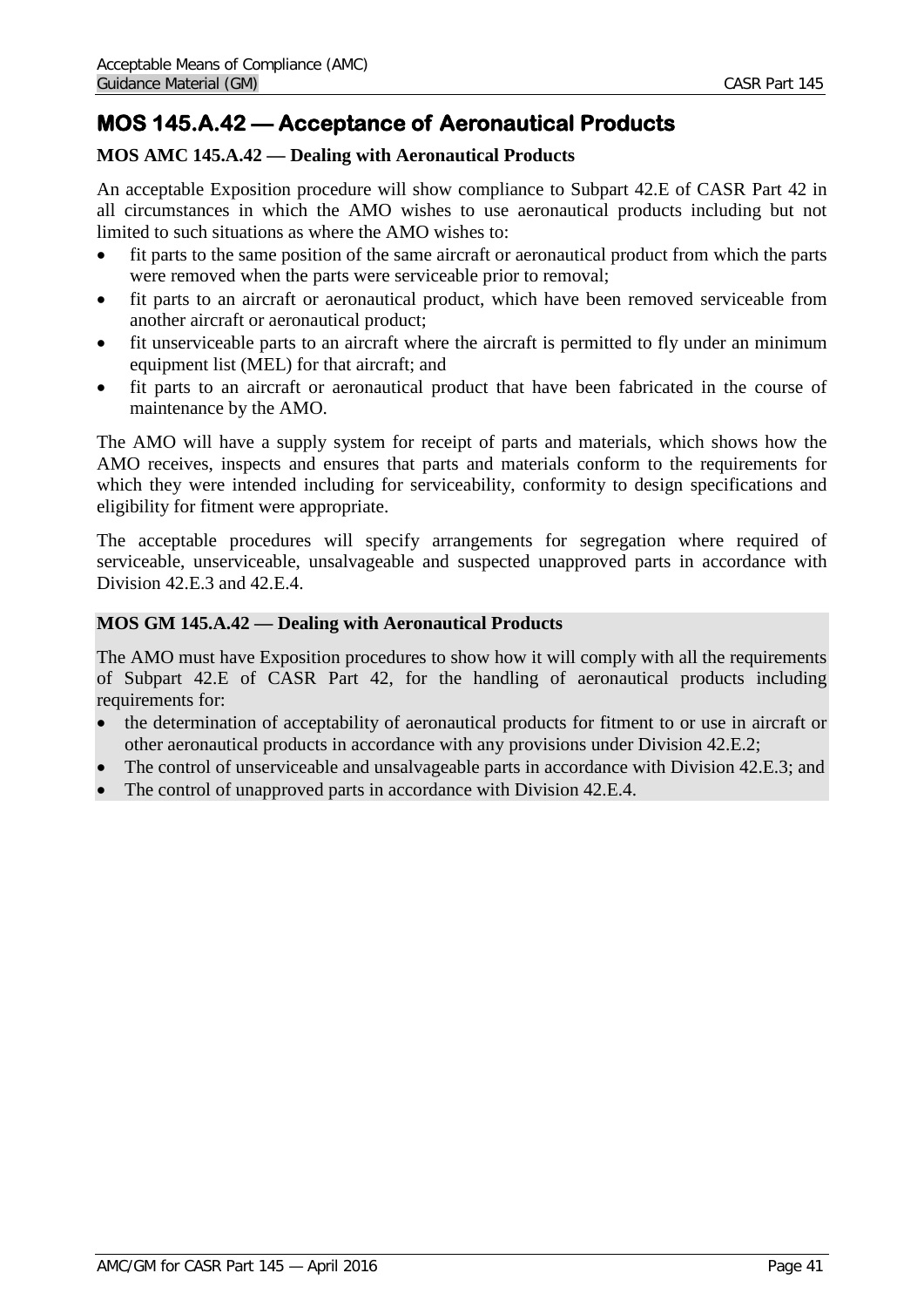## MOS 145.A.42 — Acceptance of Aeronautical Products

### MOS AMC 145.A.42 — Dealing with Aeronautical Products

An acceptable Exposition procedure will show compliance to Subpart 42.E of CASR Part 42 in all circumstances in which the AMO wishes to use aeronautical products including but not limited to such situations as where the AMO wishes to:

- fit parts to the same position of the same aircraft or aeronautical product from which the parts were removed when the parts were serviceable prior to removal;
- fit parts to an aircraft or aeronautical product, which have been removed serviceable from another aircraft or aeronautical product;
- fit unserviceable parts to an aircraft where the aircraft is permitted to fly under an minimum equipment list (MEL) for that aircraft; and
- fit parts to an aircraft or aeronautical product that have been fabricated in the course of maintenance by the AMO.

The AMO will have a supply system for receipt of parts and materials, which shows how the AMO receives, inspects and ensures that parts and materials conform to the requirements for which they were intended including for serviceability, conformity to design specifications and eligibility for fitment were appropriate.

The acceptable procedures will specify arrangements for segregation where required of serviceable, unserviceable, unsalvageable and suspected unapproved parts in accordance with Division 42.E.3 and 42.E.4.

### MOS GM 145.A.42 — Dealing with Aeronautical Products

The AMO must have Exposition procedures to show how it will comply with all the requirements of Subpart 42.E of CASR Part 42, for the handling of aeronautical products including requirements for:

- the determination of acceptability of aeronautical products for fitment to or use in aircraft or other aeronautical products in accordance with any provisions under Division 42.E.2;
- The control of unserviceable and unsalvageable parts in accordance with Division 42.E.3; and
- The control of unapproved parts in accordance with Division 42.E.4.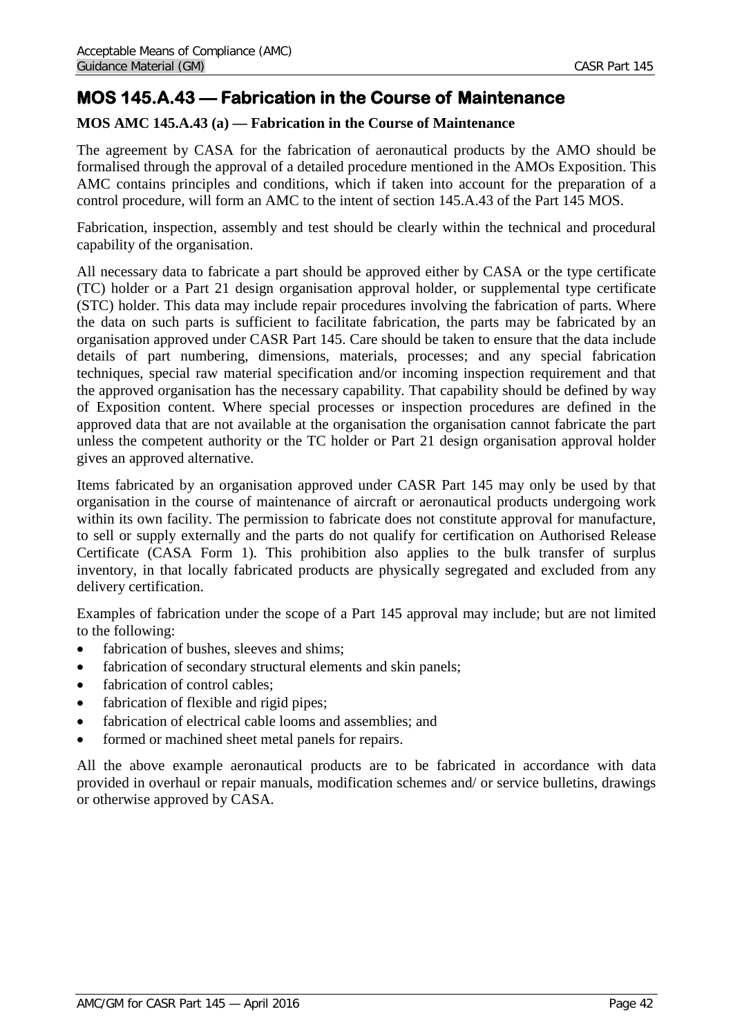## MOS 145.A.43 — Fabrication in the Course of Maintenance

### MOS AMC 145.A.43 (a) — Fabrication in the Course of Maintenance

The agreement by CASA for the fabrication of aeronautical products by the AMO should be formalised through the approval of a detailed procedure mentioned in the AMOs Exposition. This AMC contains principles and conditions, which if taken into account for the preparation of a control procedure, will form an AMC to the intent of section 145.A.43 of the Part 145 MOS.

Fabrication, inspection, assembly and test should be clearly within the technical and procedural capability of the organisation.

All necessary data to fabricate a part should be approved either by CASA or the type certificate (TC) holder or a Part 21 design organisation approval holder, or supplemental type certificate (STC) holder. This data may include repair procedures involving the fabrication of parts. Where the data on such parts is sufficient to facilitate fabrication, the parts may be fabricated by an organisation approved under CASR Part 145. Care should be taken to ensure that the data include details of part numbering, dimensions, materials, processes; and any special fabrication techniques, special raw material specification and/or incoming inspection requirement and that the approved organisation has the necessary capability. That capability should be defined by way of Exposition content. Where special processes or inspection procedures are defined in the approved data that are not available at the organisation the organisation cannot fabricate the part unless the competent authority or the TC holder or Part 21 design organisation approval holder gives an approved alternative.

Items fabricated by an organisation approved under CASR Part 145 may only be used by that organisation in the course of maintenance of aircraft or aeronautical products undergoing work within its own facility. The permission to fabricate does not constitute approval for manufacture, to sell or supply externally and the parts do not qualify for certification on Authorised Release Certificate (CASA Form 1). This prohibition also applies to the bulk transfer of surplus inventory, in that locally fabricated products are physically segregated and excluded from any delivery certification.

Examples of fabrication under the scope of a Part 145 approval may include; but are not limited to the following:

- fabrication of bushes, sleeves and shims;
- fabrication of secondary structural elements and skin panels;
- fabrication of control cables;
- fabrication of flexible and rigid pipes;
- fabrication of electrical cable looms and assemblies; and
- formed or machined sheet metal panels for repairs.

All the above example aeronautical products are to be fabricated in accordance with data provided in overhaul or repair manuals, modification schemes and/ or service bulletins, drawings or otherwise approved by CASA.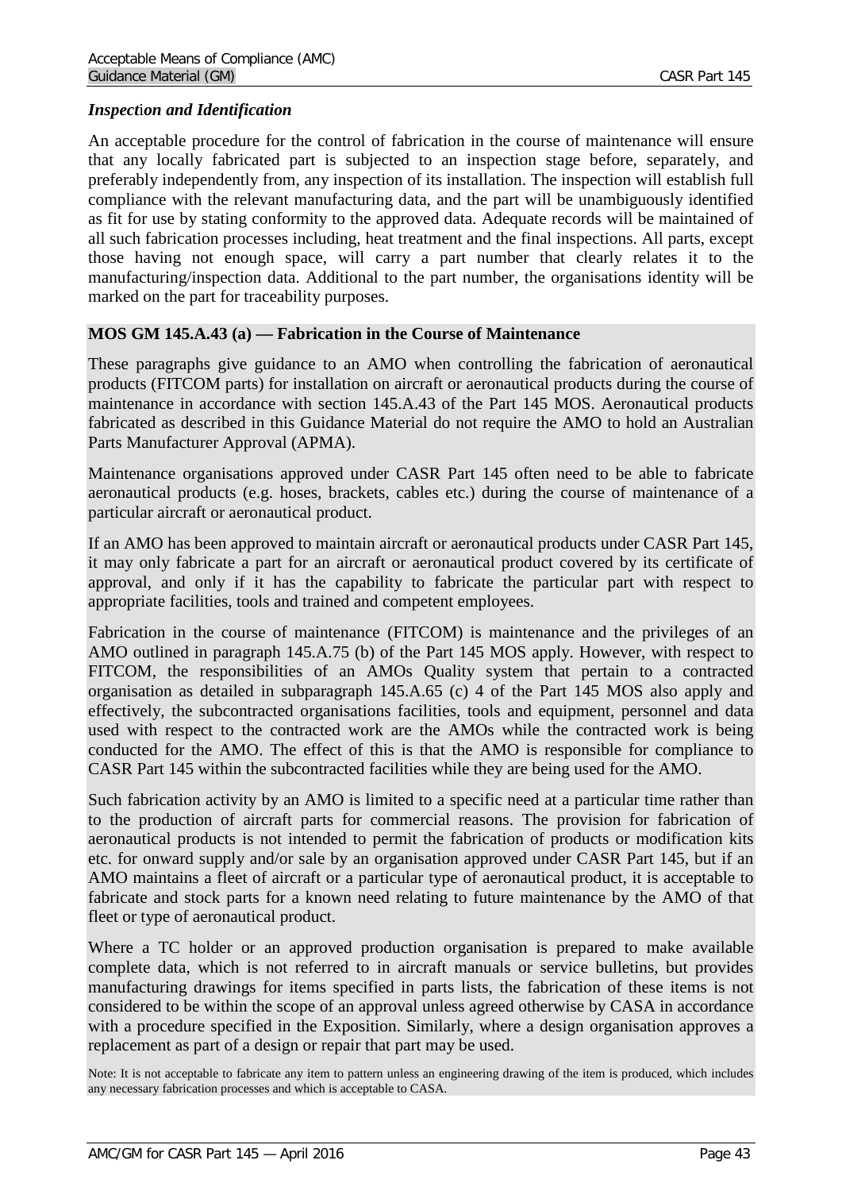### *Inspection and Identification*

An acceptable procedure for the control of fabrication in the course of maintenance will ensure that any locally fabricated part is subjected to an inspection stage before, separately, and preferably independently from, any inspection of its installation. The inspection will establish full compliance with the relevant manufacturing data, and the part will be unambiguously identified as fit for use by stating conformity to the approved data. Adequate records will be maintained of all such fabrication processes including, heat treatment and the final inspections. All parts, except those having not enough space, will carry a part number that clearly relates it to the manufacturing/inspection data. Additional to the part number, the organisations identity will be marked on the part for traceability purposes.

### MOS GM 145.A.43 (a) — Fabrication in the Course of Maintenance

These paragraphs give guidance to an AMO when controlling the fabrication of aeronautical products (FITCOM parts) for installation on aircraft or aeronautical products during the course of maintenance in accordance with section 145.A.43 of the Part 145 MOS. Aeronautical products fabricated as described in this Guidance Material do not require the AMO to hold an Australian Parts Manufacturer Approval (APMA).

Maintenance organisations approved under CASR Part 145 often need to be able to fabricate aeronautical products (e.g. hoses, brackets, cables etc.) during the course of maintenance of a particular aircraft or aeronautical product.

If an AMO has been approved to maintain aircraft or aeronautical products under CASR Part 145, it may only fabricate a part for an aircraft or aeronautical product covered by its certificate of approval, and only if it has the capability to fabricate the particular part with respect to appropriate facilities, tools and trained and competent employees.

Fabrication in the course of maintenance (FITCOM) is maintenance and the privileges of an AMO outlined in paragraph 145.A.75 (b) of the Part 145 MOS apply. However, with respect to FITCOM, the responsibilities of an AMOs Quality system that pertain to a contracted organisation as detailed in subparagraph 145.A.65 (c) 4 of the Part 145 MOS also apply and effectively, the subcontracted organisations facilities, tools and equipment, personnel and data used with respect to the contracted work are the AMOs while the contracted work is being conducted for the AMO. The effect of this is that the AMO is responsible for compliance to CASR Part 145 within the subcontracted facilities while they are being used for the AMO.

Such fabrication activity by an AMO is limited to a specific need at a particular time rather than to the production of aircraft parts for commercial reasons. The provision for fabrication of aeronautical products is not intended to permit the fabrication of products or modification kits etc. for onward supply and/or sale by an organisation approved under CASR Part 145, but if an AMO maintains a fleet of aircraft or a particular type of aeronautical product, it is acceptable to fabricate and stock parts for a known need relating to future maintenance by the AMO of that fleet or type of aeronautical product.

Where a TC holder or an approved production organisation is prepared to make available complete data, which is not referred to in aircraft manuals or service bulletins, but provides manufacturing drawings for items specified in parts lists, the fabrication of these items is not considered to be within the scope of an approval unless agreed otherwise by CASA in accordance with a procedure specified in the Exposition. Similarly, where a design organisation approves a replacement as part of a design or repair that part may be used.

Note: It is not acceptable to fabricate any item to pattern unless an engineering drawing of the item is produced, which includes any necessary fabrication processes and which is acceptable to CASA.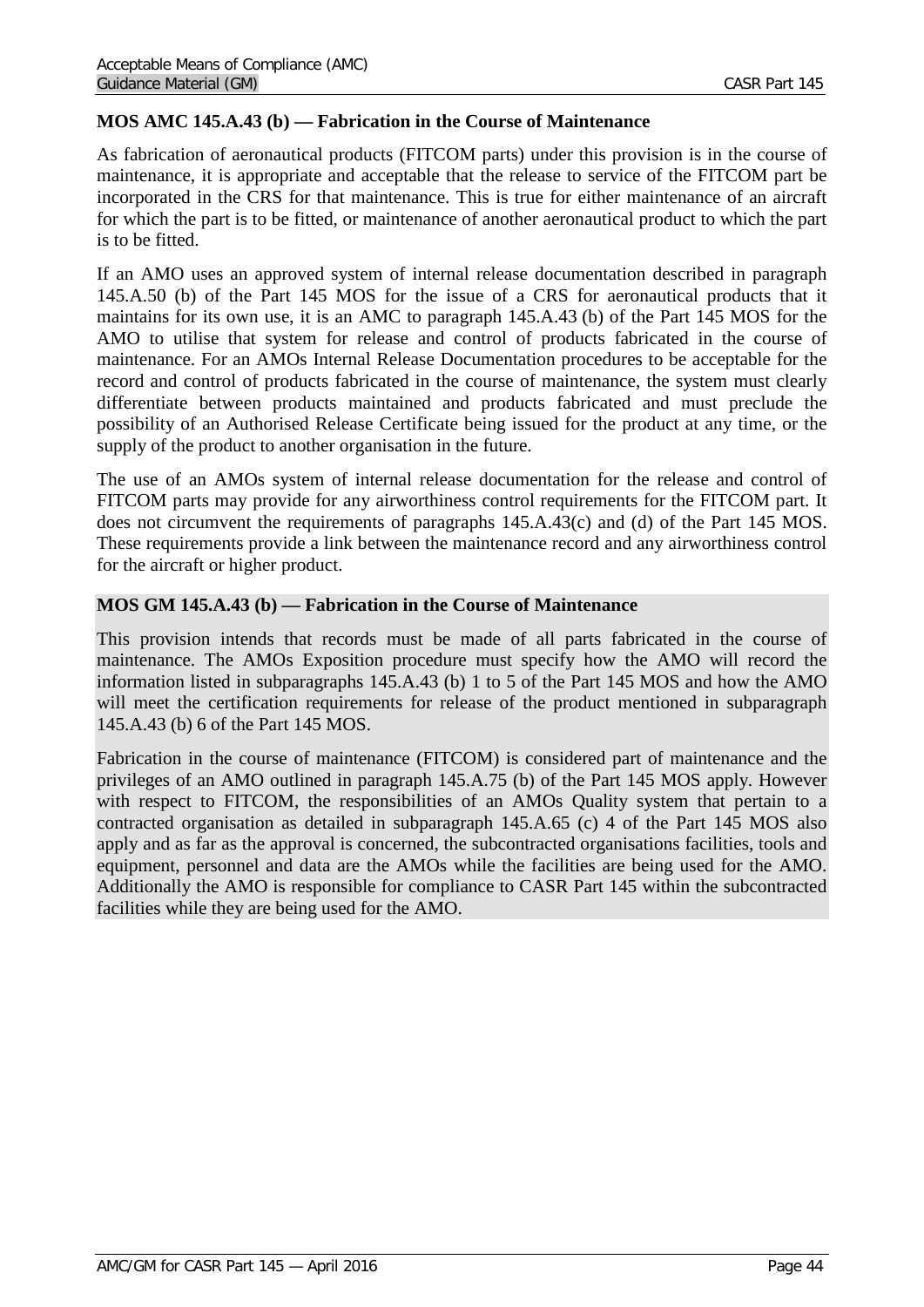### MOS AMC 145.A.43 (b) — Fabrication in the Course of Maintenance

As fabrication of aeronautical products (FITCOM parts) under this provision is in the course of maintenance, it is appropriate and acceptable that the release to service of the FITCOM part be incorporated in the CRS for that maintenance. This is true for either maintenance of an aircraft for which the part is to be fitted, or maintenance of another aeronautical product to which the part is to be fitted.

If an AMO uses an approved system of internal release documentation described in paragraph 145.A.50 (b) of the Part 145 MOS for the issue of a CRS for aeronautical products that it maintains for its own use, it is an AMC to paragraph 145.A.43 (b) of the Part 145 MOS for the AMO to utilise that system for release and control of products fabricated in the course of maintenance. For an AMOs Internal Release Documentation procedures to be acceptable for the record and control of products fabricated in the course of maintenance, the system must clearly differentiate between products maintained and products fabricated and must preclude the possibility of an Authorised Release Certificate being issued for the product at any time, or the supply of the product to another organisation in the future.

The use of an AMOs system of internal release documentation for the release and control of FITCOM parts may provide for any airworthiness control requirements for the FITCOM part. It does not circumvent the requirements of paragraphs 145.A.43(c) and (d) of the Part 145 MOS. These requirements provide a link between the maintenance record and any airworthiness control for the aircraft or higher product.

### MOS GM 145.A.43 (b) — Fabrication in the Course of Maintenance

This provision intends that records must be made of all parts fabricated in the course of maintenance. The AMOs Exposition procedure must specify how the AMO will record the information listed in subparagraphs 145.A.43 (b) 1 to 5 of the Part 145 MOS and how the AMO will meet the certification requirements for release of the product mentioned in subparagraph 145.A.43 (b) 6 of the Part 145 MOS.

Fabrication in the course of maintenance (FITCOM) is considered part of maintenance and the privileges of an AMO outlined in paragraph 145.A.75 (b) of the Part 145 MOS apply. However with respect to FITCOM, the responsibilities of an AMOs Quality system that pertain to a contracted organisation as detailed in subparagraph 145.A.65 (c) 4 of the Part 145 MOS also apply and as far as the approval is concerned, the subcontracted organisations facilities, tools and equipment, personnel and data are the AMOs while the facilities are being used for the AMO. Additionally the AMO is responsible for compliance to CASR Part 145 within the subcontracted facilities while they are being used for the AMO.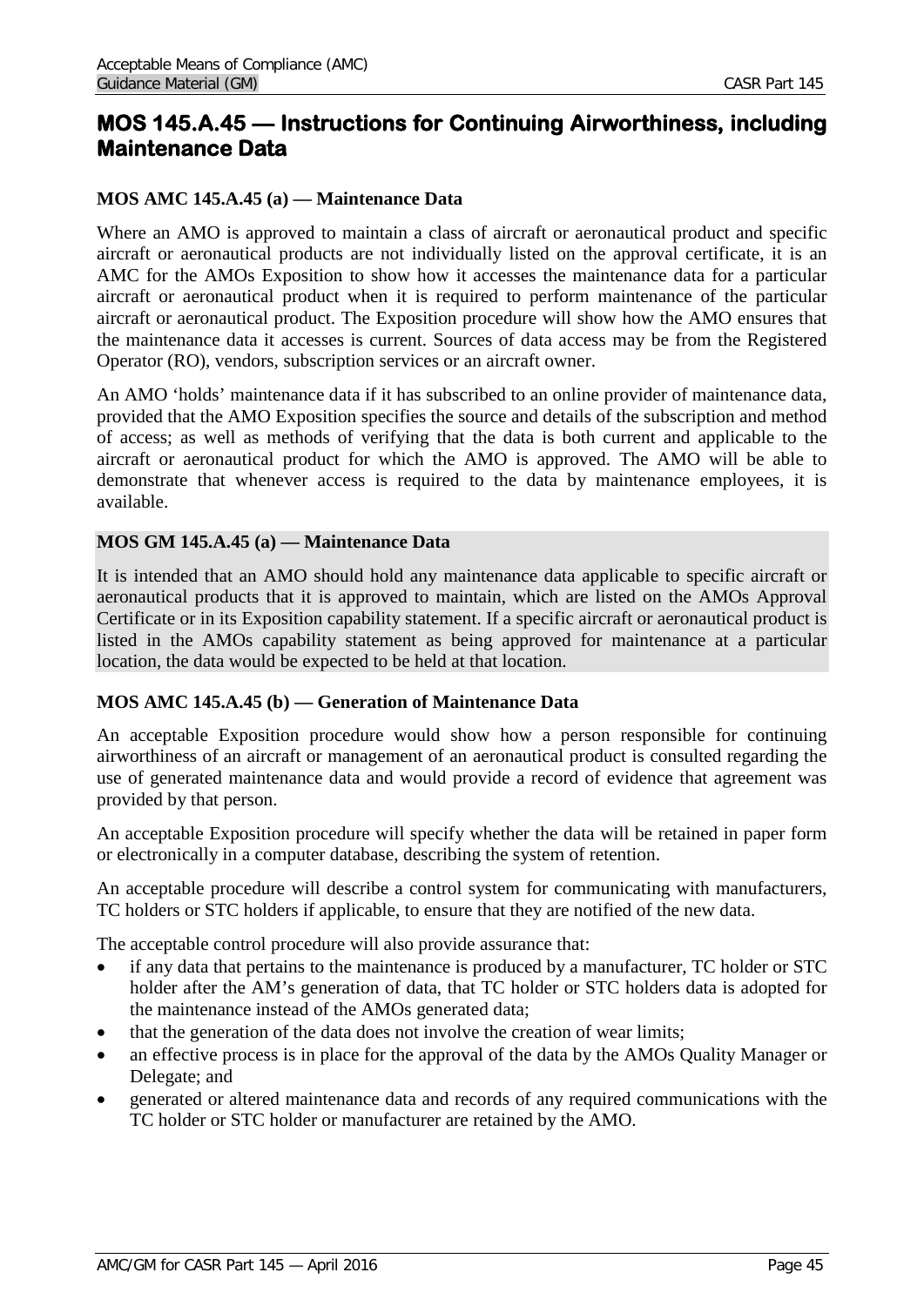## MOS 145.A.45 — Instructions for Continuing Airworthiness, including Maintenance Data

### MOS AMC 145.A.45 (a) — Maintenance Data

Where an AMO is approved to maintain a class of aircraft or aeronautical product and specific aircraft or aeronautical products are not individually listed on the approval certificate, it is an AMC for the AMOs Exposition to show how it accesses the maintenance data for a particular aircraft or aeronautical product when it is required to perform maintenance of the particular aircraft or aeronautical product. The Exposition procedure will show how the AMO ensures that the maintenance data it accesses is current. Sources of data access may be from the Registered Operator (RO), vendors, subscription services or an aircraft owner.

An AMO 'holds' maintenance data if it has subscribed to an online provider of maintenance data, provided that the AMO Exposition specifies the source and details of the subscription and method of access; as well as methods of verifying that the data is both current and applicable to the aircraft or aeronautical product for which the AMO is approved. The AMO will be able to demonstrate that whenever access is required to the data by maintenance employees, it is available.

### MOS GM 145.A.45 (a) — Maintenance Data

It is intended that an AMO should hold any maintenance data applicable to specific aircraft or aeronautical products that it is approved to maintain, which are listed on the AMOs Approval Certificate or in its Exposition capability statement. If a specific aircraft or aeronautical product is listed in the AMOs capability statement as being approved for maintenance at a particular location, the data would be expected to be held at that location.

### MOS AMC 145.A.45 (b) — Generation of Maintenance Data

An acceptable Exposition procedure would show how a person responsible for continuing airworthiness of an aircraft or management of an aeronautical product is consulted regarding the use of generated maintenance data and would provide a record of evidence that agreement was provided by that person.

An acceptable Exposition procedure will specify whether the data will be retained in paper form or electronically in a computer database, describing the system of retention.

An acceptable procedure will describe a control system for communicating with manufacturers, TC holders or STC holders if applicable, to ensure that they are notified of the new data.

The acceptable control procedure will also provide assurance that:

- if any data that pertains to the maintenance is produced by a manufacturer, TC holder or STC holder after the AM's generation of data, that TC holder or STC holders data is adopted for the maintenance instead of the AMOs generated data;
- that the generation of the data does not involve the creation of wear limits;
- an effective process is in place for the approval of the data by the AMOs Quality Manager or Delegate; and
- generated or altered maintenance data and records of any required communications with the TC holder or STC holder or manufacturer are retained by the AMO.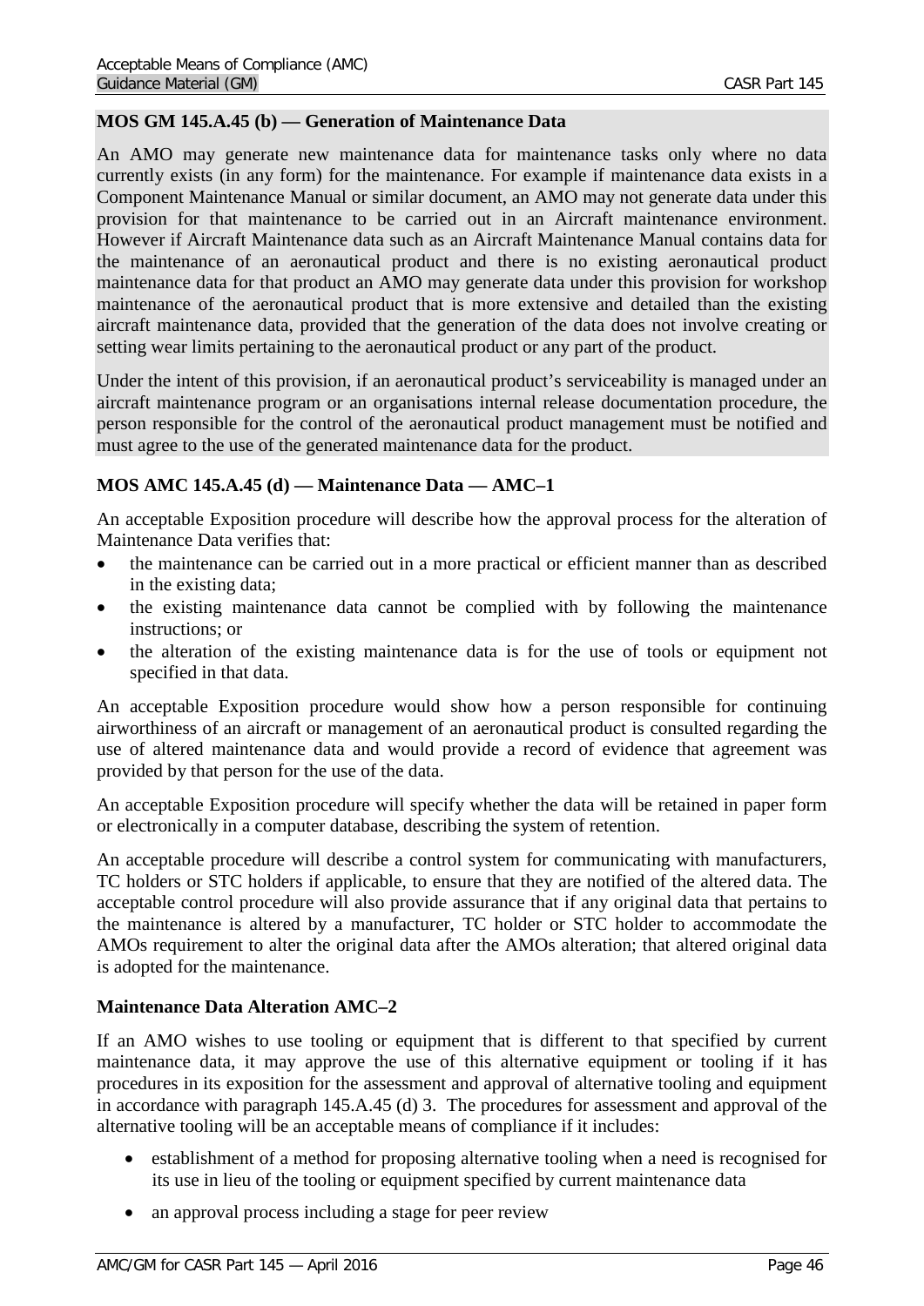**MOS GM 145.A.45 (b) — Generation of Maintenance Data**

An AMO may generate new maintenance data for maintenance tasks only where no data currently exists (in any form) for the maintenance. For example if maintenance data exists in a Component Maintenance Manual or similar document, an AMO may not generate data under this provision for that maintenance to be carried out in an Aircraft maintenance environment. However if Aircraft Maintenance data such as an Aircraft Maintenance Manual contains data for the maintenance of an aeronautical product and there is no existing aeronautical product maintenance data for that product an AMO may generate data under this provision for workshop maintenance of the aeronautical product that is more extensive and detailed than the existing aircraft maintenance data, provided that the generation of the data does not involve creating or setting wear limits pertaining to the aeronautical product or any part of the product.

Under the intent of this provision, if an aeronautical product's serviceability is managed under an aircraft maintenance program or an organisations internal release documentation procedure, the person responsible for the control of the aeronautical product management must be notified and must agree to the use of the generated maintenance data for the product.

**MOS AMC 145.A.45 (d) — Maintenance Data — AMC–1**

An acceptable Exposition procedure will describe how the approval process for the alteration of Maintenance Data verifies that:

- the maintenance can be carried out in a more practical or efficient manner than as described in the existing data;
- the existing maintenance data cannot be complied with by following the maintenance instructions; or
- the alteration of the existing maintenance data is for the use of tools or equipment not specified in that data.

An acceptable Exposition procedure would show how a person responsible for continuing airworthiness of an aircraft or management of an aeronautical product is consulted regarding the use of altered maintenance data and would provide a record of evidence that agreement was provided by that person for the use of the data.

An acceptable Exposition procedure will specify whether the data will be retained in paper form or electronically in a computer database, describing the system of retention.

An acceptable procedure will describe a control system for communicating with manufacturers, TC holders or STC holders if applicable, to ensure that they are notified of the altered data. The acceptable control procedure will also provide assurance that if any original data that pertains to the maintenance is altered by a manufacturer, TC holder or STC holder to accommodate the AMOs requirement to alter the original data after the AMOs alteration; that altered original data is adopted for the maintenance.

**Maintenance Data Alteration AMC–2**

If an AMO wishes to use tooling or equipment that is different to that specified by current maintenance data, it may approve the use of this alternative equipment or tooling if it has procedures in its exposition for the assessment and approval of alternative tooling and equipment in accordance with paragraph 145.A.45 (d) 3. The procedures for assessment and approval of the alternative tooling will be an acceptable means of compliance if it includes:

- establishment of a method for proposing alternative tooling when a need is recognised for its use in lieu of the tooling or equipment specified by current maintenance data
- an approval process including a stage for peer review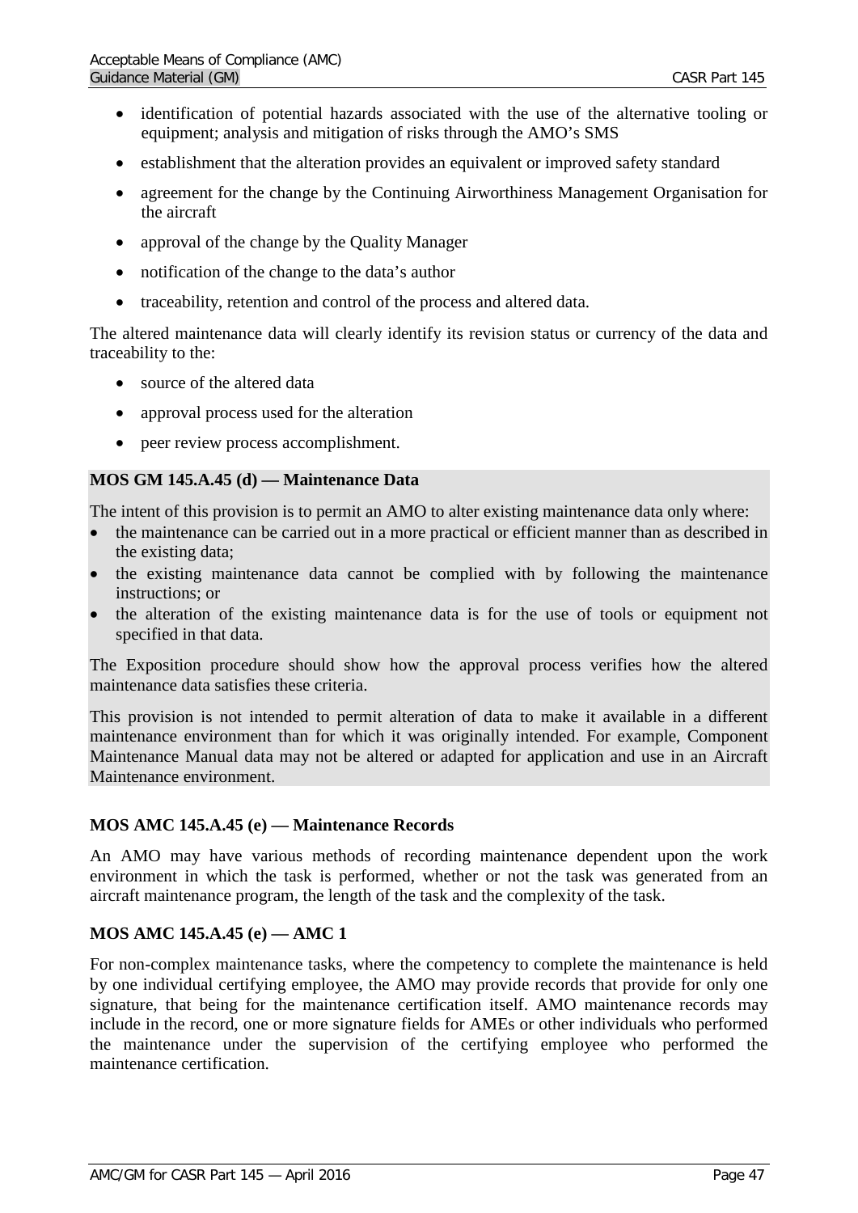- identification of potential hazards associated with the use of the alternative tooling or equipment; analysis and mitigation of risks through the AMO's SMS
- establishment that the alteration provides an equivalent or improved safety standard
- agreement for the change by the Continuing Airworthiness Management Organisation for the aircraft
- approval of the change by the Quality Manager
- notification of the change to the data's author
- traceability, retention and control of the process and altered data.

The altered maintenance data will clearly identify its revision status or currency of the data and traceability to the:

- source of the altered data
- approval process used for the alteration
- peer review process accomplishment.

**MOS GM 145.A.45 (d) — Maintenance Data**

The intent of this provision is to permit an AMO to alter existing maintenance data only where:

- the maintenance can be carried out in a more practical or efficient manner than as described in the existing data;
- the existing maintenance data cannot be complied with by following the maintenance instructions; or
- the alteration of the existing maintenance data is for the use of tools or equipment not specified in that data.

The Exposition procedure should show how the approval process verifies how the altered maintenance data satisfies these criteria.

This provision is not intended to permit alteration of data to make it available in a different maintenance environment than for which it was originally intended. For example, Component Maintenance Manual data may not be altered or adapted for application and use in an Aircraft Maintenance environment.

**MOS AMC 145.A.45 (e) — Maintenance Records**

An AMO may have various methods of recording maintenance dependent upon the work environment in which the task is performed, whether or not the task was generated from an aircraft maintenance program, the length of the task and the complexity of the task.

**MOS AMC 145.A.45 (e) — AMC 1**

For non-complex maintenance tasks, where the competency to complete the maintenance is held by one individual certifying employee, the AMO may provide records that provide for only one signature, that being for the maintenance certification itself. AMO maintenance records may include in the record, one or more signature fields for AMEs or other individuals who performed the maintenance under the supervision of the certifying employee who performed the maintenance certification.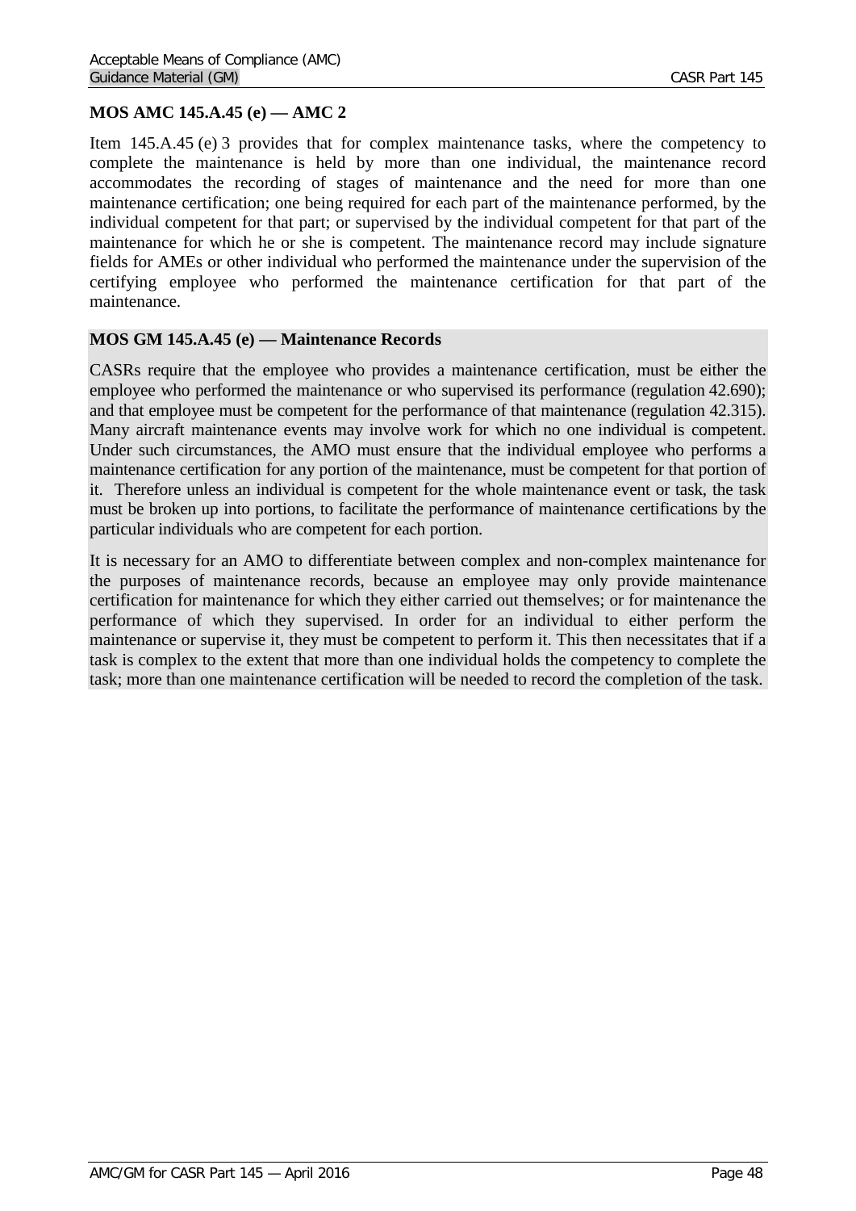**MOS AMC 145.A.45 (e) — AMC 2**

Item 145.A.45 (e) 3 provides that for complex maintenance tasks, where the competency to complete the maintenance is held by more than one individual, the maintenance record accommodates the recording of stages of maintenance and the need for more than one maintenance certification; one being required for each part of the maintenance performed, by the individual competent for that part; or supervised by the individual competent for that part of the maintenance for which he or she is competent. The maintenance record may include signature fields for AMEs or other individual who performed the maintenance under the supervision of the certifying employee who performed the maintenance certification for that part of the maintenance.

**MOS GM 145.A.45 (e) — Maintenance Records**

CASRs require that the employee who provides a maintenance certification, must be either the employee who performed the maintenance or who supervised its performance (regulation 42.690); and that employee must be competent for the performance of that maintenance (regulation 42.315). Many aircraft maintenance events may involve work for which no one individual is competent. Under such circumstances, the AMO must ensure that the individual employee who performs a maintenance certification for any portion of the maintenance, must be competent for that portion of it. Therefore unless an individual is competent for the whole maintenance event or task, the task must be broken up into portions, to facilitate the performance of maintenance certifications by the particular individuals who are competent for each portion.

It is necessary for an AMO to differentiate between complex and non-complex maintenance for the purposes of maintenance records, because an employee may only provide maintenance certification for maintenance for which they either carried out themselves; or for maintenance the performance of which they supervised. In order for an individual to either perform the maintenance or supervise it, they must be competent to perform it. This then necessitates that if a task is complex to the extent that more than one individual holds the competency to complete the task; more than one maintenance certification will be needed to record the completion of the task.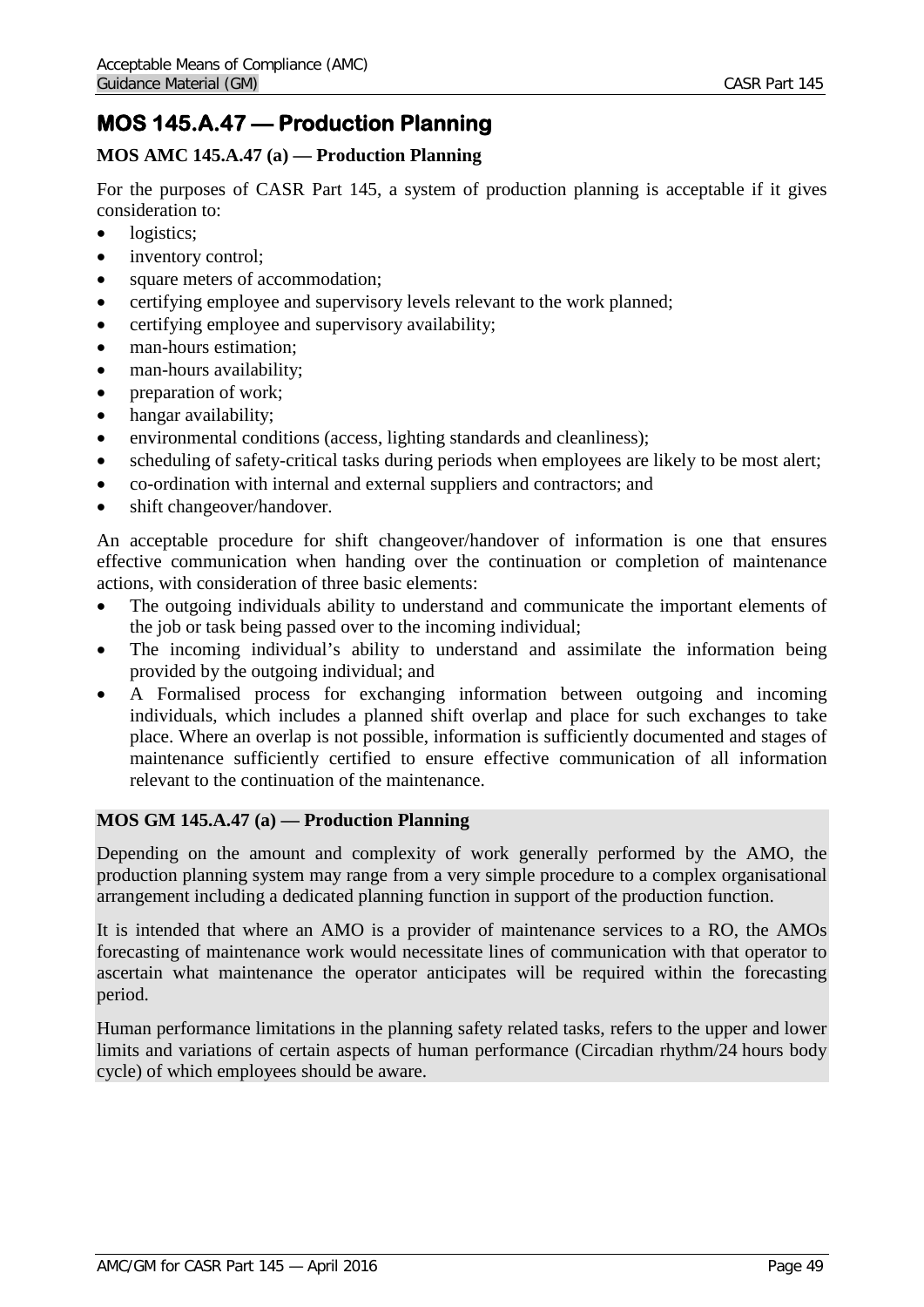# MOS 145.A.47 — Production Planning

### MOS AMC 145.A.47 (a) — Production Planning

For the purposes of CASR Part 145, a system of production planning is acceptable if it gives consideration to:

- logistics;
- inventory control;
- square meters of accommodation;
- certifying employee and supervisory levels relevant to the work planned;
- certifying employee and supervisory availability;
- man-hours estimation;
- man-hours availability;
- preparation of work;
- hangar availability;
- environmental conditions (access, lighting standards and cleanliness);
- scheduling of safety-critical tasks during periods when employees are likely to be most alert;
- co-ordination with internal and external suppliers and contractors; and
- shift changeover/handover.

An acceptable procedure for shift changeover/handover of information is one that ensures effective communication when handing over the continuation or completion of maintenance actions, with consideration of three basic elements:

- The outgoing individuals ability to understand and communicate the important elements of the job or task being passed over to the incoming individual;
- The incoming individual's ability to understand and assimilate the information being provided by the outgoing individual; and
- A Formalised process for exchanging information between outgoing and incoming individuals, which includes a planned shift overlap and place for such exchanges to take place. Where an overlap is not possible, information is sufficiently documented and stages of maintenance sufficiently certified to ensure effective communication of all information relevant to the continuation of the maintenance.

### MOS GM 145.A.47 (a) — Production Planning

Depending on the amount and complexity of work generally performed by the AMO, the production planning system may range from a very simple procedure to a complex organisational arrangement including a dedicated planning function in support of the production function.

It is intended that where an AMO is a provider of maintenance services to a RO, the AMOs forecasting of maintenance work would necessitate lines of communication with that operator to ascertain what maintenance the operator anticipates will be required within the forecasting period.

Human performance limitations in the planning safety related tasks, refers to the upper and lower limits and variations of certain aspects of human performance (Circadian rhythm/24 hours body cycle) of which employees should be aware.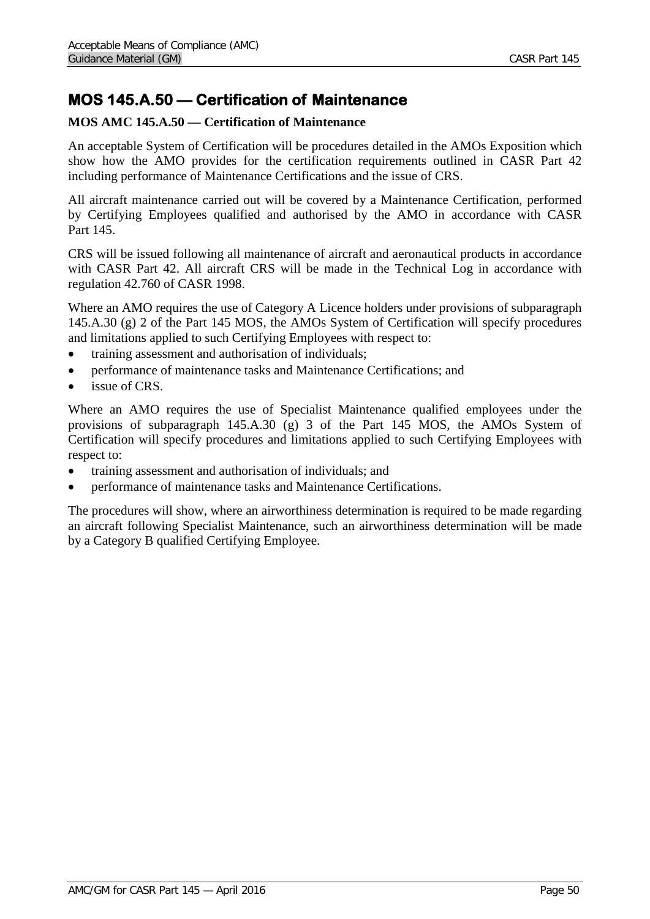## MOS 145.A.50 — Certification of Maintenance

**MOS AMC 145.A.50 — Certification of Maintenance**

An acceptable System of Certification will be procedures detailed in the AMOs Exposition which show how the AMO provides for the certification requirements outlined in CASR Part 42 including performance of Maintenance Certifications and the issue of CRS.

All aircraft maintenance carried out will be covered by a Maintenance Certification, performed by Certifying Employees qualified and authorised by the AMO in accordance with CASR Part 145.

CRS will be issued following all maintenance of aircraft and aeronautical products in accordance with CASR Part 42. All aircraft CRS will be made in the Technical Log in accordance with regulation 42.760 of CASR 1998.

Where an AMO requires the use of Category A Licence holders under provisions of subparagraph 145.A.30 (g) 2 of the Part 145 MOS, the AMOs System of Certification will specify procedures and limitations applied to such Certifying Employees with respect to:

- training assessment and authorisation of individuals;
- performance of maintenance tasks and Maintenance Certifications; and
- issue of CRS.

Where an AMO requires the use of Specialist Maintenance qualified employees under the provisions of subparagraph 145.A.30 (g) 3 of the Part 145 MOS, the AMOs System of Certification will specify procedures and limitations applied to such Certifying Employees with respect to:

- training assessment and authorisation of individuals; and
- performance of maintenance tasks and Maintenance Certifications.

The procedures will show, where an airworthiness determination is required to be made regarding an aircraft following Specialist Maintenance, such an airworthiness determination will be made by a Category B qualified Certifying Employee.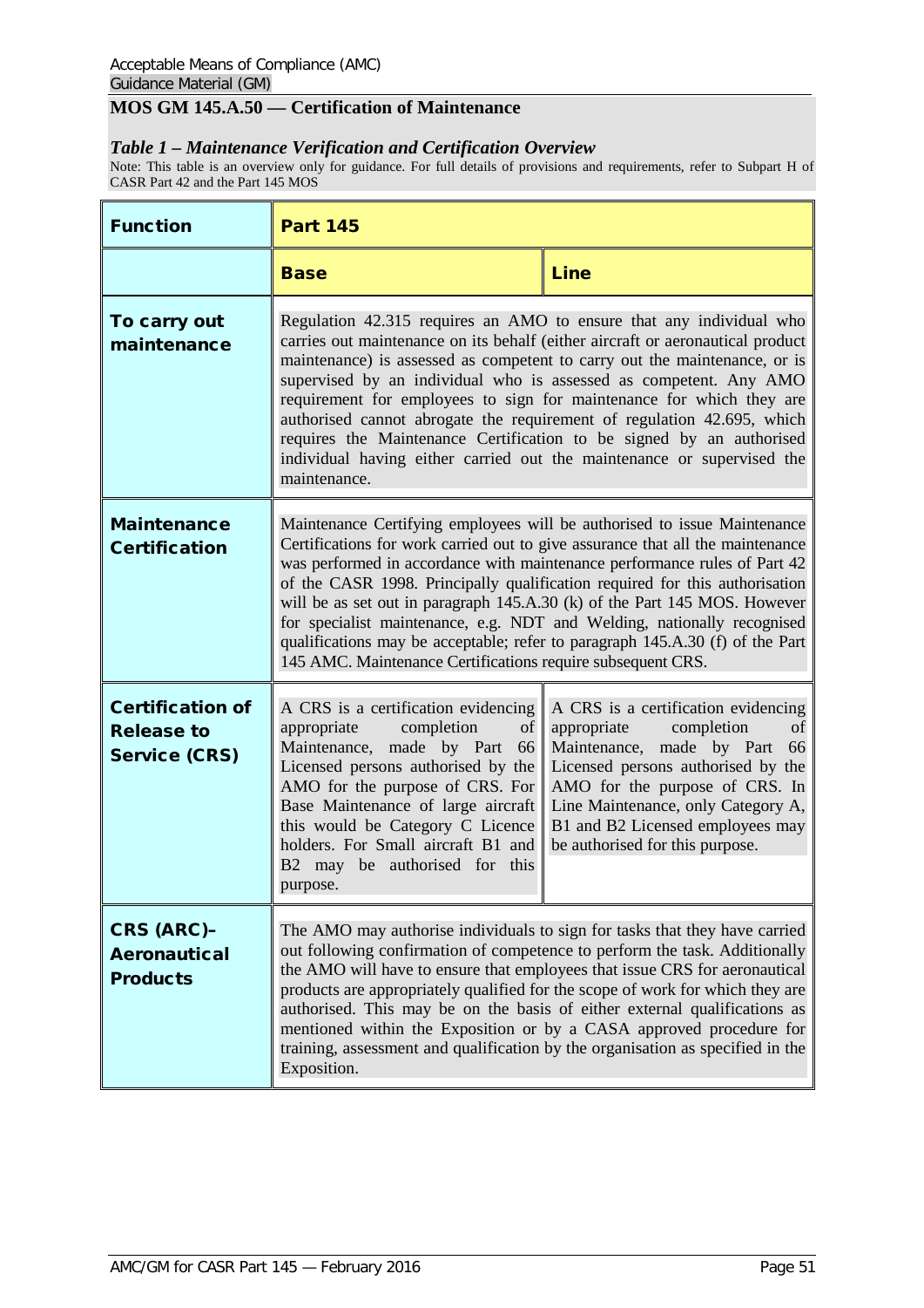## MOS GM 145.A.50 — Certification of Maintenance

### *Table 1 – Maintenance Verification and Certification Overview*

Note: This table is an overview only for guidance. For full details of provisions and requirements, refer to Subpart H of CASR Part 42 and the Part 145 MOS

| **Function** | **Part 145** | |
|---|---|---|
| | **Base** | **Line** |
| **To carry out maintenance** | Regulation 42.315 requires an AMO to ensure that any individual who carries out maintenance on its behalf (either aircraft or aeronautical product maintenance) is assessed as competent to carry out the maintenance, or is supervised by an individual who is assessed as competent. Any AMO requirement for employees to sign for maintenance for which they are authorised cannot abrogate the requirement of regulation 42.695, which requires the Maintenance Certification to be signed by an authorised individual having either carried out the maintenance or supervised the maintenance. | |
| **Maintenance Certification** | Maintenance Certifying employees will be authorised to issue Maintenance Certifications for work carried out to give assurance that all the maintenance was performed in accordance with maintenance performance rules of Part 42 of the CASR 1998. Principally qualification required for this authorisation will be as set out in paragraph 145.A.30 (k) of the Part 145 MOS. However for specialist maintenance, e.g. NDT and Welding, nationally recognised qualifications may be acceptable; refer to paragraph 145.A.30 (f) of the Part 145 AMC. Maintenance Certifications require subsequent CRS. | |
| **Certification of Release to Service (CRS)** | A CRS is a certification evidencing appropriate completion of Maintenance, made by Part 66 Licensed persons authorised by the AMO for the purpose of CRS. For Base Maintenance of large aircraft this would be Category C Licence holders. For Small aircraft B1 and B2 may be authorised for this purpose. | A CRS is a certification evidencing appropriate completion of Maintenance, made by Part 66 Licensed persons authorised by the AMO for the purpose of CRS. In Line Maintenance, only Category A, B1 and B2 Licensed employees may be authorised for this purpose. |
| **CRS (ARC)– Aeronautical Products** | The AMO may authorise individuals to sign for tasks that they have carried out following confirmation of competence to perform the task. Additionally the AMO will have to ensure that employees that issue CRS for aeronautical products are appropriately qualified for the scope of work for which they are authorised. This may be on the basis of either external qualifications as mentioned within the Exposition or by a CASA approved procedure for training, assessment and qualification by the organisation as specified in the Exposition. | |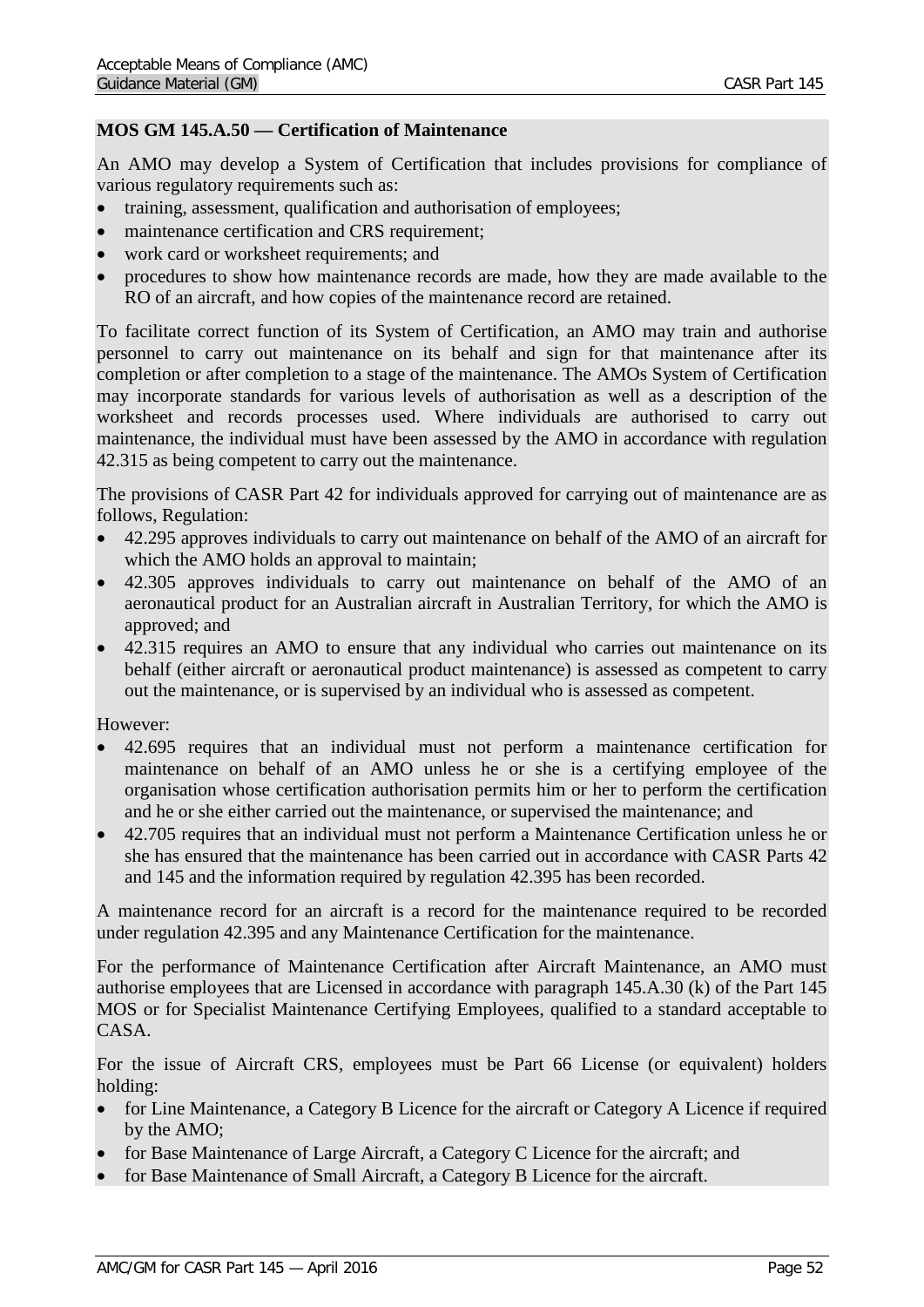**MOS GM 145.A.50 — Certification of Maintenance**

An AMO may develop a System of Certification that includes provisions for compliance of various regulatory requirements such as:

- training, assessment, qualification and authorisation of employees;
- maintenance certification and CRS requirement;
- work card or worksheet requirements; and
- procedures to show how maintenance records are made, how they are made available to the RO of an aircraft, and how copies of the maintenance record are retained.

To facilitate correct function of its System of Certification, an AMO may train and authorise personnel to carry out maintenance on its behalf and sign for that maintenance after its completion or after completion to a stage of the maintenance. The AMOs System of Certification may incorporate standards for various levels of authorisation as well as a description of the worksheet and records processes used. Where individuals are authorised to carry out maintenance, the individual must have been assessed by the AMO in accordance with regulation 42.315 as being competent to carry out the maintenance.

The provisions of CASR Part 42 for individuals approved for carrying out of maintenance are as follows, Regulation:

- 42.295 approves individuals to carry out maintenance on behalf of the AMO of an aircraft for which the AMO holds an approval to maintain;
- 42.305 approves individuals to carry out maintenance on behalf of the AMO of an aeronautical product for an Australian aircraft in Australian Territory, for which the AMO is approved; and
- 42.315 requires an AMO to ensure that any individual who carries out maintenance on its behalf (either aircraft or aeronautical product maintenance) is assessed as competent to carry out the maintenance, or is supervised by an individual who is assessed as competent.

However:

- 42.695 requires that an individual must not perform a maintenance certification for maintenance on behalf of an AMO unless he or she is a certifying employee of the organisation whose certification authorisation permits him or her to perform the certification and he or she either carried out the maintenance, or supervised the maintenance; and
- 42.705 requires that an individual must not perform a Maintenance Certification unless he or she has ensured that the maintenance has been carried out in accordance with CASR Parts 42 and 145 and the information required by regulation 42.395 has been recorded.

A maintenance record for an aircraft is a record for the maintenance required to be recorded under regulation 42.395 and any Maintenance Certification for the maintenance.

For the performance of Maintenance Certification after Aircraft Maintenance, an AMO must authorise employees that are Licensed in accordance with paragraph 145.A.30 (k) of the Part 145 MOS or for Specialist Maintenance Certifying Employees, qualified to a standard acceptable to CASA.

For the issue of Aircraft CRS, employees must be Part 66 License (or equivalent) holders holding:

- for Line Maintenance, a Category B Licence for the aircraft or Category A Licence if required by the AMO;
- for Base Maintenance of Large Aircraft, a Category C Licence for the aircraft; and
- for Base Maintenance of Small Aircraft, a Category B Licence for the aircraft.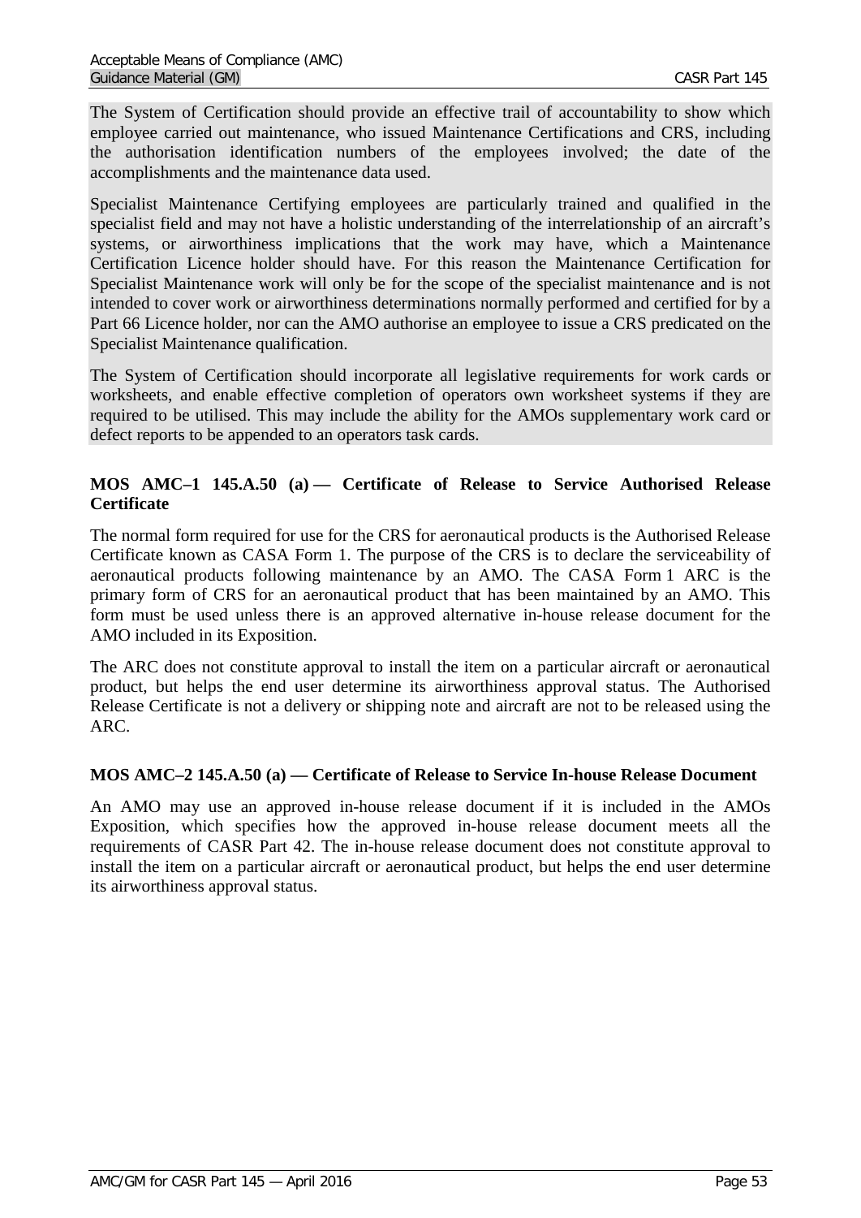The System of Certification should provide an effective trail of accountability to show which employee carried out maintenance, who issued Maintenance Certifications and CRS, including the authorisation identification numbers of the employees involved; the date of the accomplishments and the maintenance data used.

Specialist Maintenance Certifying employees are particularly trained and qualified in the specialist field and may not have a holistic understanding of the interrelationship of an aircraft's systems, or airworthiness implications that the work may have, which a Maintenance Certification Licence holder should have. For this reason the Maintenance Certification for Specialist Maintenance work will only be for the scope of the specialist maintenance and is not intended to cover work or airworthiness determinations normally performed and certified for by a Part 66 Licence holder, nor can the AMO authorise an employee to issue a CRS predicated on the Specialist Maintenance qualification.

The System of Certification should incorporate all legislative requirements for work cards or worksheets, and enable effective completion of operators own worksheet systems if they are required to be utilised. This may include the ability for the AMOs supplementary work card or defect reports to be appended to an operators task cards.

### MOS AMC–1 145.A.50 (a) — Certificate of Release to Service Authorised Release Certificate

The normal form required for use for the CRS for aeronautical products is the Authorised Release Certificate known as CASA Form 1. The purpose of the CRS is to declare the serviceability of aeronautical products following maintenance by an AMO. The CASA Form 1 ARC is the primary form of CRS for an aeronautical product that has been maintained by an AMO. This form must be used unless there is an approved alternative in-house release document for the AMO included in its Exposition.

The ARC does not constitute approval to install the item on a particular aircraft or aeronautical product, but helps the end user determine its airworthiness approval status. The Authorised Release Certificate is not a delivery or shipping note and aircraft are not to be released using the ARC.

### MOS AMC–2 145.A.50 (a) — Certificate of Release to Service In-house Release Document

An AMO may use an approved in-house release document if it is included in the AMOs Exposition, which specifies how the approved in-house release document meets all the requirements of CASR Part 42. The in-house release document does not constitute approval to install the item on a particular aircraft or aeronautical product, but helps the end user determine its airworthiness approval status.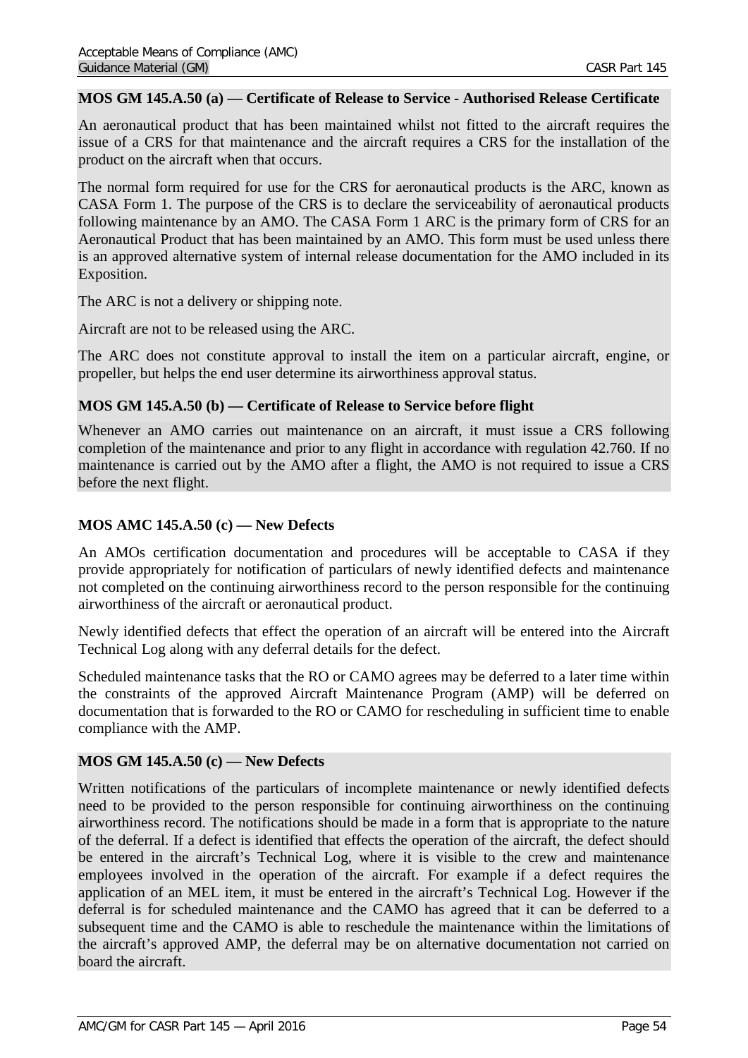#### MOS GM 145.A.50 (a) — Certificate of Release to Service - Authorised Release Certificate

An aeronautical product that has been maintained whilst not fitted to the aircraft requires the issue of a CRS for that maintenance and the aircraft requires a CRS for the installation of the product on the aircraft when that occurs.

The normal form required for use for the CRS for aeronautical products is the ARC, known as CASA Form 1. The purpose of the CRS is to declare the serviceability of aeronautical products following maintenance by an AMO. The CASA Form 1 ARC is the primary form of CRS for an Aeronautical Product that has been maintained by an AMO. This form must be used unless there is an approved alternative system of internal release documentation for the AMO included in its Exposition.

The ARC is not a delivery or shipping note.

Aircraft are not to be released using the ARC.

The ARC does not constitute approval to install the item on a particular aircraft, engine, or propeller, but helps the end user determine its airworthiness approval status.

#### MOS GM 145.A.50 (b) — Certificate of Release to Service before flight

Whenever an AMO carries out maintenance on an aircraft, it must issue a CRS following completion of the maintenance and prior to any flight in accordance with regulation 42.760. If no maintenance is carried out by the AMO after a flight, the AMO is not required to issue a CRS before the next flight.

#### MOS AMC 145.A.50 (c) — New Defects

An AMOs certification documentation and procedures will be acceptable to CASA if they provide appropriately for notification of particulars of newly identified defects and maintenance not completed on the continuing airworthiness record to the person responsible for the continuing airworthiness of the aircraft or aeronautical product.

Newly identified defects that effect the operation of an aircraft will be entered into the Aircraft Technical Log along with any deferral details for the defect.

Scheduled maintenance tasks that the RO or CAMO agrees may be deferred to a later time within the constraints of the approved Aircraft Maintenance Program (AMP) will be deferred on documentation that is forwarded to the RO or CAMO for rescheduling in sufficient time to enable compliance with the AMP.

#### MOS GM 145.A.50 (c) — New Defects

Written notifications of the particulars of incomplete maintenance or newly identified defects need to be provided to the person responsible for continuing airworthiness on the continuing airworthiness record. The notifications should be made in a form that is appropriate to the nature of the deferral. If a defect is identified that effects the operation of the aircraft, the defect should be entered in the aircraft's Technical Log, where it is visible to the crew and maintenance employees involved in the operation of the aircraft. For example if a defect requires the application of an MEL item, it must be entered in the aircraft's Technical Log. However if the deferral is for scheduled maintenance and the CAMO has agreed that it can be deferred to a subsequent time and the CAMO is able to reschedule the maintenance within the limitations of the aircraft's approved AMP, the deferral may be on alternative documentation not carried on board the aircraft.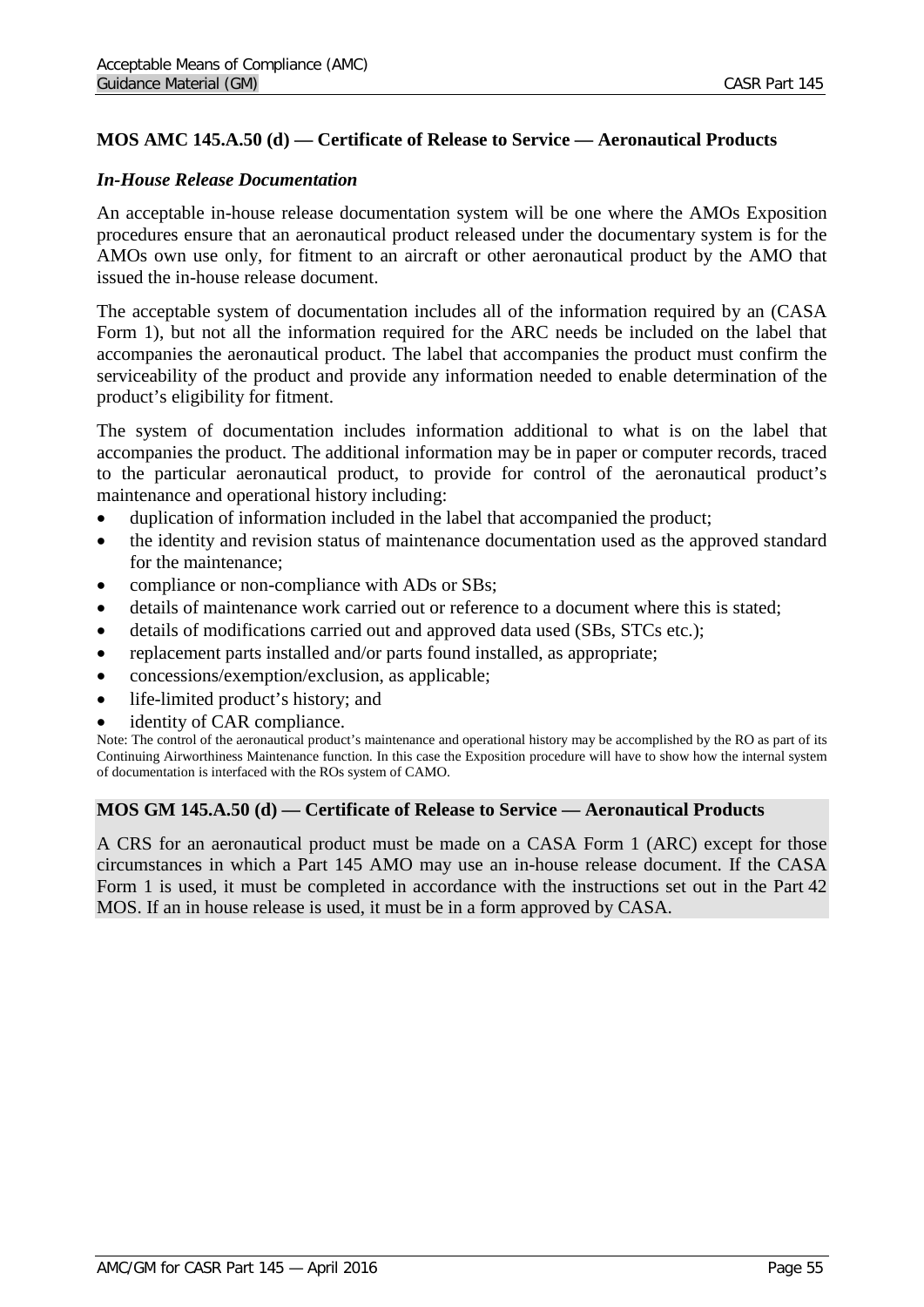### MOS AMC 145.A.50 (d) — Certificate of Release to Service — Aeronautical Products

***In-House Release Documentation***

An acceptable in-house release documentation system will be one where the AMOs Exposition procedures ensure that an aeronautical product released under the documentary system is for the AMOs own use only, for fitment to an aircraft or other aeronautical product by the AMO that issued the in-house release document.

The acceptable system of documentation includes all of the information required by an (CASA Form 1), but not all the information required for the ARC needs be included on the label that accompanies the aeronautical product. The label that accompanies the product must confirm the serviceability of the product and provide any information needed to enable determination of the product's eligibility for fitment.

The system of documentation includes information additional to what is on the label that accompanies the product. The additional information may be in paper or computer records, traced to the particular aeronautical product, to provide for control of the aeronautical product's maintenance and operational history including:

- duplication of information included in the label that accompanied the product;
- the identity and revision status of maintenance documentation used as the approved standard for the maintenance;
- compliance or non-compliance with ADs or SBs;
- details of maintenance work carried out or reference to a document where this is stated;
- details of modifications carried out and approved data used (SBs, STCs etc.);
- replacement parts installed and/or parts found installed, as appropriate;
- concessions/exemption/exclusion, as applicable;
- life-limited product's history; and
- identity of CAR compliance.

Note: The control of the aeronautical product's maintenance and operational history may be accomplished by the RO as part of its Continuing Airworthiness Maintenance function. In this case the Exposition procedure will have to show how the internal system of documentation is interfaced with the ROs system of CAMO.

### MOS GM 145.A.50 (d) — Certificate of Release to Service — Aeronautical Products

A CRS for an aeronautical product must be made on a CASA Form 1 (ARC) except for those circumstances in which a Part 145 AMO may use an in-house release document. If the CASA Form 1 is used, it must be completed in accordance with the instructions set out in the Part 42 MOS. If an in house release is used, it must be in a form approved by CASA.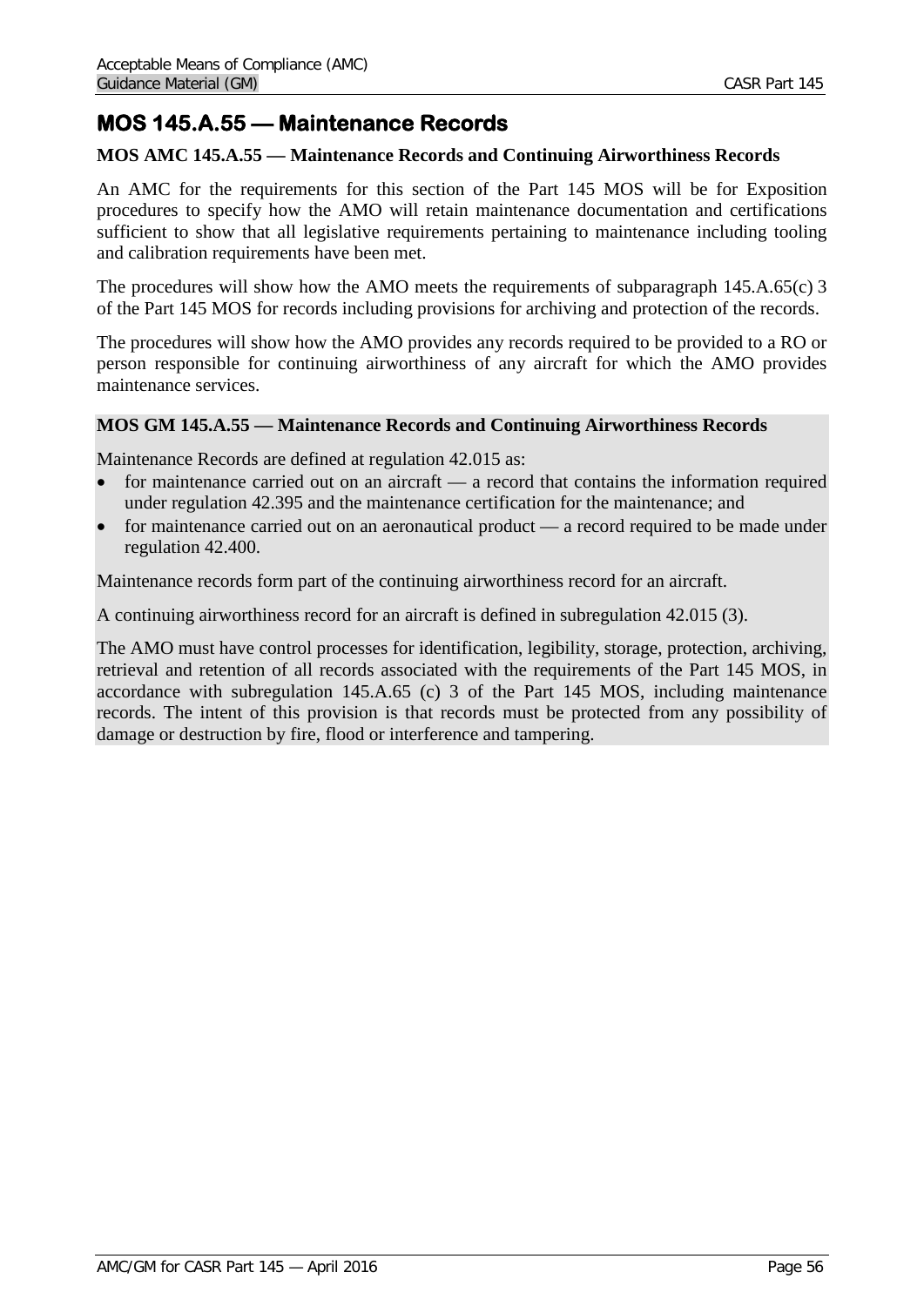## MOS 145.A.55 — Maintenance Records

### MOS AMC 145.A.55 — Maintenance Records and Continuing Airworthiness Records

An AMC for the requirements for this section of the Part 145 MOS will be for Exposition procedures to specify how the AMO will retain maintenance documentation and certifications sufficient to show that all legislative requirements pertaining to maintenance including tooling and calibration requirements have been met.

The procedures will show how the AMO meets the requirements of subparagraph 145.A.65(c) 3 of the Part 145 MOS for records including provisions for archiving and protection of the records.

The procedures will show how the AMO provides any records required to be provided to a RO or person responsible for continuing airworthiness of any aircraft for which the AMO provides maintenance services.

### MOS GM 145.A.55 — Maintenance Records and Continuing Airworthiness Records

Maintenance Records are defined at regulation 42.015 as:

- for maintenance carried out on an aircraft — a record that contains the information required under regulation 42.395 and the maintenance certification for the maintenance; and
- for maintenance carried out on an aeronautical product — a record required to be made under regulation 42.400.

Maintenance records form part of the continuing airworthiness record for an aircraft.

A continuing airworthiness record for an aircraft is defined in subregulation 42.015 (3).

The AMO must have control processes for identification, legibility, storage, protection, archiving, retrieval and retention of all records associated with the requirements of the Part 145 MOS, in accordance with subregulation 145.A.65 (c) 3 of the Part 145 MOS, including maintenance records. The intent of this provision is that records must be protected from any possibility of damage or destruction by fire, flood or interference and tampering.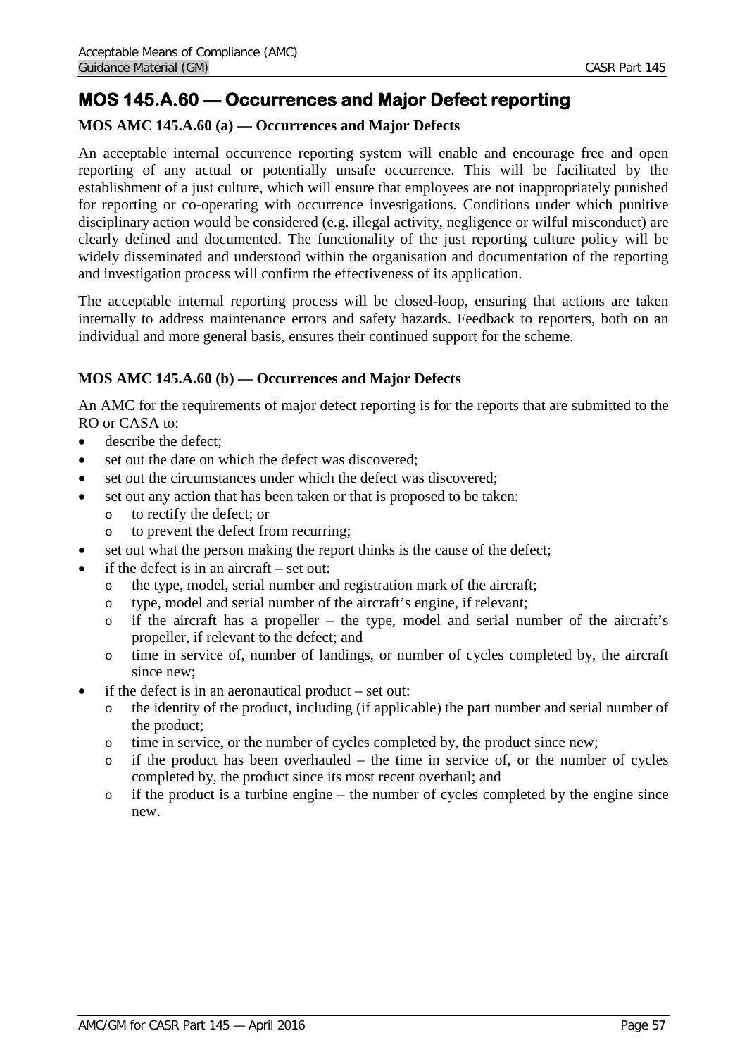## MOS 145.A.60 — Occurrences and Major Defect reporting

### MOS AMC 145.A.60 (a) — Occurrences and Major Defects

An acceptable internal occurrence reporting system will enable and encourage free and open reporting of any actual or potentially unsafe occurrence. This will be facilitated by the establishment of a just culture, which will ensure that employees are not inappropriately punished for reporting or co-operating with occurrence investigations. Conditions under which punitive disciplinary action would be considered (e.g. illegal activity, negligence or wilful misconduct) are clearly defined and documented. The functionality of the just reporting culture policy will be widely disseminated and understood within the organisation and documentation of the reporting and investigation process will confirm the effectiveness of its application.

The acceptable internal reporting process will be closed-loop, ensuring that actions are taken internally to address maintenance errors and safety hazards. Feedback to reporters, both on an individual and more general basis, ensures their continued support for the scheme.

### MOS AMC 145.A.60 (b) — Occurrences and Major Defects

An AMC for the requirements of major defect reporting is for the reports that are submitted to the RO or CASA to:

- describe the defect;
- set out the date on which the defect was discovered;
- set out the circumstances under which the defect was discovered;
- set out any action that has been taken or that is proposed to be taken:
  - to rectify the defect; or
  - to prevent the defect from recurring;
- set out what the person making the report thinks is the cause of the defect;
- if the defect is in an aircraft – set out:
  - the type, model, serial number and registration mark of the aircraft;
  - type, model and serial number of the aircraft's engine, if relevant;
  - if the aircraft has a propeller – the type, model and serial number of the aircraft's propeller, if relevant to the defect; and
  - time in service of, number of landings, or number of cycles completed by, the aircraft since new;
- if the defect is in an aeronautical product – set out:
  - the identity of the product, including (if applicable) the part number and serial number of the product;
  - time in service, or the number of cycles completed by, the product since new;
  - if the product has been overhauled – the time in service of, or the number of cycles completed by, the product since its most recent overhaul; and
  - if the product is a turbine engine – the number of cycles completed by the engine since new.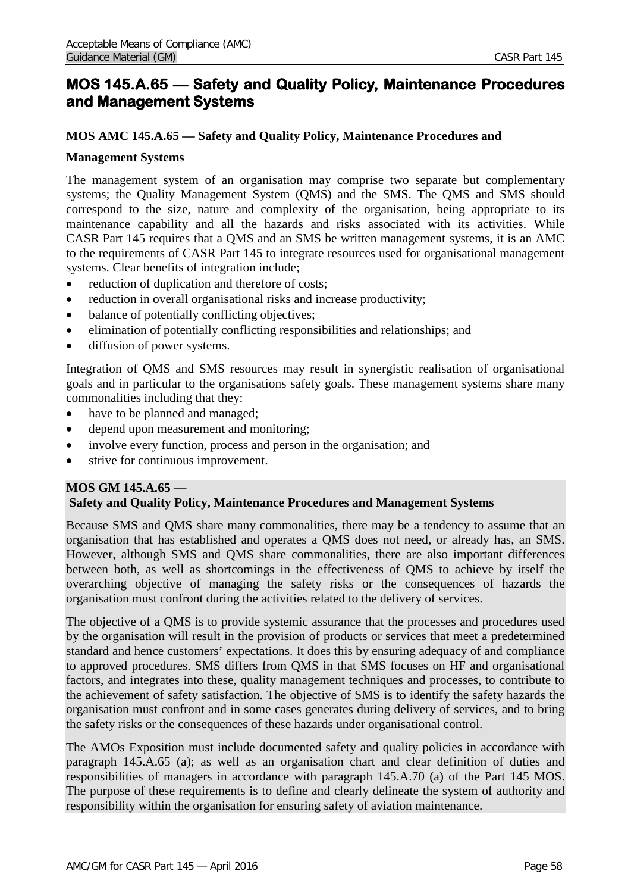# MOS 145.A.65 — Safety and Quality Policy, Maintenance Procedures and Management Systems

**MOS AMC 145.A.65 — Safety and Quality Policy, Maintenance Procedures and**

**Management Systems**

The management system of an organisation may comprise two separate but complementary systems; the Quality Management System (QMS) and the SMS. The QMS and SMS should correspond to the size, nature and complexity of the organisation, being appropriate to its maintenance capability and all the hazards and risks associated with its activities. While CASR Part 145 requires that a QMS and an SMS be written management systems, it is an AMC to the requirements of CASR Part 145 to integrate resources used for organisational management systems. Clear benefits of integration include;

- reduction of duplication and therefore of costs;
- reduction in overall organisational risks and increase productivity;
- balance of potentially conflicting objectives;
- elimination of potentially conflicting responsibilities and relationships; and
- diffusion of power systems.

Integration of QMS and SMS resources may result in synergistic realisation of organisational goals and in particular to the organisations safety goals. These management systems share many commonalities including that they:

- have to be planned and managed;
- depend upon measurement and monitoring;
- involve every function, process and person in the organisation; and
- strive for continuous improvement.

**MOS GM 145.A.65 —**
**Safety and Quality Policy, Maintenance Procedures and Management Systems**

Because SMS and QMS share many commonalities, there may be a tendency to assume that an organisation that has established and operates a QMS does not need, or already has, an SMS. However, although SMS and QMS share commonalities, there are also important differences between both, as well as shortcomings in the effectiveness of QMS to achieve by itself the overarching objective of managing the safety risks or the consequences of hazards the organisation must confront during the activities related to the delivery of services.

The objective of a QMS is to provide systemic assurance that the processes and procedures used by the organisation will result in the provision of products or services that meet a predetermined standard and hence customers' expectations. It does this by ensuring adequacy of and compliance to approved procedures. SMS differs from QMS in that SMS focuses on HF and organisational factors, and integrates into these, quality management techniques and processes, to contribute to the achievement of safety satisfaction. The objective of SMS is to identify the safety hazards the organisation must confront and in some cases generates during delivery of services, and to bring the safety risks or the consequences of these hazards under organisational control.

The AMOs Exposition must include documented safety and quality policies in accordance with paragraph 145.A.65 (a); as well as an organisation chart and clear definition of duties and responsibilities of managers in accordance with paragraph 145.A.70 (a) of the Part 145 MOS. The purpose of these requirements is to define and clearly delineate the system of authority and responsibility within the organisation for ensuring safety of aviation maintenance.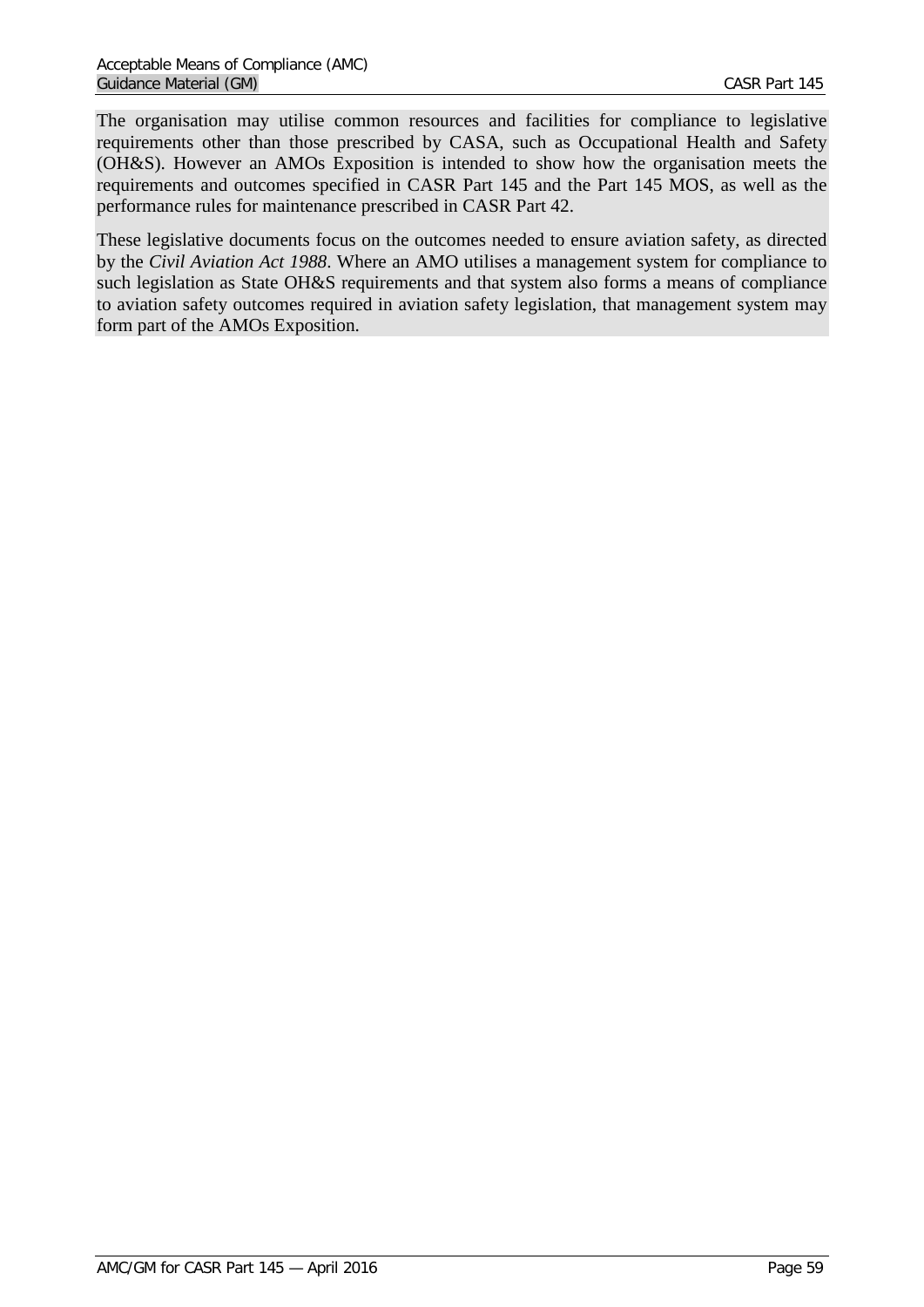The organisation may utilise common resources and facilities for compliance to legislative requirements other than those prescribed by CASA, such as Occupational Health and Safety (OH&S). However an AMOs Exposition is intended to show how the organisation meets the requirements and outcomes specified in CASR Part 145 and the Part 145 MOS, as well as the performance rules for maintenance prescribed in CASR Part 42.

These legislative documents focus on the outcomes needed to ensure aviation safety, as directed by the *Civil Aviation Act 1988*. Where an AMO utilises a management system for compliance to such legislation as State OH&S requirements and that system also forms a means of compliance to aviation safety outcomes required in aviation safety legislation, that management system may form part of the AMOs Exposition.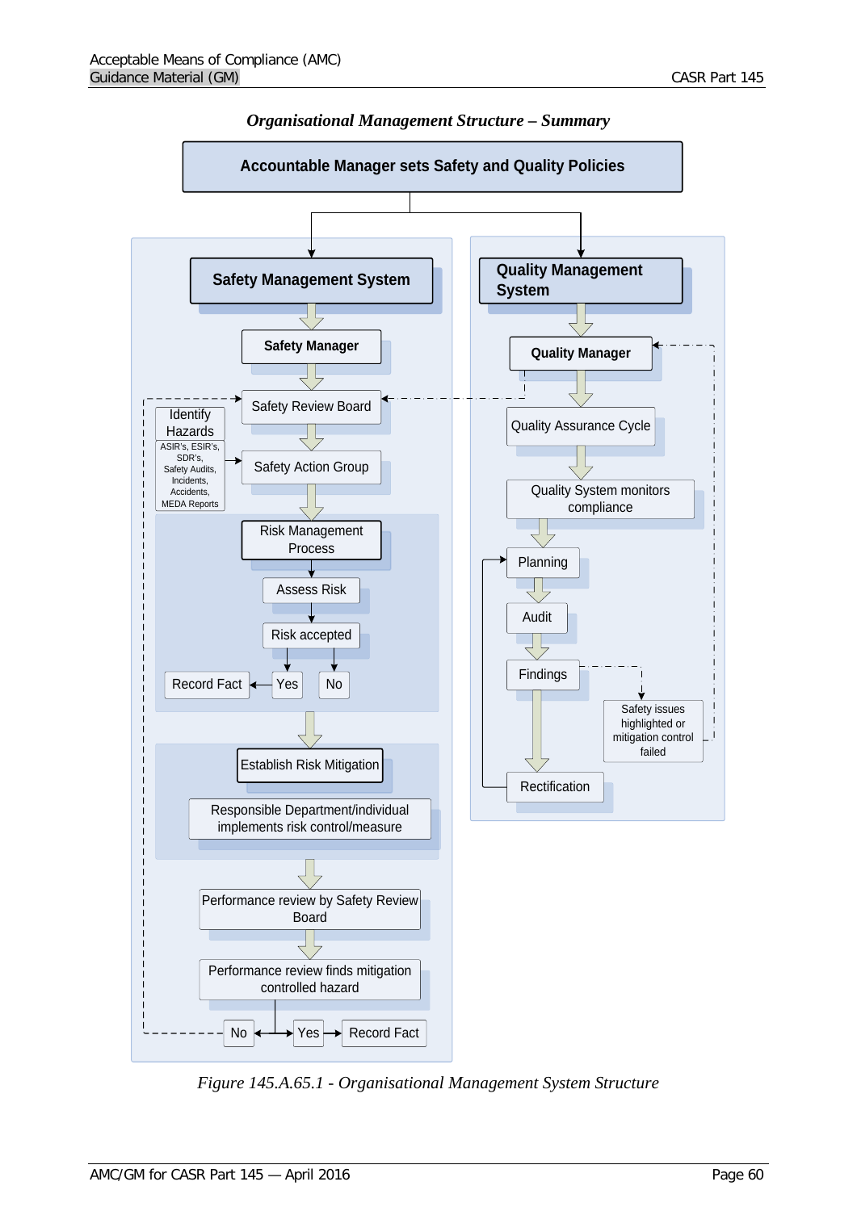*Organisational Management Structure – Summary*

**Accountable Manager sets Safety and Quality Policies**

**Safety Management System**

**Safety Manager**

Safety Review Board

Identify Hazards

ASIR's, ESIR's, SDR's, Safety Audits, Incidents, Accidents, MEDA Reports

Safety Action Group

Risk Management Process

Assess Risk

Risk accepted

Record Fact

Yes

No

Establish Risk Mitigation

Responsible Department/individual implements risk control/measure

Performance review by Safety Review Board

Performance review finds mitigation controlled hazard

No

Yes

Record Fact

**Quality Management System**

**Quality Manager**

Quality Assurance Cycle

Quality System monitors compliance

Planning

Audit

Findings

Safety issues highlighted or mitigation control failed

Rectification

*Figure 145.A.65.1 - Organisational Management System Structure*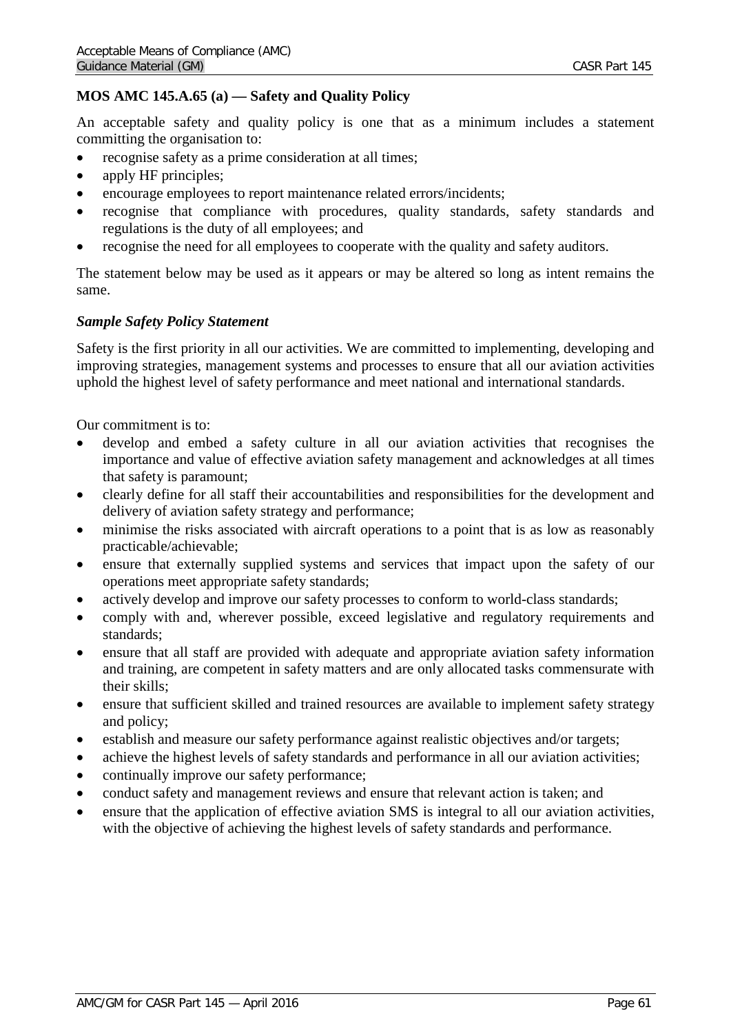**MOS AMC 145.A.65 (a) — Safety and Quality Policy**

An acceptable safety and quality policy is one that as a minimum includes a statement committing the organisation to:

- recognise safety as a prime consideration at all times;
- apply HF principles;
- encourage employees to report maintenance related errors/incidents;
- recognise that compliance with procedures, quality standards, safety standards and regulations is the duty of all employees; and
- recognise the need for all employees to cooperate with the quality and safety auditors.

The statement below may be used as it appears or may be altered so long as intent remains the same.

***Sample Safety Policy Statement***

Safety is the first priority in all our activities. We are committed to implementing, developing and improving strategies, management systems and processes to ensure that all our aviation activities uphold the highest level of safety performance and meet national and international standards.

Our commitment is to:

- develop and embed a safety culture in all our aviation activities that recognises the importance and value of effective aviation safety management and acknowledges at all times that safety is paramount;
- clearly define for all staff their accountabilities and responsibilities for the development and delivery of aviation safety strategy and performance;
- minimise the risks associated with aircraft operations to a point that is as low as reasonably practicable/achievable;
- ensure that externally supplied systems and services that impact upon the safety of our operations meet appropriate safety standards;
- actively develop and improve our safety processes to conform to world-class standards;
- comply with and, wherever possible, exceed legislative and regulatory requirements and standards;
- ensure that all staff are provided with adequate and appropriate aviation safety information and training, are competent in safety matters and are only allocated tasks commensurate with their skills;
- ensure that sufficient skilled and trained resources are available to implement safety strategy and policy;
- establish and measure our safety performance against realistic objectives and/or targets;
- achieve the highest levels of safety standards and performance in all our aviation activities;
- continually improve our safety performance;
- conduct safety and management reviews and ensure that relevant action is taken; and
- ensure that the application of effective aviation SMS is integral to all our aviation activities, with the objective of achieving the highest levels of safety standards and performance.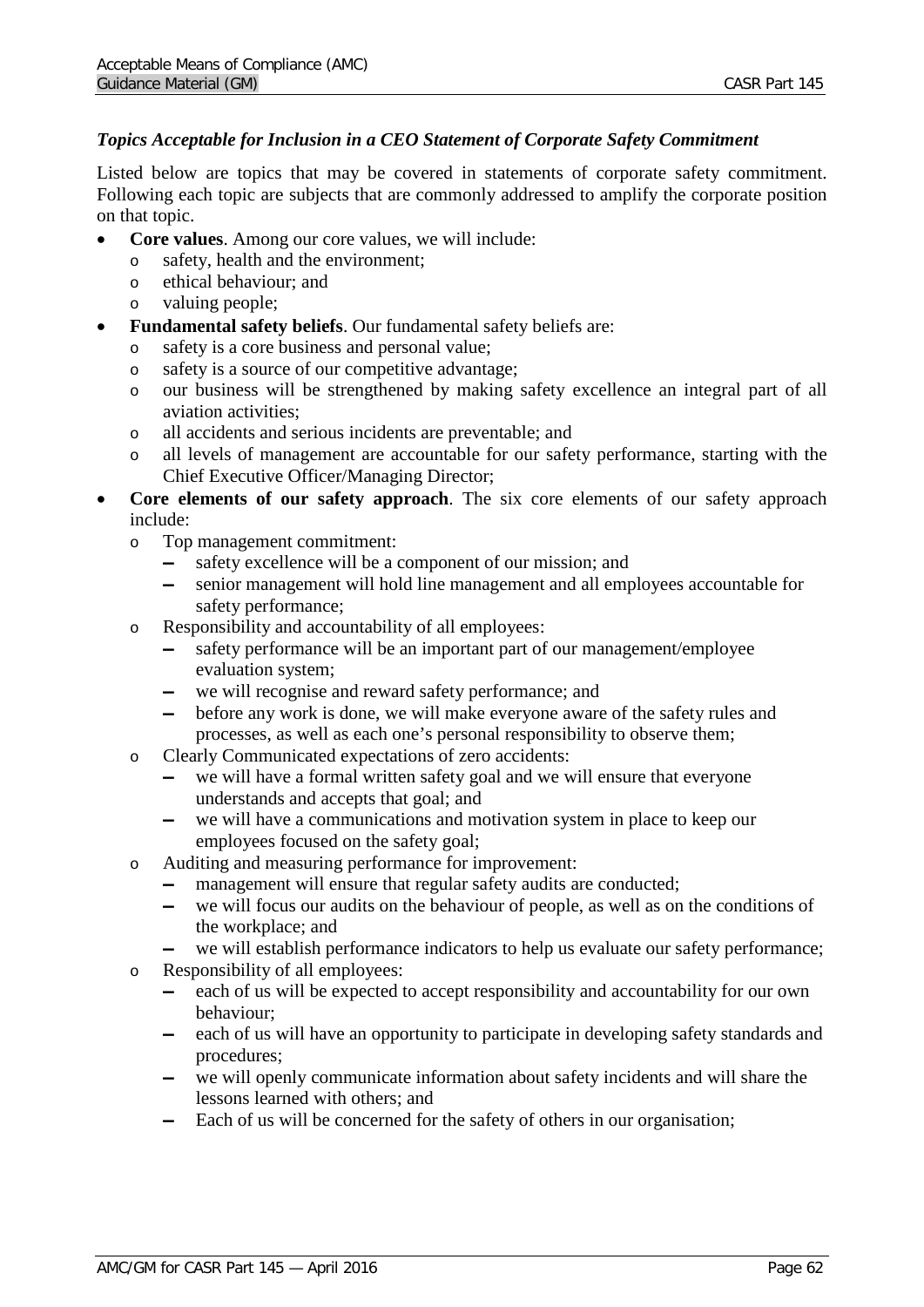*Topics Acceptable for Inclusion in a CEO Statement of Corporate Safety Commitment*

Listed below are topics that may be covered in statements of corporate safety commitment. Following each topic are subjects that are commonly addressed to amplify the corporate position on that topic.

- **Core values**. Among our core values, we will include:
  - safety, health and the environment;
  - ethical behaviour; and
  - valuing people;
- **Fundamental safety beliefs**. Our fundamental safety beliefs are:
  - safety is a core business and personal value;
  - safety is a source of our competitive advantage;
  - our business will be strengthened by making safety excellence an integral part of all aviation activities;
  - all accidents and serious incidents are preventable; and
  - all levels of management are accountable for our safety performance, starting with the Chief Executive Officer/Managing Director;
- **Core elements of our safety approach**. The six core elements of our safety approach include:
  - Top management commitment:
    - safety excellence will be a component of our mission; and
    - senior management will hold line management and all employees accountable for safety performance;
  - Responsibility and accountability of all employees:
    - safety performance will be an important part of our management/employee evaluation system;
    - we will recognise and reward safety performance; and
    - before any work is done, we will make everyone aware of the safety rules and processes, as well as each one's personal responsibility to observe them;
  - Clearly Communicated expectations of zero accidents:
    - we will have a formal written safety goal and we will ensure that everyone understands and accepts that goal; and
    - we will have a communications and motivation system in place to keep our employees focused on the safety goal;
  - Auditing and measuring performance for improvement:
    - management will ensure that regular safety audits are conducted;
    - we will focus our audits on the behaviour of people, as well as on the conditions of the workplace; and
    - we will establish performance indicators to help us evaluate our safety performance;
  - Responsibility of all employees:
    - each of us will be expected to accept responsibility and accountability for our own behaviour;
    - each of us will have an opportunity to participate in developing safety standards and procedures;
    - we will openly communicate information about safety incidents and will share the lessons learned with others; and
    - Each of us will be concerned for the safety of others in our organisation;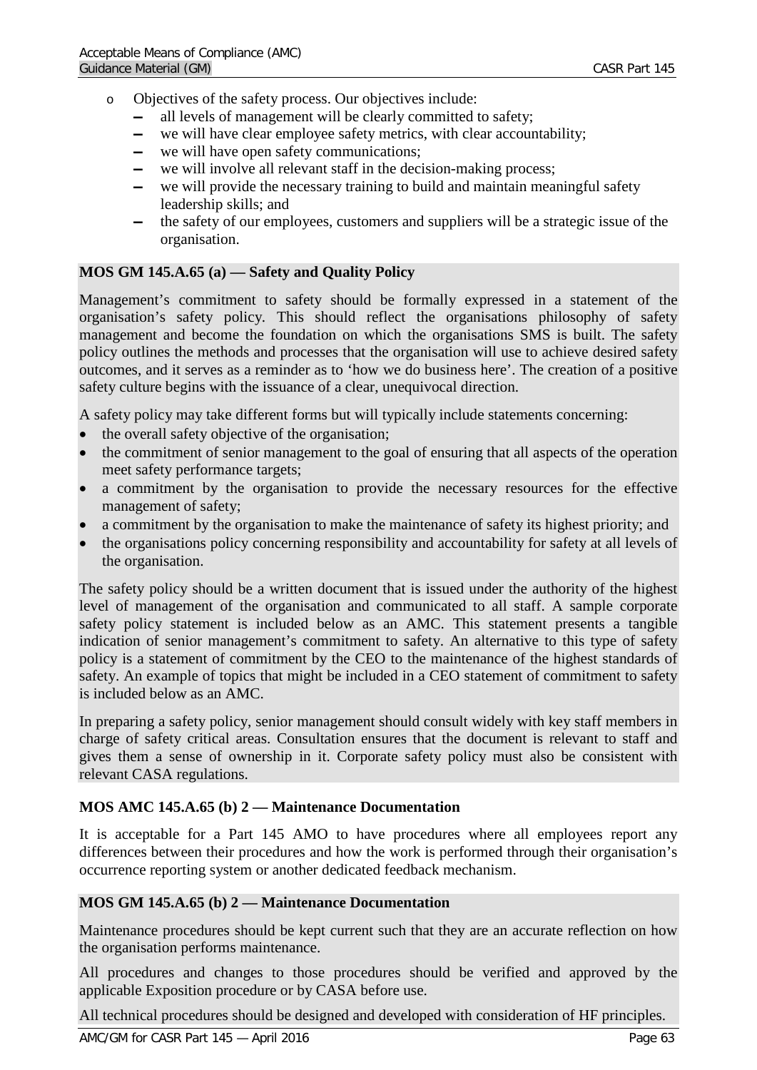- Objectives of the safety process. Our objectives include:
  - all levels of management will be clearly committed to safety;
  - we will have clear employee safety metrics, with clear accountability;
  - we will have open safety communications;
  - we will involve all relevant staff in the decision-making process;
  - we will provide the necessary training to build and maintain meaningful safety leadership skills; and
  - the safety of our employees, customers and suppliers will be a strategic issue of the organisation.

### MOS GM 145.A.65 (a) — Safety and Quality Policy

Management's commitment to safety should be formally expressed in a statement of the organisation's safety policy. This should reflect the organisations philosophy of safety management and become the foundation on which the organisations SMS is built. The safety policy outlines the methods and processes that the organisation will use to achieve desired safety outcomes, and it serves as a reminder as to 'how we do business here'. The creation of a positive safety culture begins with the issuance of a clear, unequivocal direction.

A safety policy may take different forms but will typically include statements concerning:

- the overall safety objective of the organisation;
- the commitment of senior management to the goal of ensuring that all aspects of the operation meet safety performance targets;
- a commitment by the organisation to provide the necessary resources for the effective management of safety;
- a commitment by the organisation to make the maintenance of safety its highest priority; and
- the organisations policy concerning responsibility and accountability for safety at all levels of the organisation.

The safety policy should be a written document that is issued under the authority of the highest level of management of the organisation and communicated to all staff. A sample corporate safety policy statement is included below as an AMC. This statement presents a tangible indication of senior management's commitment to safety. An alternative to this type of safety policy is a statement of commitment by the CEO to the maintenance of the highest standards of safety. An example of topics that might be included in a CEO statement of commitment to safety is included below as an AMC.

In preparing a safety policy, senior management should consult widely with key staff members in charge of safety critical areas. Consultation ensures that the document is relevant to staff and gives them a sense of ownership in it. Corporate safety policy must also be consistent with relevant CASA regulations.

### MOS AMC 145.A.65 (b) 2 — Maintenance Documentation

It is acceptable for a Part 145 AMO to have procedures where all employees report any differences between their procedures and how the work is performed through their organisation's occurrence reporting system or another dedicated feedback mechanism.

### MOS GM 145.A.65 (b) 2 — Maintenance Documentation

Maintenance procedures should be kept current such that they are an accurate reflection on how the organisation performs maintenance.

All procedures and changes to those procedures should be verified and approved by the applicable Exposition procedure or by CASA before use.

All technical procedures should be designed and developed with consideration of HF principles.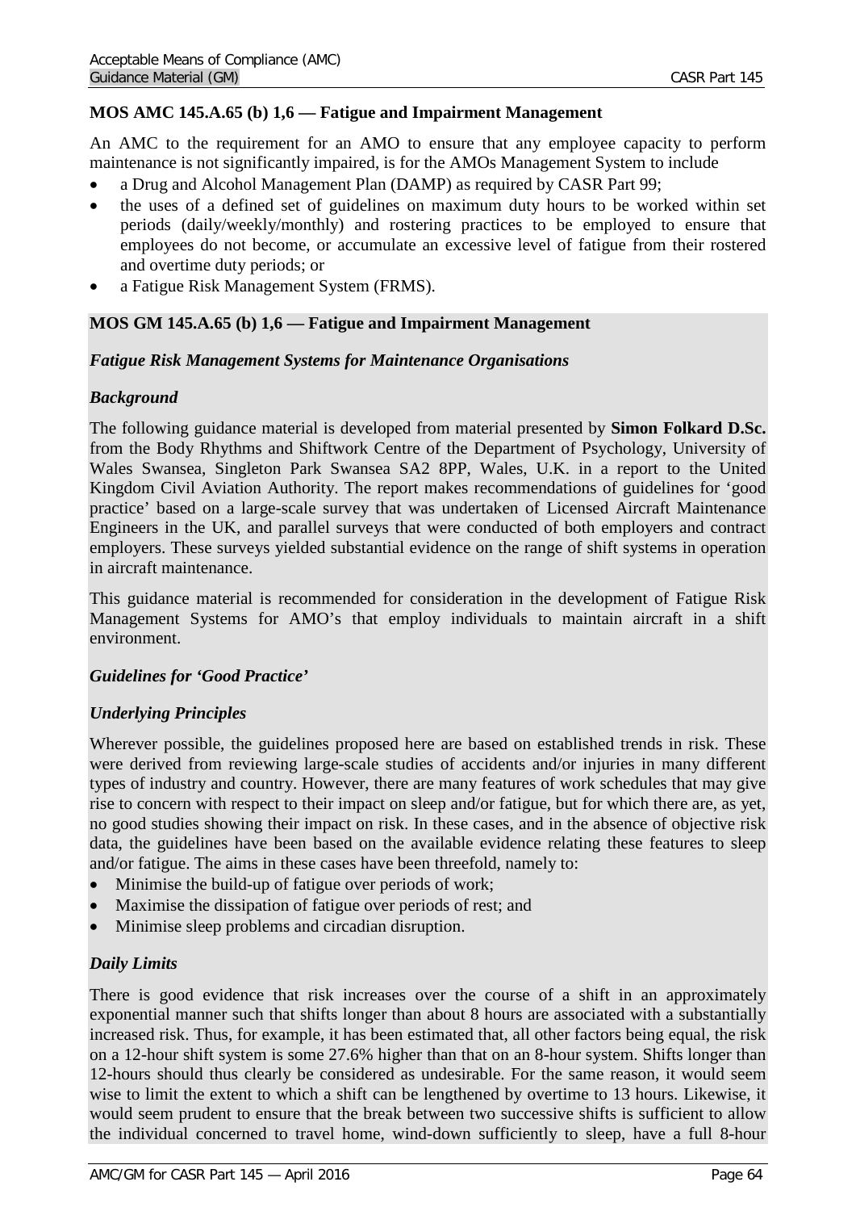**MOS AMC 145.A.65 (b) 1,6 — Fatigue and Impairment Management**

An AMC to the requirement for an AMO to ensure that any employee capacity to perform maintenance is not significantly impaired, is for the AMOs Management System to include

- a Drug and Alcohol Management Plan (DAMP) as required by CASR Part 99;
- the uses of a defined set of guidelines on maximum duty hours to be worked within set periods (daily/weekly/monthly) and rostering practices to be employed to ensure that employees do not become, or accumulate an excessive level of fatigue from their rostered and overtime duty periods; or
- a Fatigue Risk Management System (FRMS).

**MOS GM 145.A.65 (b) 1,6 — Fatigue and Impairment Management**

***Fatigue Risk Management Systems for Maintenance Organisations***

***Background***

The following guidance material is developed from material presented by **Simon Folkard D.Sc.** from the Body Rhythms and Shiftwork Centre of the Department of Psychology, University of Wales Swansea, Singleton Park Swansea SA2 8PP, Wales, U.K. in a report to the United Kingdom Civil Aviation Authority. The report makes recommendations of guidelines for 'good practice' based on a large-scale survey that was undertaken of Licensed Aircraft Maintenance Engineers in the UK, and parallel surveys that were conducted of both employers and contract employers. These surveys yielded substantial evidence on the range of shift systems in operation in aircraft maintenance.

This guidance material is recommended for consideration in the development of Fatigue Risk Management Systems for AMO's that employ individuals to maintain aircraft in a shift environment.

***Guidelines for 'Good Practice'***

***Underlying Principles***

Wherever possible, the guidelines proposed here are based on established trends in risk. These were derived from reviewing large-scale studies of accidents and/or injuries in many different types of industry and country. However, there are many features of work schedules that may give rise to concern with respect to their impact on sleep and/or fatigue, but for which there are, as yet, no good studies showing their impact on risk. In these cases, and in the absence of objective risk data, the guidelines have been based on the available evidence relating these features to sleep and/or fatigue. The aims in these cases have been threefold, namely to:

- Minimise the build-up of fatigue over periods of work;
- Maximise the dissipation of fatigue over periods of rest; and
- Minimise sleep problems and circadian disruption.

***Daily Limits***

There is good evidence that risk increases over the course of a shift in an approximately exponential manner such that shifts longer than about 8 hours are associated with a substantially increased risk. Thus, for example, it has been estimated that, all other factors being equal, the risk on a 12-hour shift system is some 27.6% higher than that on an 8-hour system. Shifts longer than 12-hours should thus clearly be considered as undesirable. For the same reason, it would seem wise to limit the extent to which a shift can be lengthened by overtime to 13 hours. Likewise, it would seem prudent to ensure that the break between two successive shifts is sufficient to allow the individual concerned to travel home, wind-down sufficiently to sleep, have a full 8-hour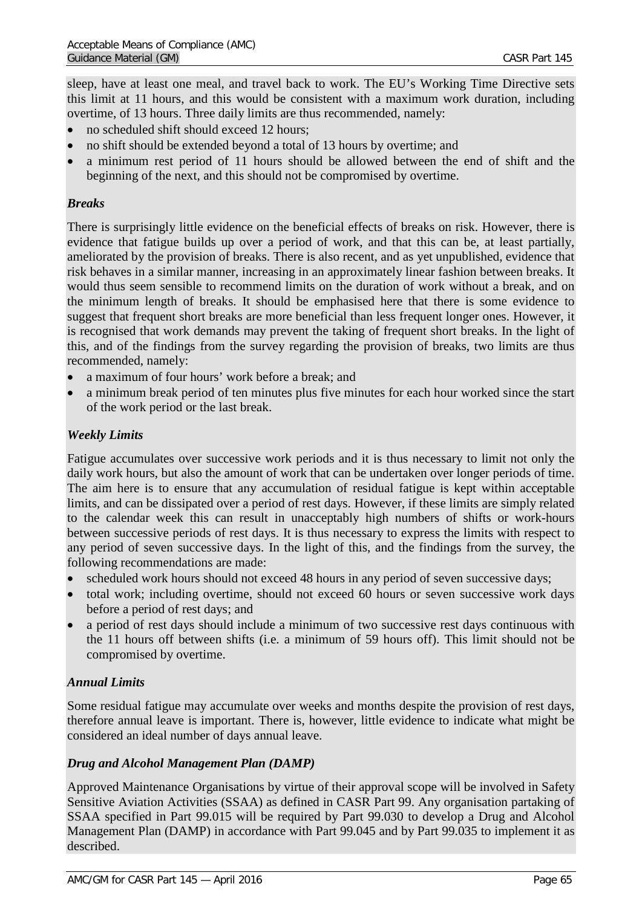sleep, have at least one meal, and travel back to work. The EU's Working Time Directive sets this limit at 11 hours, and this would be consistent with a maximum work duration, including overtime, of 13 hours. Three daily limits are thus recommended, namely:

- no scheduled shift should exceed 12 hours;
- no shift should be extended beyond a total of 13 hours by overtime; and
- a minimum rest period of 11 hours should be allowed between the end of shift and the beginning of the next, and this should not be compromised by overtime.

***Breaks***

There is surprisingly little evidence on the beneficial effects of breaks on risk. However, there is evidence that fatigue builds up over a period of work, and that this can be, at least partially, ameliorated by the provision of breaks. There is also recent, and as yet unpublished, evidence that risk behaves in a similar manner, increasing in an approximately linear fashion between breaks. It would thus seem sensible to recommend limits on the duration of work without a break, and on the minimum length of breaks. It should be emphasised here that there is some evidence to suggest that frequent short breaks are more beneficial than less frequent longer ones. However, it is recognised that work demands may prevent the taking of frequent short breaks. In the light of this, and of the findings from the survey regarding the provision of breaks, two limits are thus recommended, namely:

- a maximum of four hours' work before a break; and
- a minimum break period of ten minutes plus five minutes for each hour worked since the start of the work period or the last break.

***Weekly Limits***

Fatigue accumulates over successive work periods and it is thus necessary to limit not only the daily work hours, but also the amount of work that can be undertaken over longer periods of time. The aim here is to ensure that any accumulation of residual fatigue is kept within acceptable limits, and can be dissipated over a period of rest days. However, if these limits are simply related to the calendar week this can result in unacceptably high numbers of shifts or work-hours between successive periods of rest days. It is thus necessary to express the limits with respect to any period of seven successive days. In the light of this, and the findings from the survey, the following recommendations are made:

- scheduled work hours should not exceed 48 hours in any period of seven successive days;
- total work; including overtime, should not exceed 60 hours or seven successive work days before a period of rest days; and
- a period of rest days should include a minimum of two successive rest days continuous with the 11 hours off between shifts (i.e. a minimum of 59 hours off). This limit should not be compromised by overtime.

***Annual Limits***

Some residual fatigue may accumulate over weeks and months despite the provision of rest days, therefore annual leave is important. There is, however, little evidence to indicate what might be considered an ideal number of days annual leave.

***Drug and Alcohol Management Plan (DAMP)***

Approved Maintenance Organisations by virtue of their approval scope will be involved in Safety Sensitive Aviation Activities (SSAA) as defined in CASR Part 99. Any organisation partaking of SSAA specified in Part 99.015 will be required by Part 99.030 to develop a Drug and Alcohol Management Plan (DAMP) in accordance with Part 99.045 and by Part 99.035 to implement it as described.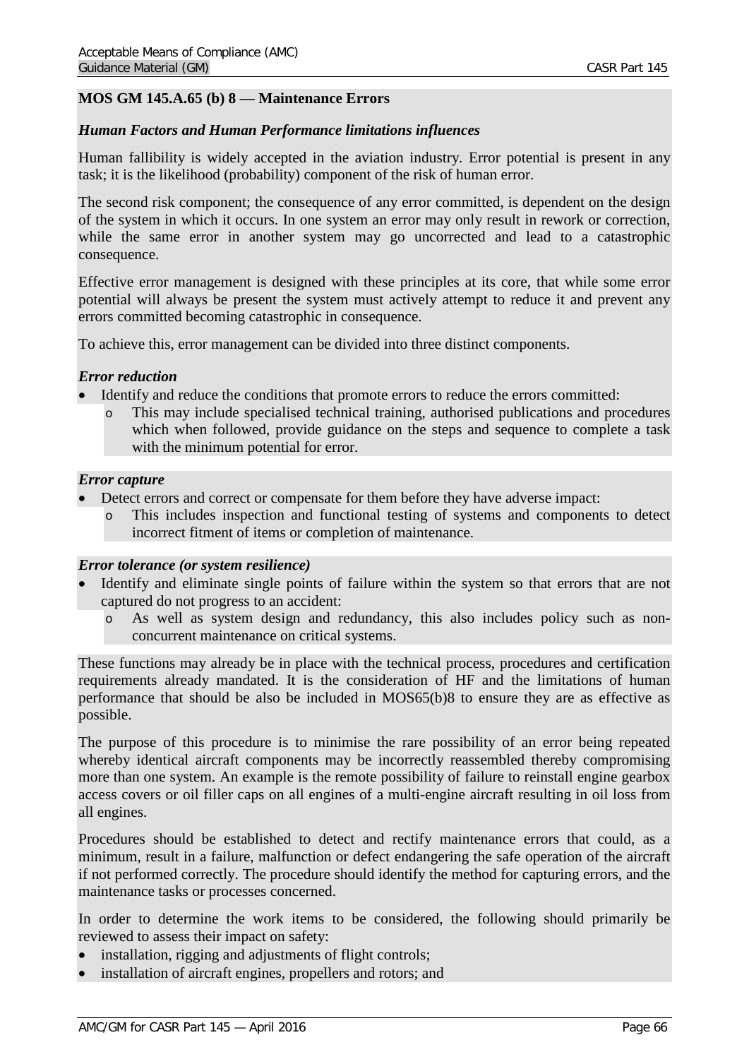**MOS GM 145.A.65 (b) 8 — Maintenance Errors**

***Human Factors and Human Performance limitations influences***

Human fallibility is widely accepted in the aviation industry. Error potential is present in any task; it is the likelihood (probability) component of the risk of human error.

The second risk component; the consequence of any error committed, is dependent on the design of the system in which it occurs. In one system an error may only result in rework or correction, while the same error in another system may go uncorrected and lead to a catastrophic consequence.

Effective error management is designed with these principles at its core, that while some error potential will always be present the system must actively attempt to reduce it and prevent any errors committed becoming catastrophic in consequence.

To achieve this, error management can be divided into three distinct components.

***Error reduction***

- Identify and reduce the conditions that promote errors to reduce the errors committed:
  - This may include specialised technical training, authorised publications and procedures which when followed, provide guidance on the steps and sequence to complete a task with the minimum potential for error.

***Error capture***

- Detect errors and correct or compensate for them before they have adverse impact:
  - This includes inspection and functional testing of systems and components to detect incorrect fitment of items or completion of maintenance.

***Error tolerance (or system resilience)***

- Identify and eliminate single points of failure within the system so that errors that are not captured do not progress to an accident:
  - As well as system design and redundancy, this also includes policy such as non-concurrent maintenance on critical systems.

These functions may already be in place with the technical process, procedures and certification requirements already mandated. It is the consideration of HF and the limitations of human performance that should be also be included in MOS65(b)8 to ensure they are as effective as possible.

The purpose of this procedure is to minimise the rare possibility of an error being repeated whereby identical aircraft components may be incorrectly reassembled thereby compromising more than one system. An example is the remote possibility of failure to reinstall engine gearbox access covers or oil filler caps on all engines of a multi-engine aircraft resulting in oil loss from all engines.

Procedures should be established to detect and rectify maintenance errors that could, as a minimum, result in a failure, malfunction or defect endangering the safe operation of the aircraft if not performed correctly. The procedure should identify the method for capturing errors, and the maintenance tasks or processes concerned.

In order to determine the work items to be considered, the following should primarily be reviewed to assess their impact on safety:

- installation, rigging and adjustments of flight controls;
- installation of aircraft engines, propellers and rotors; and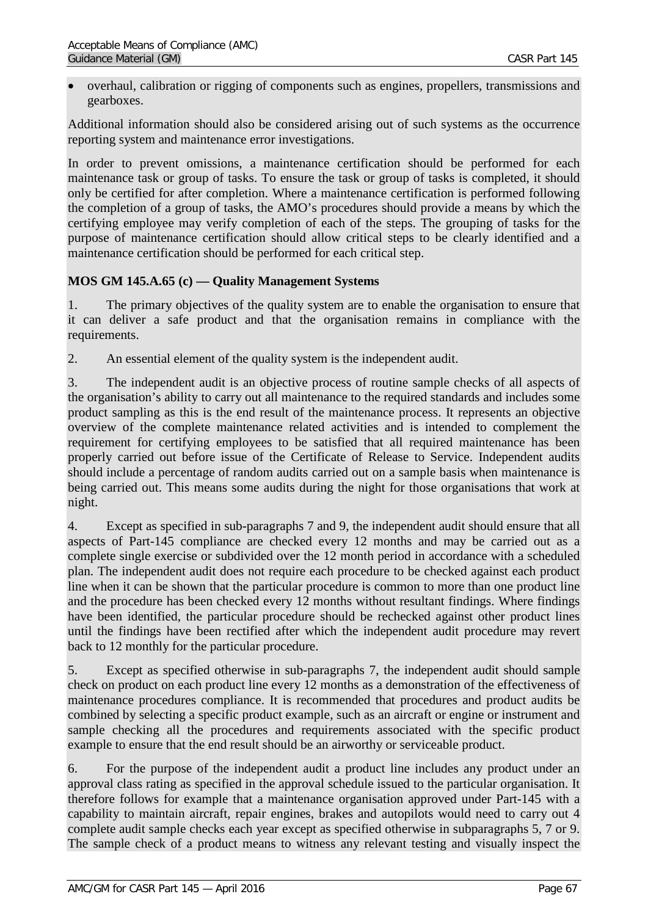- overhaul, calibration or rigging of components such as engines, propellers, transmissions and gearboxes.

Additional information should also be considered arising out of such systems as the occurrence reporting system and maintenance error investigations.

In order to prevent omissions, a maintenance certification should be performed for each maintenance task or group of tasks. To ensure the task or group of tasks is completed, it should only be certified for after completion. Where a maintenance certification is performed following the completion of a group of tasks, the AMO's procedures should provide a means by which the certifying employee may verify completion of each of the steps. The grouping of tasks for the purpose of maintenance certification should allow critical steps to be clearly identified and a maintenance certification should be performed for each critical step.

**MOS GM 145.A.65 (c) — Quality Management Systems**

1. The primary objectives of the quality system are to enable the organisation to ensure that it can deliver a safe product and that the organisation remains in compliance with the requirements.

2. An essential element of the quality system is the independent audit.

3. The independent audit is an objective process of routine sample checks of all aspects of the organisation's ability to carry out all maintenance to the required standards and includes some product sampling as this is the end result of the maintenance process. It represents an objective overview of the complete maintenance related activities and is intended to complement the requirement for certifying employees to be satisfied that all required maintenance has been properly carried out before issue of the Certificate of Release to Service. Independent audits should include a percentage of random audits carried out on a sample basis when maintenance is being carried out. This means some audits during the night for those organisations that work at night.

4. Except as specified in sub-paragraphs 7 and 9, the independent audit should ensure that all aspects of Part-145 compliance are checked every 12 months and may be carried out as a complete single exercise or subdivided over the 12 month period in accordance with a scheduled plan. The independent audit does not require each procedure to be checked against each product line when it can be shown that the particular procedure is common to more than one product line and the procedure has been checked every 12 months without resultant findings. Where findings have been identified, the particular procedure should be rechecked against other product lines until the findings have been rectified after which the independent audit procedure may revert back to 12 monthly for the particular procedure.

5. Except as specified otherwise in sub-paragraphs 7, the independent audit should sample check on product on each product line every 12 months as a demonstration of the effectiveness of maintenance procedures compliance. It is recommended that procedures and product audits be combined by selecting a specific product example, such as an aircraft or engine or instrument and sample checking all the procedures and requirements associated with the specific product example to ensure that the end result should be an airworthy or serviceable product.

6. For the purpose of the independent audit a product line includes any product under an approval class rating as specified in the approval schedule issued to the particular organisation. It therefore follows for example that a maintenance organisation approved under Part-145 with a capability to maintain aircraft, repair engines, brakes and autopilots would need to carry out 4 complete audit sample checks each year except as specified otherwise in subparagraphs 5, 7 or 9. The sample check of a product means to witness any relevant testing and visually inspect the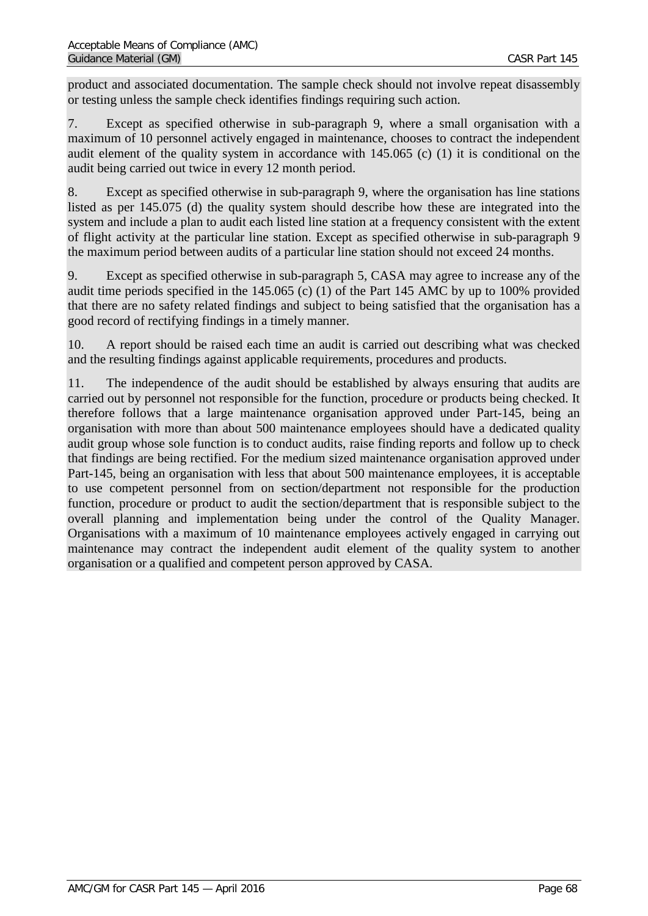product and associated documentation. The sample check should not involve repeat disassembly or testing unless the sample check identifies findings requiring such action.

7. Except as specified otherwise in sub-paragraph 9, where a small organisation with a maximum of 10 personnel actively engaged in maintenance, chooses to contract the independent audit element of the quality system in accordance with 145.065 (c) (1) it is conditional on the audit being carried out twice in every 12 month period.

8. Except as specified otherwise in sub-paragraph 9, where the organisation has line stations listed as per 145.075 (d) the quality system should describe how these are integrated into the system and include a plan to audit each listed line station at a frequency consistent with the extent of flight activity at the particular line station. Except as specified otherwise in sub-paragraph 9 the maximum period between audits of a particular line station should not exceed 24 months.

9. Except as specified otherwise in sub-paragraph 5, CASA may agree to increase any of the audit time periods specified in the 145.065 (c) (1) of the Part 145 AMC by up to 100% provided that there are no safety related findings and subject to being satisfied that the organisation has a good record of rectifying findings in a timely manner.

10. A report should be raised each time an audit is carried out describing what was checked and the resulting findings against applicable requirements, procedures and products.

11. The independence of the audit should be established by always ensuring that audits are carried out by personnel not responsible for the function, procedure or products being checked. It therefore follows that a large maintenance organisation approved under Part-145, being an organisation with more than about 500 maintenance employees should have a dedicated quality audit group whose sole function is to conduct audits, raise finding reports and follow up to check that findings are being rectified. For the medium sized maintenance organisation approved under Part-145, being an organisation with less that about 500 maintenance employees, it is acceptable to use competent personnel from on section/department not responsible for the production function, procedure or product to audit the section/department that is responsible subject to the overall planning and implementation being under the control of the Quality Manager. Organisations with a maximum of 10 maintenance employees actively engaged in carrying out maintenance may contract the independent audit element of the quality system to another organisation or a qualified and competent person approved by CASA.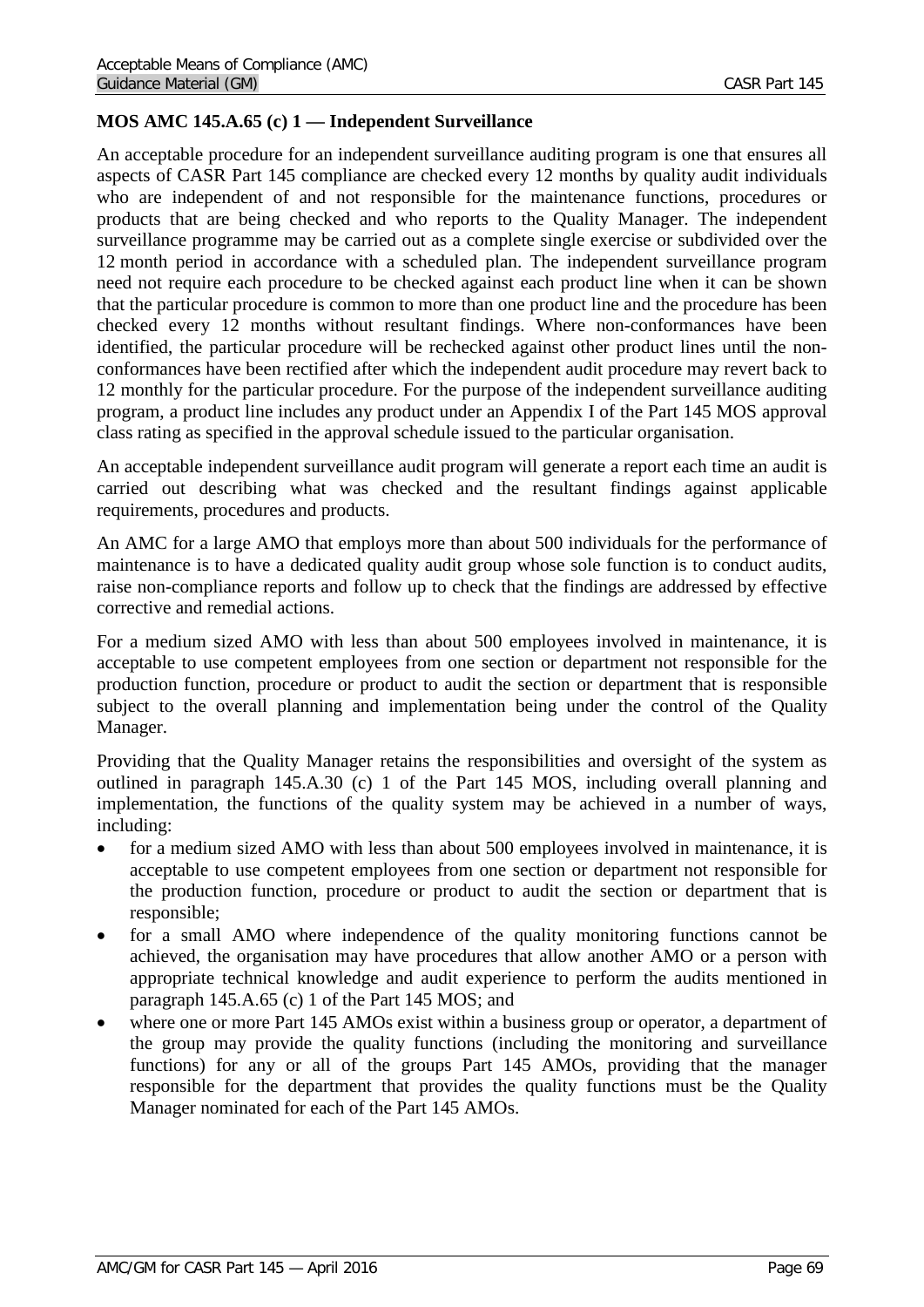**MOS AMC 145.A.65 (c) 1 — Independent Surveillance**

An acceptable procedure for an independent surveillance auditing program is one that ensures all aspects of CASR Part 145 compliance are checked every 12 months by quality audit individuals who are independent of and not responsible for the maintenance functions, procedures or products that are being checked and who reports to the Quality Manager. The independent surveillance programme may be carried out as a complete single exercise or subdivided over the 12 month period in accordance with a scheduled plan. The independent surveillance program need not require each procedure to be checked against each product line when it can be shown that the particular procedure is common to more than one product line and the procedure has been checked every 12 months without resultant findings. Where non-conformances have been identified, the particular procedure will be rechecked against other product lines until the non-conformances have been rectified after which the independent audit procedure may revert back to 12 monthly for the particular procedure. For the purpose of the independent surveillance auditing program, a product line includes any product under an Appendix I of the Part 145 MOS approval class rating as specified in the approval schedule issued to the particular organisation.

An acceptable independent surveillance audit program will generate a report each time an audit is carried out describing what was checked and the resultant findings against applicable requirements, procedures and products.

An AMC for a large AMO that employs more than about 500 individuals for the performance of maintenance is to have a dedicated quality audit group whose sole function is to conduct audits, raise non-compliance reports and follow up to check that the findings are addressed by effective corrective and remedial actions.

For a medium sized AMO with less than about 500 employees involved in maintenance, it is acceptable to use competent employees from one section or department not responsible for the production function, procedure or product to audit the section or department that is responsible subject to the overall planning and implementation being under the control of the Quality Manager.

Providing that the Quality Manager retains the responsibilities and oversight of the system as outlined in paragraph 145.A.30 (c) 1 of the Part 145 MOS, including overall planning and implementation, the functions of the quality system may be achieved in a number of ways, including:

- for a medium sized AMO with less than about 500 employees involved in maintenance, it is acceptable to use competent employees from one section or department not responsible for the production function, procedure or product to audit the section or department that is responsible;
- for a small AMO where independence of the quality monitoring functions cannot be achieved, the organisation may have procedures that allow another AMO or a person with appropriate technical knowledge and audit experience to perform the audits mentioned in paragraph 145.A.65 (c) 1 of the Part 145 MOS; and
- where one or more Part 145 AMOs exist within a business group or operator, a department of the group may provide the quality functions (including the monitoring and surveillance functions) for any or all of the groups Part 145 AMOs, providing that the manager responsible for the department that provides the quality functions must be the Quality Manager nominated for each of the Part 145 AMOs.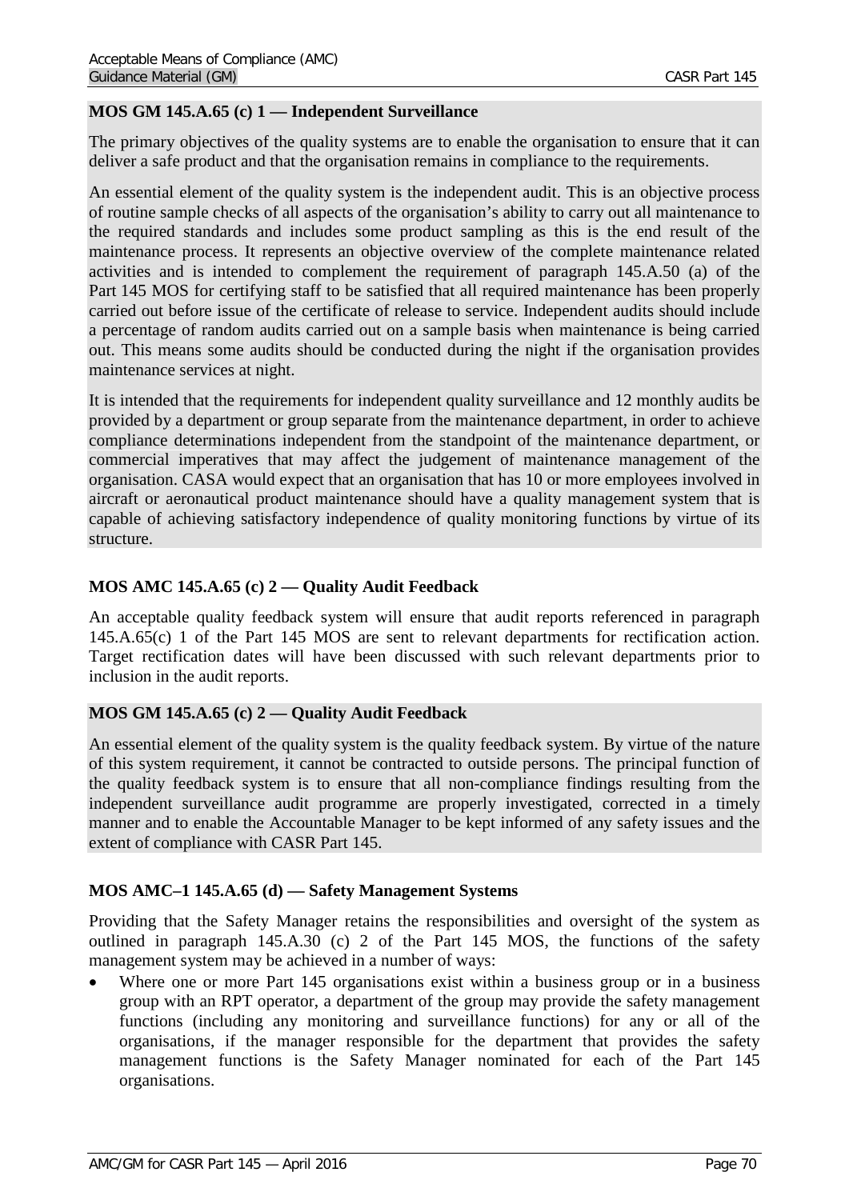**MOS GM 145.A.65 (c) 1 — Independent Surveillance**

The primary objectives of the quality systems are to enable the organisation to ensure that it can deliver a safe product and that the organisation remains in compliance to the requirements.

An essential element of the quality system is the independent audit. This is an objective process of routine sample checks of all aspects of the organisation's ability to carry out all maintenance to the required standards and includes some product sampling as this is the end result of the maintenance process. It represents an objective overview of the complete maintenance related activities and is intended to complement the requirement of paragraph 145.A.50 (a) of the Part 145 MOS for certifying staff to be satisfied that all required maintenance has been properly carried out before issue of the certificate of release to service. Independent audits should include a percentage of random audits carried out on a sample basis when maintenance is being carried out. This means some audits should be conducted during the night if the organisation provides maintenance services at night.

It is intended that the requirements for independent quality surveillance and 12 monthly audits be provided by a department or group separate from the maintenance department, in order to achieve compliance determinations independent from the standpoint of the maintenance department, or commercial imperatives that may affect the judgement of maintenance management of the organisation. CASA would expect that an organisation that has 10 or more employees involved in aircraft or aeronautical product maintenance should have a quality management system that is capable of achieving satisfactory independence of quality monitoring functions by virtue of its structure.

**MOS AMC 145.A.65 (c) 2 — Quality Audit Feedback**

An acceptable quality feedback system will ensure that audit reports referenced in paragraph 145.A.65(c) 1 of the Part 145 MOS are sent to relevant departments for rectification action. Target rectification dates will have been discussed with such relevant departments prior to inclusion in the audit reports.

**MOS GM 145.A.65 (c) 2 — Quality Audit Feedback**

An essential element of the quality system is the quality feedback system. By virtue of the nature of this system requirement, it cannot be contracted to outside persons. The principal function of the quality feedback system is to ensure that all non-compliance findings resulting from the independent surveillance audit programme are properly investigated, corrected in a timely manner and to enable the Accountable Manager to be kept informed of any safety issues and the extent of compliance with CASR Part 145.

**MOS AMC–1 145.A.65 (d) — Safety Management Systems**

Providing that the Safety Manager retains the responsibilities and oversight of the system as outlined in paragraph 145.A.30 (c) 2 of the Part 145 MOS, the functions of the safety management system may be achieved in a number of ways:

- Where one or more Part 145 organisations exist within a business group or in a business group with an RPT operator, a department of the group may provide the safety management functions (including any monitoring and surveillance functions) for any or all of the organisations, if the manager responsible for the department that provides the safety management functions is the Safety Manager nominated for each of the Part 145 organisations.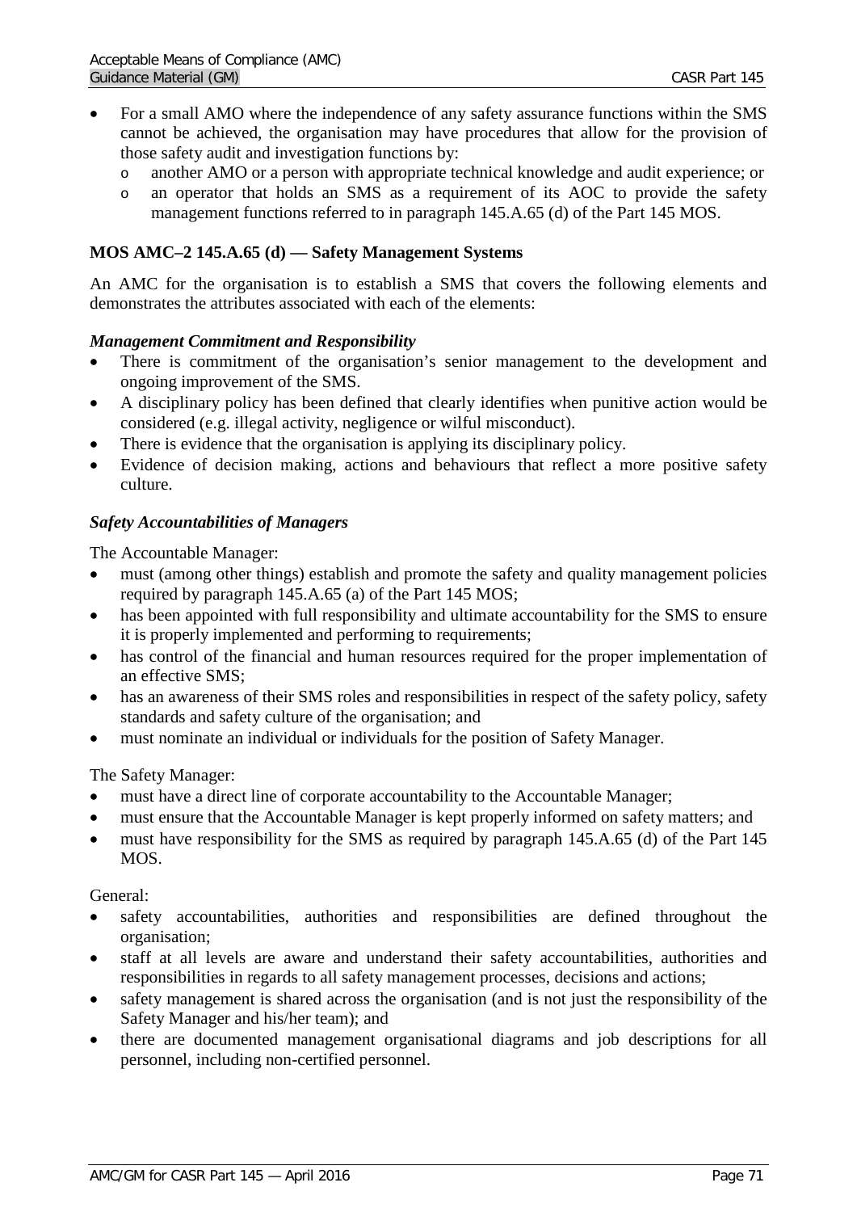- For a small AMO where the independence of any safety assurance functions within the SMS cannot be achieved, the organisation may have procedures that allow for the provision of those safety audit and investigation functions by:
    - another AMO or a person with appropriate technical knowledge and audit experience; or
    - an operator that holds an SMS as a requirement of its AOC to provide the safety management functions referred to in paragraph 145.A.65 (d) of the Part 145 MOS.

**MOS AMC–2 145.A.65 (d) — Safety Management Systems**

An AMC for the organisation is to establish a SMS that covers the following elements and demonstrates the attributes associated with each of the elements:

***Management Commitment and Responsibility***

- There is commitment of the organisation's senior management to the development and ongoing improvement of the SMS.
- A disciplinary policy has been defined that clearly identifies when punitive action would be considered (e.g. illegal activity, negligence or wilful misconduct).
- There is evidence that the organisation is applying its disciplinary policy.
- Evidence of decision making, actions and behaviours that reflect a more positive safety culture.

***Safety Accountabilities of Managers***

The Accountable Manager:

- must (among other things) establish and promote the safety and quality management policies required by paragraph 145.A.65 (a) of the Part 145 MOS;
- has been appointed with full responsibility and ultimate accountability for the SMS to ensure it is properly implemented and performing to requirements;
- has control of the financial and human resources required for the proper implementation of an effective SMS;
- has an awareness of their SMS roles and responsibilities in respect of the safety policy, safety standards and safety culture of the organisation; and
- must nominate an individual or individuals for the position of Safety Manager.

The Safety Manager:

- must have a direct line of corporate accountability to the Accountable Manager;
- must ensure that the Accountable Manager is kept properly informed on safety matters; and
- must have responsibility for the SMS as required by paragraph 145.A.65 (d) of the Part 145 MOS.

General:

- safety accountabilities, authorities and responsibilities are defined throughout the organisation;
- staff at all levels are aware and understand their safety accountabilities, authorities and responsibilities in regards to all safety management processes, decisions and actions;
- safety management is shared across the organisation (and is not just the responsibility of the Safety Manager and his/her team); and
- there are documented management organisational diagrams and job descriptions for all personnel, including non-certified personnel.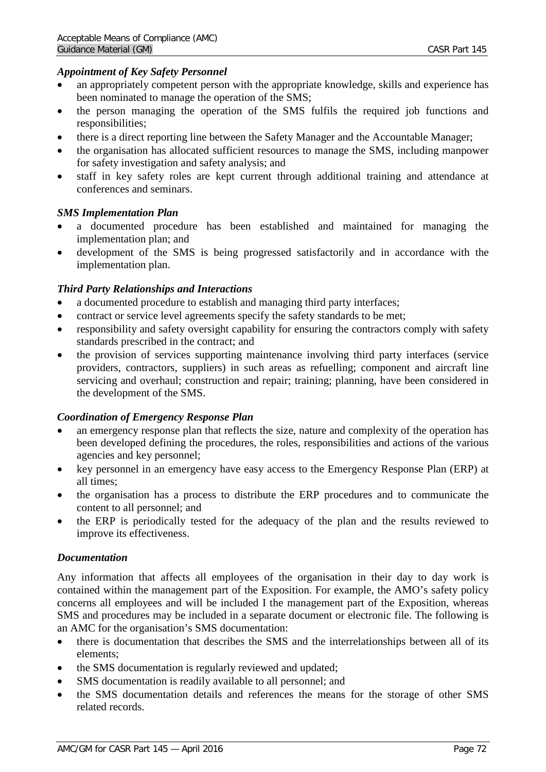### *Appointment of Key Safety Personnel*

- an appropriately competent person with the appropriate knowledge, skills and experience has been nominated to manage the operation of the SMS;
- the person managing the operation of the SMS fulfils the required job functions and responsibilities;
- there is a direct reporting line between the Safety Manager and the Accountable Manager;
- the organisation has allocated sufficient resources to manage the SMS, including manpower for safety investigation and safety analysis; and
- staff in key safety roles are kept current through additional training and attendance at conferences and seminars.

### *SMS Implementation Plan*

- a documented procedure has been established and maintained for managing the implementation plan; and
- development of the SMS is being progressed satisfactorily and in accordance with the implementation plan.

### *Third Party Relationships and Interactions*

- a documented procedure to establish and managing third party interfaces;
- contract or service level agreements specify the safety standards to be met;
- responsibility and safety oversight capability for ensuring the contractors comply with safety standards prescribed in the contract; and
- the provision of services supporting maintenance involving third party interfaces (service providers, contractors, suppliers) in such areas as refuelling; component and aircraft line servicing and overhaul; construction and repair; training; planning, have been considered in the development of the SMS.

### *Coordination of Emergency Response Plan*

- an emergency response plan that reflects the size, nature and complexity of the operation has been developed defining the procedures, the roles, responsibilities and actions of the various agencies and key personnel;
- key personnel in an emergency have easy access to the Emergency Response Plan (ERP) at all times;
- the organisation has a process to distribute the ERP procedures and to communicate the content to all personnel; and
- the ERP is periodically tested for the adequacy of the plan and the results reviewed to improve its effectiveness.

### *Documentation*

Any information that affects all employees of the organisation in their day to day work is contained within the management part of the Exposition. For example, the AMO's safety policy concerns all employees and will be included I the management part of the Exposition, whereas SMS and procedures may be included in a separate document or electronic file. The following is an AMC for the organisation's SMS documentation:

- there is documentation that describes the SMS and the interrelationships between all of its elements;
- the SMS documentation is regularly reviewed and updated;
- SMS documentation is readily available to all personnel; and
- the SMS documentation details and references the means for the storage of other SMS related records.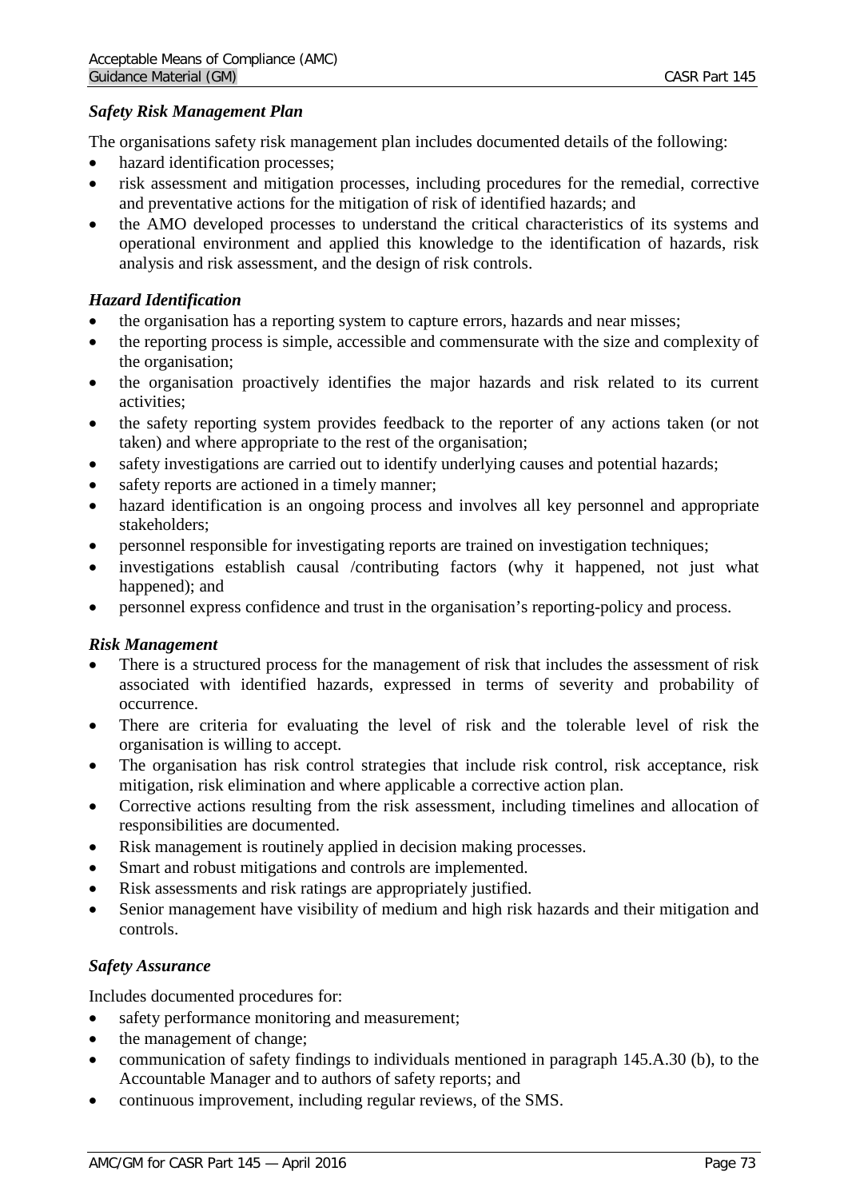### *Safety Risk Management Plan*

The organisations safety risk management plan includes documented details of the following:

- hazard identification processes;
- risk assessment and mitigation processes, including procedures for the remedial, corrective and preventative actions for the mitigation of risk of identified hazards; and
- the AMO developed processes to understand the critical characteristics of its systems and operational environment and applied this knowledge to the identification of hazards, risk analysis and risk assessment, and the design of risk controls.

### *Hazard Identification*

- the organisation has a reporting system to capture errors, hazards and near misses;
- the reporting process is simple, accessible and commensurate with the size and complexity of the organisation;
- the organisation proactively identifies the major hazards and risk related to its current activities;
- the safety reporting system provides feedback to the reporter of any actions taken (or not taken) and where appropriate to the rest of the organisation;
- safety investigations are carried out to identify underlying causes and potential hazards;
- safety reports are actioned in a timely manner;
- hazard identification is an ongoing process and involves all key personnel and appropriate stakeholders;
- personnel responsible for investigating reports are trained on investigation techniques;
- investigations establish causal /contributing factors (why it happened, not just what happened); and
- personnel express confidence and trust in the organisation's reporting-policy and process.

### *Risk Management*

- There is a structured process for the management of risk that includes the assessment of risk associated with identified hazards, expressed in terms of severity and probability of occurrence.
- There are criteria for evaluating the level of risk and the tolerable level of risk the organisation is willing to accept.
- The organisation has risk control strategies that include risk control, risk acceptance, risk mitigation, risk elimination and where applicable a corrective action plan.
- Corrective actions resulting from the risk assessment, including timelines and allocation of responsibilities are documented.
- Risk management is routinely applied in decision making processes.
- Smart and robust mitigations and controls are implemented.
- Risk assessments and risk ratings are appropriately justified.
- Senior management have visibility of medium and high risk hazards and their mitigation and controls.

### *Safety Assurance*

Includes documented procedures for:

- safety performance monitoring and measurement;
- the management of change;
- communication of safety findings to individuals mentioned in paragraph 145.A.30 (b), to the Accountable Manager and to authors of safety reports; and
- continuous improvement, including regular reviews, of the SMS.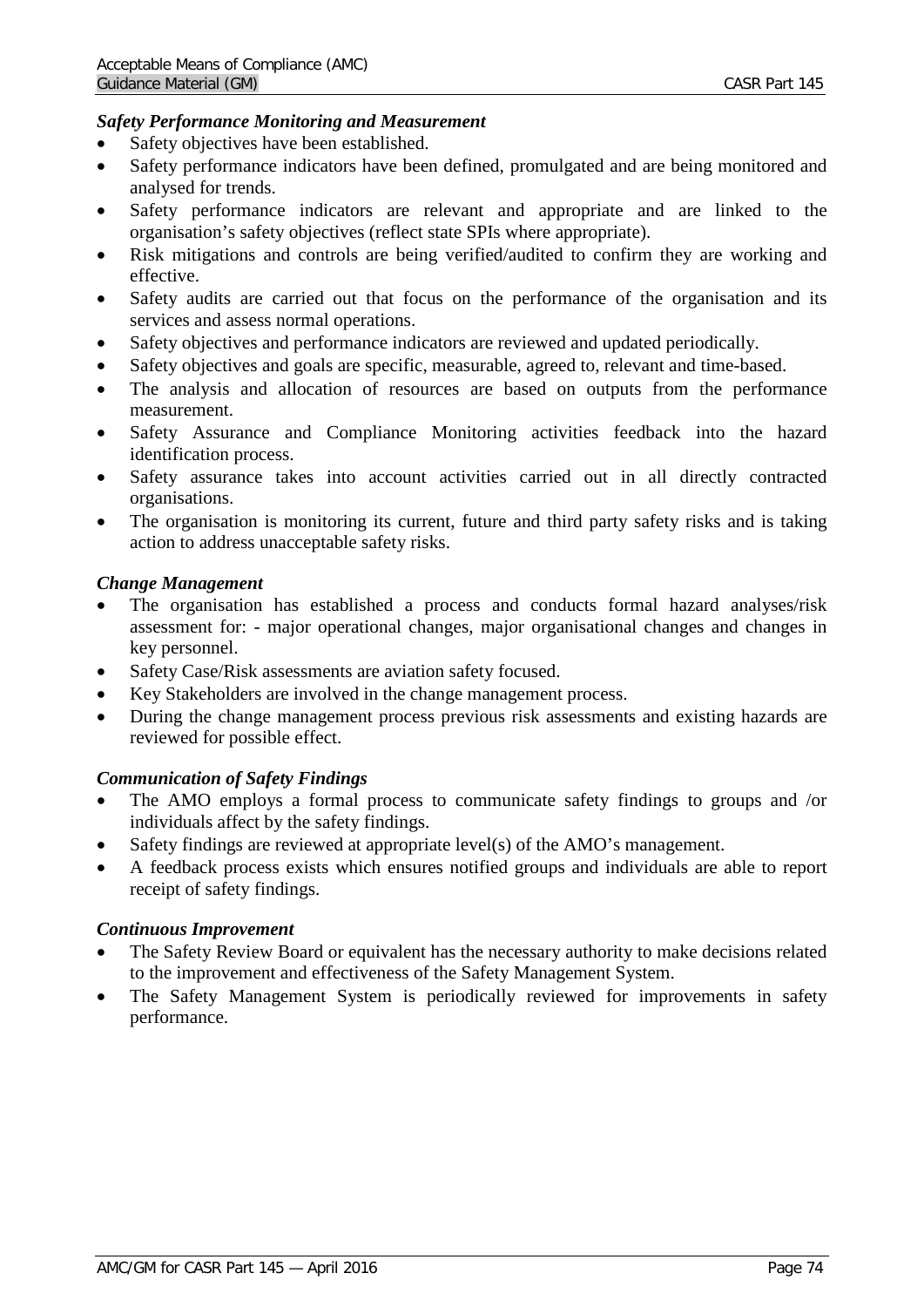***Safety Performance Monitoring and Measurement***

- Safety objectives have been established.
- Safety performance indicators have been defined, promulgated and are being monitored and analysed for trends.
- Safety performance indicators are relevant and appropriate and are linked to the organisation's safety objectives (reflect state SPIs where appropriate).
- Risk mitigations and controls are being verified/audited to confirm they are working and effective.
- Safety audits are carried out that focus on the performance of the organisation and its services and assess normal operations.
- Safety objectives and performance indicators are reviewed and updated periodically.
- Safety objectives and goals are specific, measurable, agreed to, relevant and time-based.
- The analysis and allocation of resources are based on outputs from the performance measurement.
- Safety Assurance and Compliance Monitoring activities feedback into the hazard identification process.
- Safety assurance takes into account activities carried out in all directly contracted organisations.
- The organisation is monitoring its current, future and third party safety risks and is taking action to address unacceptable safety risks.

***Change Management***

- The organisation has established a process and conducts formal hazard analyses/risk assessment for: - major operational changes, major organisational changes and changes in key personnel.
- Safety Case/Risk assessments are aviation safety focused.
- Key Stakeholders are involved in the change management process.
- During the change management process previous risk assessments and existing hazards are reviewed for possible effect.

***Communication of Safety Findings***

- The AMO employs a formal process to communicate safety findings to groups and /or individuals affect by the safety findings.
- Safety findings are reviewed at appropriate level(s) of the AMO's management.
- A feedback process exists which ensures notified groups and individuals are able to report receipt of safety findings.

***Continuous Improvement***

- The Safety Review Board or equivalent has the necessary authority to make decisions related to the improvement and effectiveness of the Safety Management System.
- The Safety Management System is periodically reviewed for improvements in safety performance.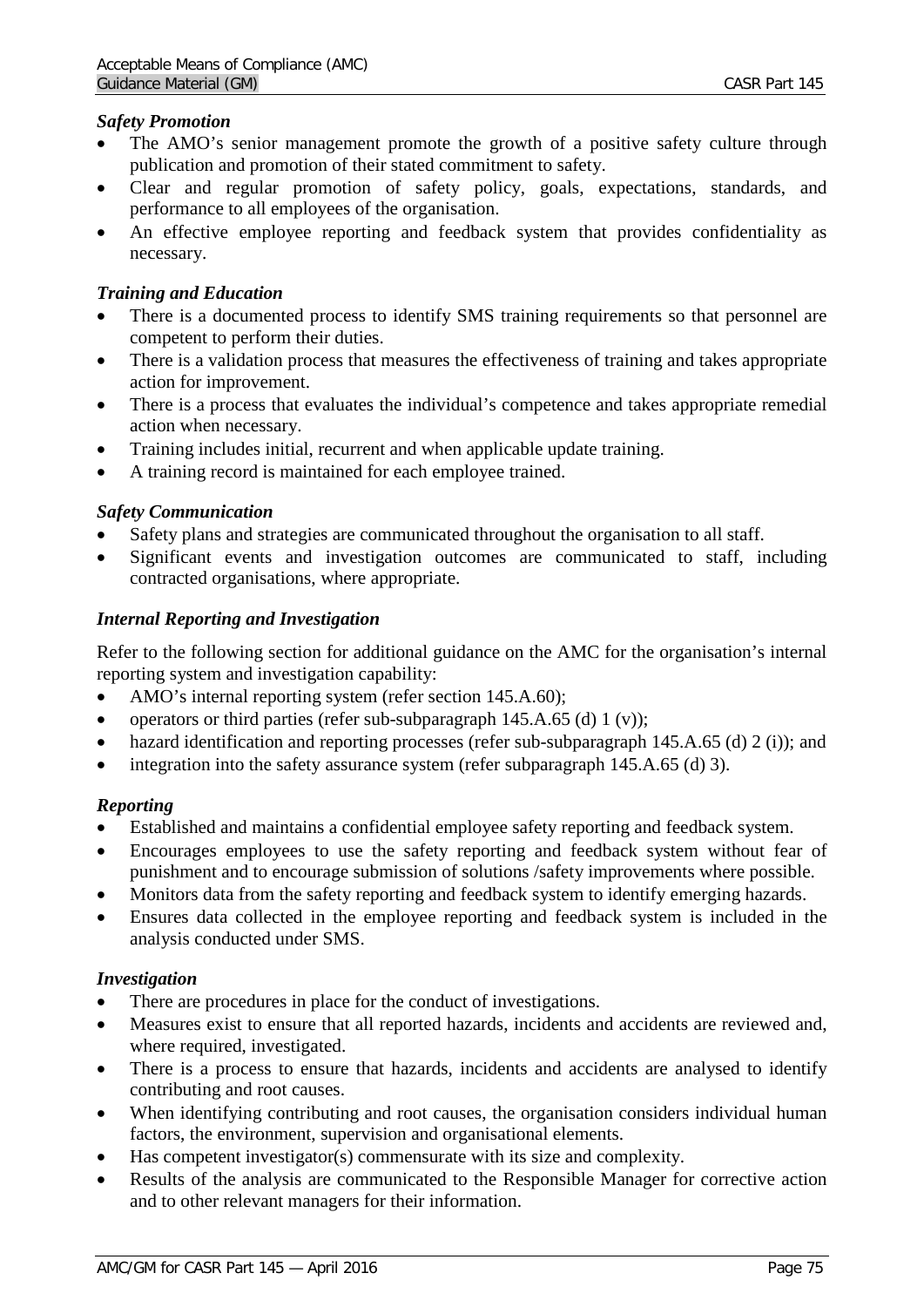### *Safety Promotion*

- The AMO's senior management promote the growth of a positive safety culture through publication and promotion of their stated commitment to safety.
- Clear and regular promotion of safety policy, goals, expectations, standards, and performance to all employees of the organisation.
- An effective employee reporting and feedback system that provides confidentiality as necessary.

### *Training and Education*

- There is a documented process to identify SMS training requirements so that personnel are competent to perform their duties.
- There is a validation process that measures the effectiveness of training and takes appropriate action for improvement.
- There is a process that evaluates the individual's competence and takes appropriate remedial action when necessary.
- Training includes initial, recurrent and when applicable update training.
- A training record is maintained for each employee trained.

### *Safety Communication*

- Safety plans and strategies are communicated throughout the organisation to all staff.
- Significant events and investigation outcomes are communicated to staff, including contracted organisations, where appropriate.

### *Internal Reporting and Investigation*

Refer to the following section for additional guidance on the AMC for the organisation's internal reporting system and investigation capability:

- AMO's internal reporting system (refer section 145.A.60);
- operators or third parties (refer sub-subparagraph 145.A.65 (d) 1 (v));
- hazard identification and reporting processes (refer sub-subparagraph 145.A.65 (d) 2 (i)); and
- integration into the safety assurance system (refer subparagraph 145.A.65 (d) 3).

### *Reporting*

- Established and maintains a confidential employee safety reporting and feedback system.
- Encourages employees to use the safety reporting and feedback system without fear of punishment and to encourage submission of solutions /safety improvements where possible.
- Monitors data from the safety reporting and feedback system to identify emerging hazards.
- Ensures data collected in the employee reporting and feedback system is included in the analysis conducted under SMS.

### *Investigation*

- There are procedures in place for the conduct of investigations.
- Measures exist to ensure that all reported hazards, incidents and accidents are reviewed and, where required, investigated.
- There is a process to ensure that hazards, incidents and accidents are analysed to identify contributing and root causes.
- When identifying contributing and root causes, the organisation considers individual human factors, the environment, supervision and organisational elements.
- Has competent investigator(s) commensurate with its size and complexity.
- Results of the analysis are communicated to the Responsible Manager for corrective action and to other relevant managers for their information.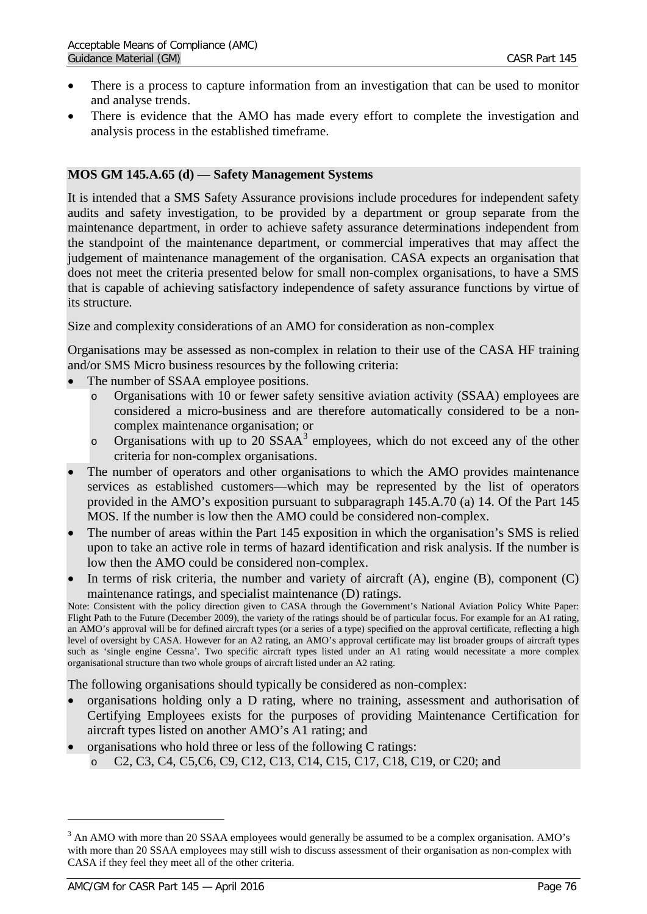- There is a process to capture information from an investigation that can be used to monitor and analyse trends.
- There is evidence that the AMO has made every effort to complete the investigation and analysis process in the established timeframe.

**MOS GM 145.A.65 (d) — Safety Management Systems**

It is intended that a SMS Safety Assurance provisions include procedures for independent safety audits and safety investigation, to be provided by a department or group separate from the maintenance department, in order to achieve safety assurance determinations independent from the standpoint of the maintenance department, or commercial imperatives that may affect the judgement of maintenance management of the organisation. CASA expects an organisation that does not meet the criteria presented below for small non-complex organisations, to have a SMS that is capable of achieving satisfactory independence of safety assurance functions by virtue of its structure.

Size and complexity considerations of an AMO for consideration as non-complex

Organisations may be assessed as non-complex in relation to their use of the CASA HF training and/or SMS Micro business resources by the following criteria:

- The number of SSAA employee positions.
  - Organisations with 10 or fewer safety sensitive aviation activity (SSAA) employees are considered a micro-business and are therefore automatically considered to be a non-complex maintenance organisation; or
  - Organisations with up to 20 SSAA[3] employees, which do not exceed any of the other criteria for non-complex organisations.
- The number of operators and other organisations to which the AMO provides maintenance services as established customers—which may be represented by the list of operators provided in the AMO's exposition pursuant to subparagraph 145.A.70 (a) 14. Of the Part 145 MOS. If the number is low then the AMO could be considered non-complex.
- The number of areas within the Part 145 exposition in which the organisation's SMS is relied upon to take an active role in terms of hazard identification and risk analysis. If the number is low then the AMO could be considered non-complex.
- In terms of risk criteria, the number and variety of aircraft (A), engine (B), component (C) maintenance ratings, and specialist maintenance (D) ratings.

Note: Consistent with the policy direction given to CASA through the Government's National Aviation Policy White Paper: Flight Path to the Future (December 2009), the variety of the ratings should be of particular focus. For example for an A1 rating, an AMO's approval will be for defined aircraft types (or a series of a type) specified on the approval certificate, reflecting a high level of oversight by CASA. However for an A2 rating, an AMO's approval certificate may list broader groups of aircraft types such as 'single engine Cessna'. Two specific aircraft types listed under an A1 rating would necessitate a more complex organisational structure than two whole groups of aircraft listed under an A2 rating.

The following organisations should typically be considered as non-complex:

- organisations holding only a D rating, where no training, assessment and authorisation of Certifying Employees exists for the purposes of providing Maintenance Certification for aircraft types listed on another AMO's A1 rating; and
- organisations who hold three or less of the following C ratings:
  - C2, C3, C4, C5,C6, C9, C12, C13, C14, C15, C17, C18, C19, or C20; and

[3] An AMO with more than 20 SSAA employees would generally be assumed to be a complex organisation. AMO's with more than 20 SSAA employees may still wish to discuss assessment of their organisation as non-complex with CASA if they feel they meet all of the other criteria.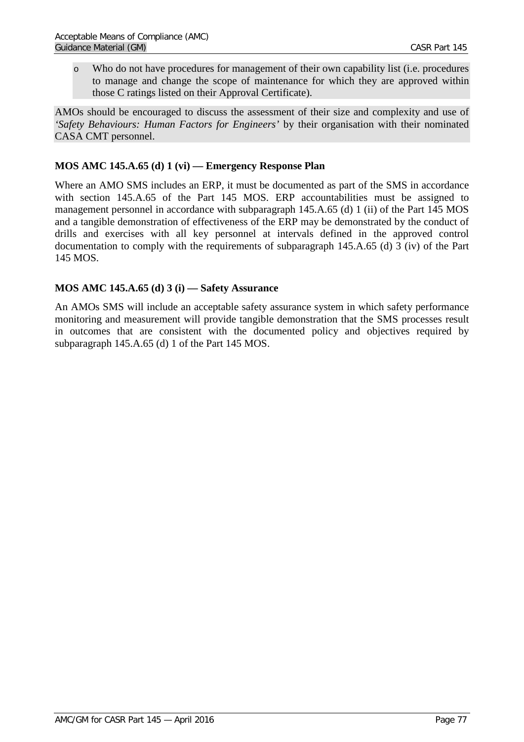- Who do not have procedures for management of their own capability list (i.e. procedures to manage and change the scope of maintenance for which they are approved within those C ratings listed on their Approval Certificate).

AMOs should be encouraged to discuss the assessment of their size and complexity and use of *'Safety Behaviours: Human Factors for Engineers'* by their organisation with their nominated CASA CMT personnel.

**MOS AMC 145.A.65 (d) 1 (vi) — Emergency Response Plan**

Where an AMO SMS includes an ERP, it must be documented as part of the SMS in accordance with section 145.A.65 of the Part 145 MOS. ERP accountabilities must be assigned to management personnel in accordance with subparagraph 145.A.65 (d) 1 (ii) of the Part 145 MOS and a tangible demonstration of effectiveness of the ERP may be demonstrated by the conduct of drills and exercises with all key personnel at intervals defined in the approved control documentation to comply with the requirements of subparagraph 145.A.65 (d) 3 (iv) of the Part 145 MOS.

**MOS AMC 145.A.65 (d) 3 (i) — Safety Assurance**

An AMOs SMS will include an acceptable safety assurance system in which safety performance monitoring and measurement will provide tangible demonstration that the SMS processes result in outcomes that are consistent with the documented policy and objectives required by subparagraph 145.A.65 (d) 1 of the Part 145 MOS.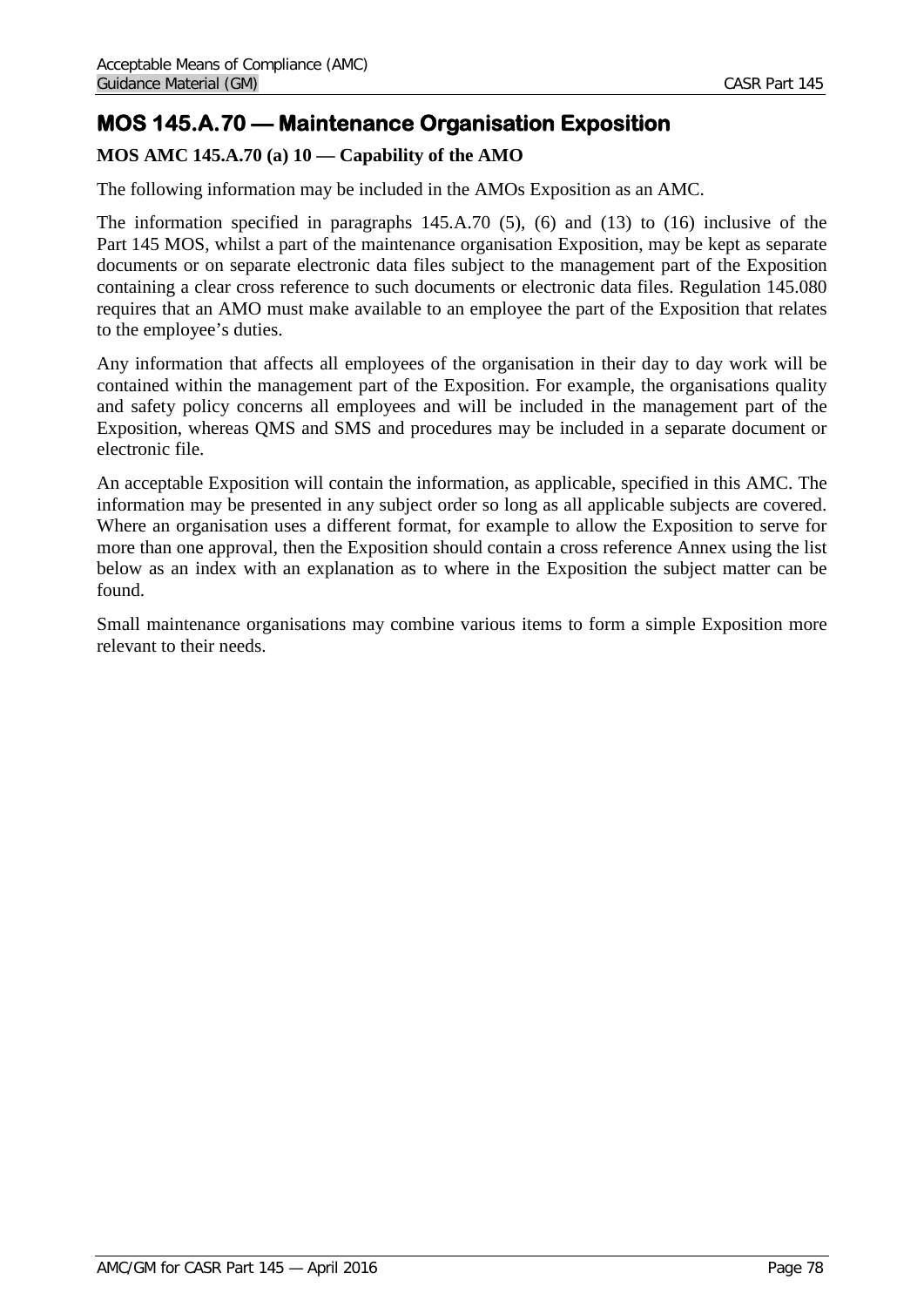## MOS 145.A.70 — Maintenance Organisation Exposition

### MOS AMC 145.A.70 (a) 10 — Capability of the AMO

The following information may be included in the AMOs Exposition as an AMC.

The information specified in paragraphs 145.A.70 (5), (6) and (13) to (16) inclusive of the Part 145 MOS, whilst a part of the maintenance organisation Exposition, may be kept as separate documents or on separate electronic data files subject to the management part of the Exposition containing a clear cross reference to such documents or electronic data files. Regulation 145.080 requires that an AMO must make available to an employee the part of the Exposition that relates to the employee's duties.

Any information that affects all employees of the organisation in their day to day work will be contained within the management part of the Exposition. For example, the organisations quality and safety policy concerns all employees and will be included in the management part of the Exposition, whereas QMS and SMS and procedures may be included in a separate document or electronic file.

An acceptable Exposition will contain the information, as applicable, specified in this AMC. The information may be presented in any subject order so long as all applicable subjects are covered. Where an organisation uses a different format, for example to allow the Exposition to serve for more than one approval, then the Exposition should contain a cross reference Annex using the list below as an index with an explanation as to where in the Exposition the subject matter can be found.

Small maintenance organisations may combine various items to form a simple Exposition more relevant to their needs.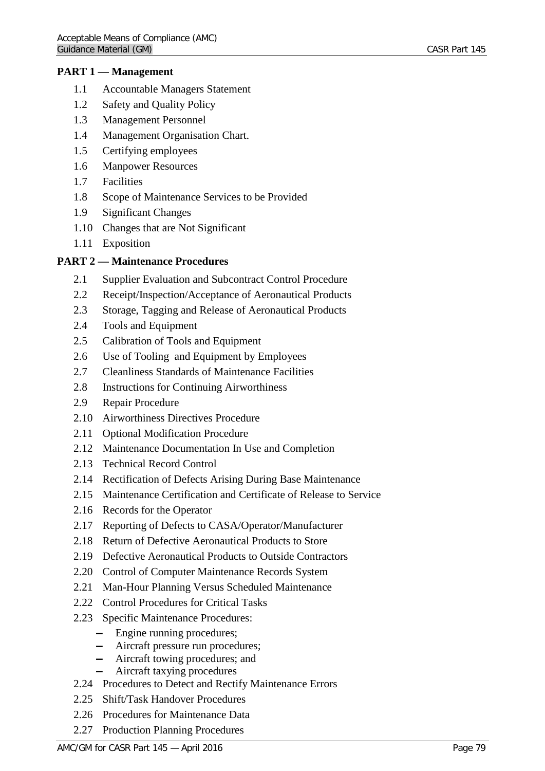**PART 1 — Management**

- 1.1 Accountable Managers Statement
- 1.2 Safety and Quality Policy
- 1.3 Management Personnel
- 1.4 Management Organisation Chart.
- 1.5 Certifying employees
- 1.6 Manpower Resources
- 1.7 Facilities
- 1.8 Scope of Maintenance Services to be Provided
- 1.9 Significant Changes
- 1.10 Changes that are Not Significant
- 1.11 Exposition

**PART 2 — Maintenance Procedures**

- 2.1 Supplier Evaluation and Subcontract Control Procedure
- 2.2 Receipt/Inspection/Acceptance of Aeronautical Products
- 2.3 Storage, Tagging and Release of Aeronautical Products
- 2.4 Tools and Equipment
- 2.5 Calibration of Tools and Equipment
- 2.6 Use of Tooling and Equipment by Employees
- 2.7 Cleanliness Standards of Maintenance Facilities
- 2.8 Instructions for Continuing Airworthiness
- 2.9 Repair Procedure
- 2.10 Airworthiness Directives Procedure
- 2.11 Optional Modification Procedure
- 2.12 Maintenance Documentation In Use and Completion
- 2.13 Technical Record Control
- 2.14 Rectification of Defects Arising During Base Maintenance
- 2.15 Maintenance Certification and Certificate of Release to Service
- 2.16 Records for the Operator
- 2.17 Reporting of Defects to CASA/Operator/Manufacturer
- 2.18 Return of Defective Aeronautical Products to Store
- 2.19 Defective Aeronautical Products to Outside Contractors
- 2.20 Control of Computer Maintenance Records System
- 2.21 Man-Hour Planning Versus Scheduled Maintenance
- 2.22 Control Procedures for Critical Tasks
- 2.23 Specific Maintenance Procedures:
  - Engine running procedures;
  - Aircraft pressure run procedures;
  - Aircraft towing procedures; and
  - Aircraft taxying procedures
- 2.24 Procedures to Detect and Rectify Maintenance Errors
- 2.25 Shift/Task Handover Procedures
- 2.26 Procedures for Maintenance Data
- 2.27 Production Planning Procedures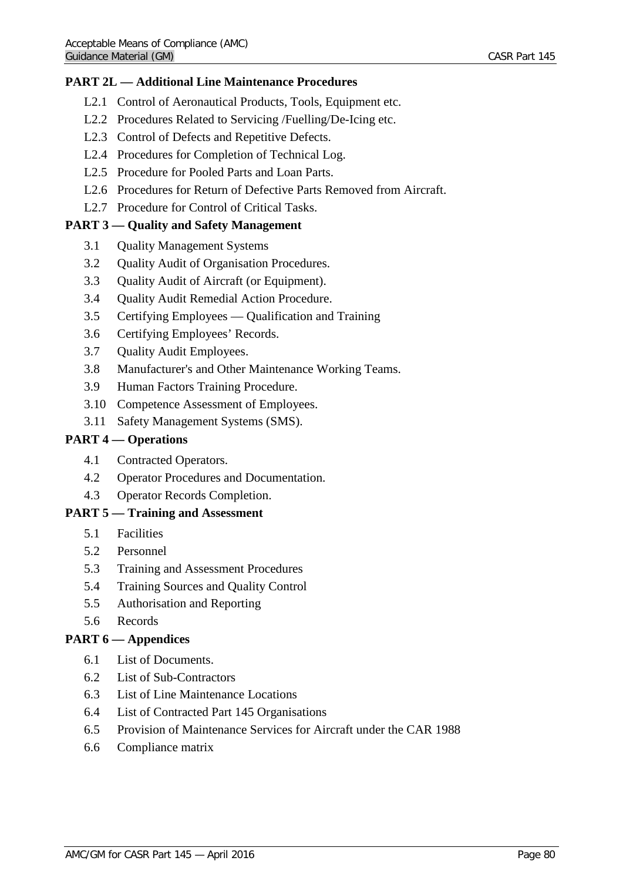**PART 2L — Additional Line Maintenance Procedures**

- L2.1 Control of Aeronautical Products, Tools, Equipment etc.
- L2.2 Procedures Related to Servicing /Fuelling/De-Icing etc.
- L2.3 Control of Defects and Repetitive Defects.
- L2.4 Procedures for Completion of Technical Log.
- L2.5 Procedure for Pooled Parts and Loan Parts.
- L2.6 Procedures for Return of Defective Parts Removed from Aircraft.
- L2.7 Procedure for Control of Critical Tasks.

**PART 3 — Quality and Safety Management**

- 3.1 Quality Management Systems
- 3.2 Quality Audit of Organisation Procedures.
- 3.3 Quality Audit of Aircraft (or Equipment).
- 3.4 Quality Audit Remedial Action Procedure.
- 3.5 Certifying Employees — Qualification and Training
- 3.6 Certifying Employees' Records.
- 3.7 Quality Audit Employees.
- 3.8 Manufacturer's and Other Maintenance Working Teams.
- 3.9 Human Factors Training Procedure.
- 3.10 Competence Assessment of Employees.
- 3.11 Safety Management Systems (SMS).

**PART 4 — Operations**

- 4.1 Contracted Operators.
- 4.2 Operator Procedures and Documentation.
- 4.3 Operator Records Completion.

**PART 5 — Training and Assessment**

- 5.1 Facilities
- 5.2 Personnel
- 5.3 Training and Assessment Procedures
- 5.4 Training Sources and Quality Control
- 5.5 Authorisation and Reporting
- 5.6 Records

**PART 6 — Appendices**

- 6.1 List of Documents.
- 6.2 List of Sub-Contractors
- 6.3 List of Line Maintenance Locations
- 6.4 List of Contracted Part 145 Organisations
- 6.5 Provision of Maintenance Services for Aircraft under the CAR 1988
- 6.6 Compliance matrix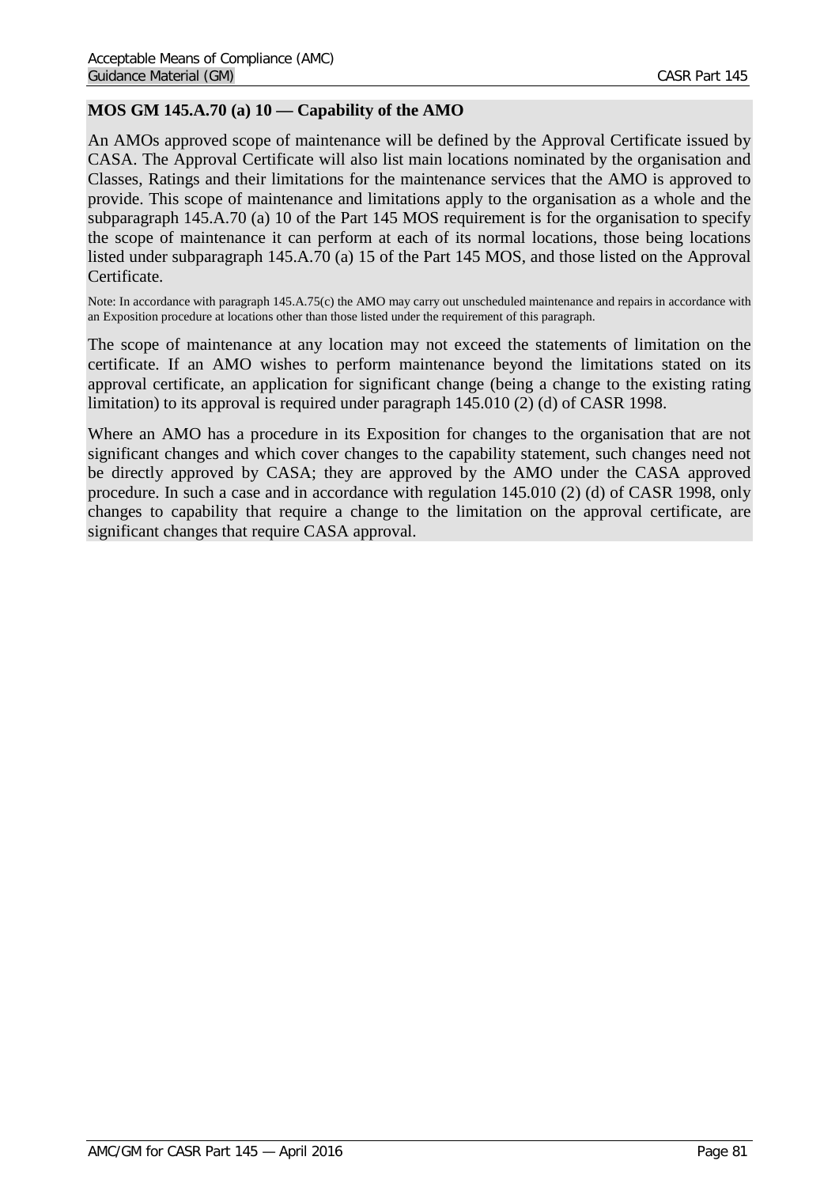### MOS GM 145.A.70 (a) 10 — Capability of the AMO

An AMOs approved scope of maintenance will be defined by the Approval Certificate issued by CASA. The Approval Certificate will also list main locations nominated by the organisation and Classes, Ratings and their limitations for the maintenance services that the AMO is approved to provide. This scope of maintenance and limitations apply to the organisation as a whole and the subparagraph 145.A.70 (a) 10 of the Part 145 MOS requirement is for the organisation to specify the scope of maintenance it can perform at each of its normal locations, those being locations listed under subparagraph 145.A.70 (a) 15 of the Part 145 MOS, and those listed on the Approval Certificate.

Note: In accordance with paragraph 145.A.75(c) the AMO may carry out unscheduled maintenance and repairs in accordance with an Exposition procedure at locations other than those listed under the requirement of this paragraph.

The scope of maintenance at any location may not exceed the statements of limitation on the certificate. If an AMO wishes to perform maintenance beyond the limitations stated on its approval certificate, an application for significant change (being a change to the existing rating limitation) to its approval is required under paragraph 145.010 (2) (d) of CASR 1998.

Where an AMO has a procedure in its Exposition for changes to the organisation that are not significant changes and which cover changes to the capability statement, such changes need not be directly approved by CASA; they are approved by the AMO under the CASA approved procedure. In such a case and in accordance with regulation 145.010 (2) (d) of CASR 1998, only changes to capability that require a change to the limitation on the approval certificate, are significant changes that require CASA approval.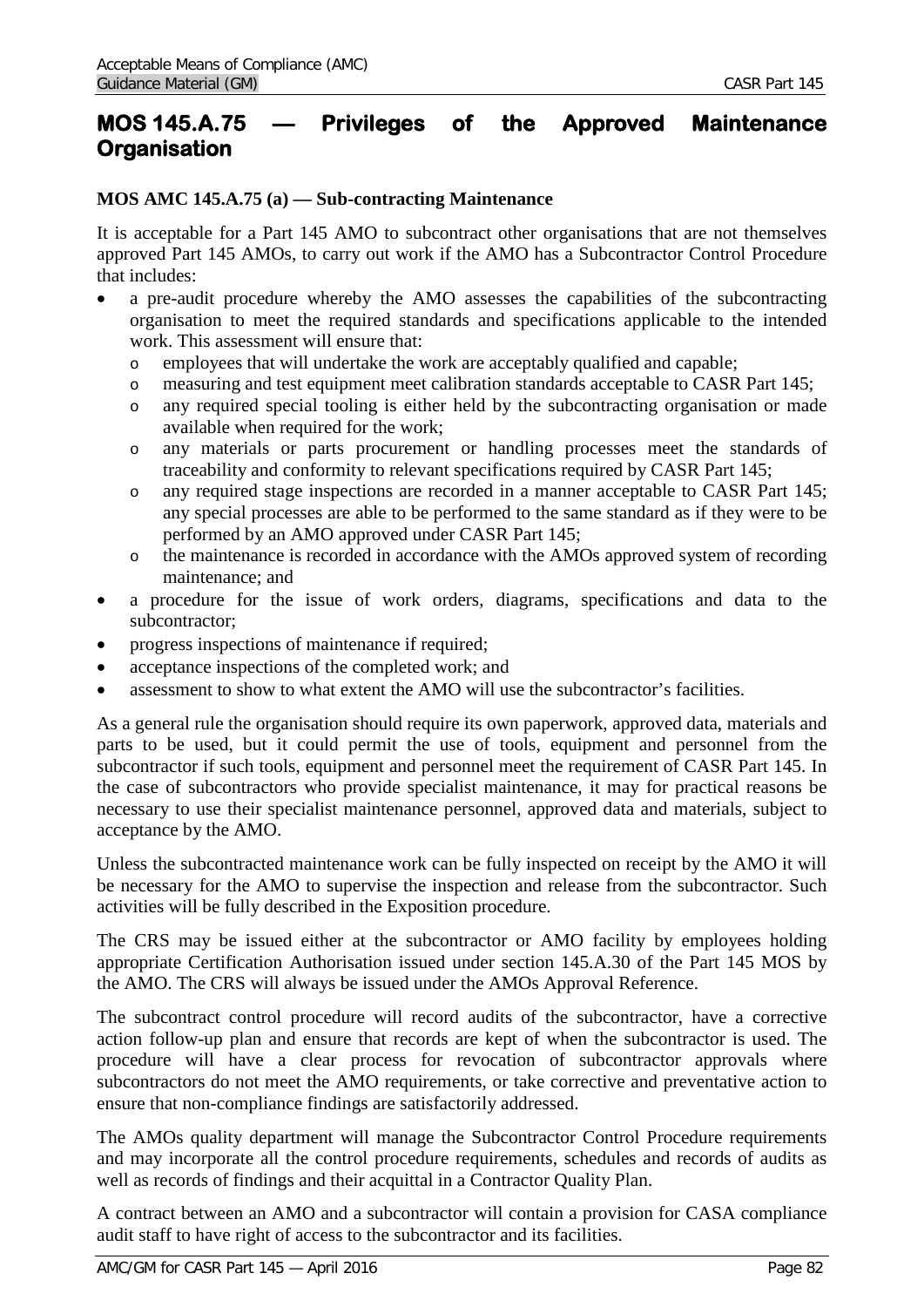# MOS 145.A.75 — Privileges of the Approved Maintenance Organisation

**MOS AMC 145.A.75 (a) — Sub-contracting Maintenance**

It is acceptable for a Part 145 AMO to subcontract other organisations that are not themselves approved Part 145 AMOs, to carry out work if the AMO has a Subcontractor Control Procedure that includes:

- a pre-audit procedure whereby the AMO assesses the capabilities of the subcontracting organisation to meet the required standards and specifications applicable to the intended work. This assessment will ensure that:
  - employees that will undertake the work are acceptably qualified and capable;
  - measuring and test equipment meet calibration standards acceptable to CASR Part 145;
  - any required special tooling is either held by the subcontracting organisation or made available when required for the work;
  - any materials or parts procurement or handling processes meet the standards of traceability and conformity to relevant specifications required by CASR Part 145;
  - any required stage inspections are recorded in a manner acceptable to CASR Part 145; any special processes are able to be performed to the same standard as if they were to be performed by an AMO approved under CASR Part 145;
  - the maintenance is recorded in accordance with the AMOs approved system of recording maintenance; and
- a procedure for the issue of work orders, diagrams, specifications and data to the subcontractor;
- progress inspections of maintenance if required;
- acceptance inspections of the completed work; and
- assessment to show to what extent the AMO will use the subcontractor's facilities.

As a general rule the organisation should require its own paperwork, approved data, materials and parts to be used, but it could permit the use of tools, equipment and personnel from the subcontractor if such tools, equipment and personnel meet the requirement of CASR Part 145. In the case of subcontractors who provide specialist maintenance, it may for practical reasons be necessary to use their specialist maintenance personnel, approved data and materials, subject to acceptance by the AMO.

Unless the subcontracted maintenance work can be fully inspected on receipt by the AMO it will be necessary for the AMO to supervise the inspection and release from the subcontractor. Such activities will be fully described in the Exposition procedure.

The CRS may be issued either at the subcontractor or AMO facility by employees holding appropriate Certification Authorisation issued under section 145.A.30 of the Part 145 MOS by the AMO. The CRS will always be issued under the AMOs Approval Reference.

The subcontract control procedure will record audits of the subcontractor, have a corrective action follow-up plan and ensure that records are kept of when the subcontractor is used. The procedure will have a clear process for revocation of subcontractor approvals where subcontractors do not meet the AMO requirements, or take corrective and preventative action to ensure that non-compliance findings are satisfactorily addressed.

The AMOs quality department will manage the Subcontractor Control Procedure requirements and may incorporate all the control procedure requirements, schedules and records of audits as well as records of findings and their acquittal in a Contractor Quality Plan.

A contract between an AMO and a subcontractor will contain a provision for CASA compliance audit staff to have right of access to the subcontractor and its facilities.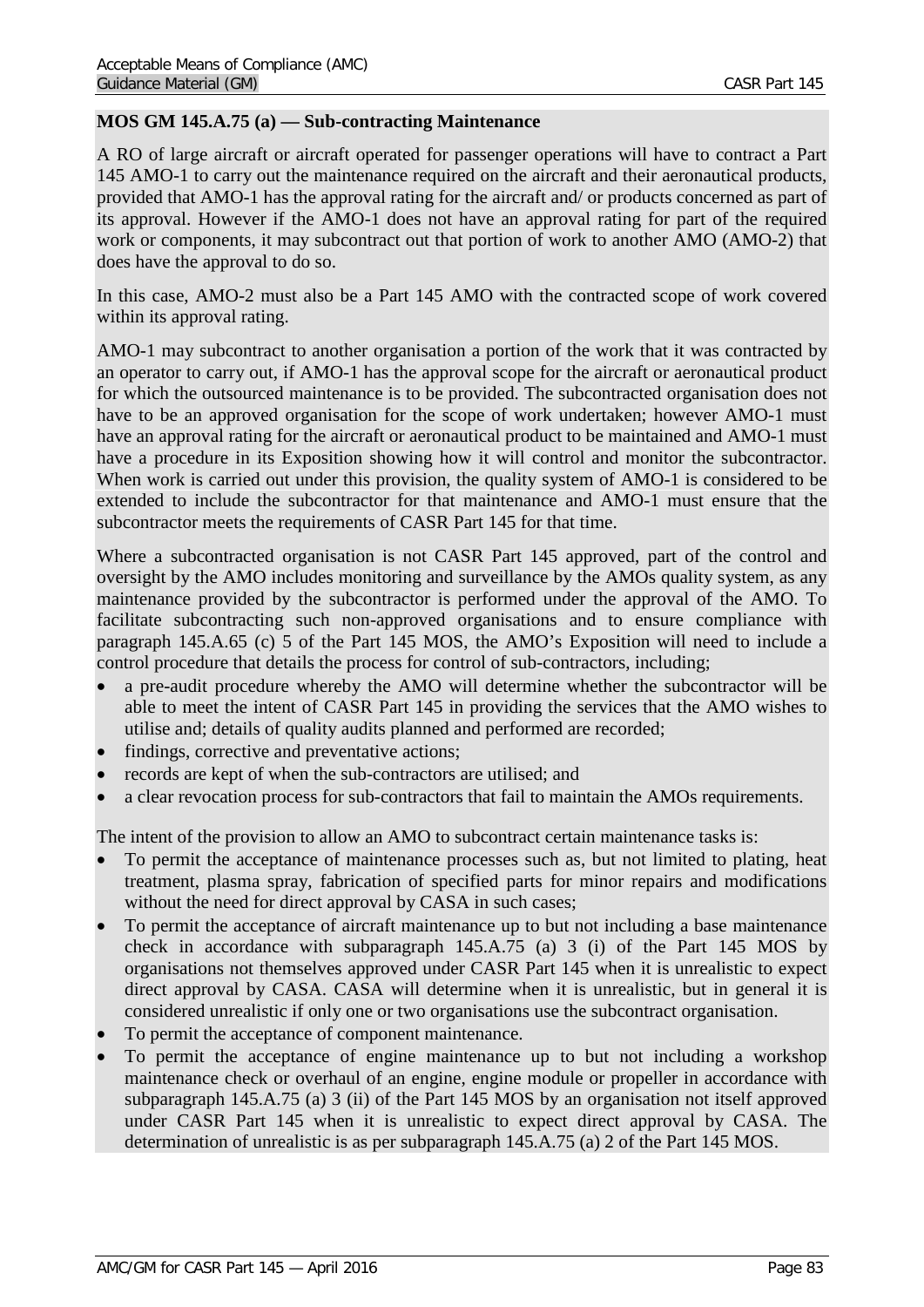**MOS GM 145.A.75 (a) — Sub-contracting Maintenance**

A RO of large aircraft or aircraft operated for passenger operations will have to contract a Part 145 AMO-1 to carry out the maintenance required on the aircraft and their aeronautical products, provided that AMO-1 has the approval rating for the aircraft and/ or products concerned as part of its approval. However if the AMO-1 does not have an approval rating for part of the required work or components, it may subcontract out that portion of work to another AMO (AMO-2) that does have the approval to do so.

In this case, AMO-2 must also be a Part 145 AMO with the contracted scope of work covered within its approval rating.

AMO-1 may subcontract to another organisation a portion of the work that it was contracted by an operator to carry out, if AMO-1 has the approval scope for the aircraft or aeronautical product for which the outsourced maintenance is to be provided. The subcontracted organisation does not have to be an approved organisation for the scope of work undertaken; however AMO-1 must have an approval rating for the aircraft or aeronautical product to be maintained and AMO-1 must have a procedure in its Exposition showing how it will control and monitor the subcontractor. When work is carried out under this provision, the quality system of AMO-1 is considered to be extended to include the subcontractor for that maintenance and AMO-1 must ensure that the subcontractor meets the requirements of CASR Part 145 for that time.

Where a subcontracted organisation is not CASR Part 145 approved, part of the control and oversight by the AMO includes monitoring and surveillance by the AMOs quality system, as any maintenance provided by the subcontractor is performed under the approval of the AMO. To facilitate subcontracting such non-approved organisations and to ensure compliance with paragraph 145.A.65 (c) 5 of the Part 145 MOS, the AMO's Exposition will need to include a control procedure that details the process for control of sub-contractors, including;

- a pre-audit procedure whereby the AMO will determine whether the subcontractor will be able to meet the intent of CASR Part 145 in providing the services that the AMO wishes to utilise and; details of quality audits planned and performed are recorded;
- findings, corrective and preventative actions;
- records are kept of when the sub-contractors are utilised; and
- a clear revocation process for sub-contractors that fail to maintain the AMOs requirements.

The intent of the provision to allow an AMO to subcontract certain maintenance tasks is:

- To permit the acceptance of maintenance processes such as, but not limited to plating, heat treatment, plasma spray, fabrication of specified parts for minor repairs and modifications without the need for direct approval by CASA in such cases;
- To permit the acceptance of aircraft maintenance up to but not including a base maintenance check in accordance with subparagraph 145.A.75 (a) 3 (i) of the Part 145 MOS by organisations not themselves approved under CASR Part 145 when it is unrealistic to expect direct approval by CASA. CASA will determine when it is unrealistic, but in general it is considered unrealistic if only one or two organisations use the subcontract organisation.
- To permit the acceptance of component maintenance.
- To permit the acceptance of engine maintenance up to but not including a workshop maintenance check or overhaul of an engine, engine module or propeller in accordance with subparagraph 145.A.75 (a) 3 (ii) of the Part 145 MOS by an organisation not itself approved under CASR Part 145 when it is unrealistic to expect direct approval by CASA. The determination of unrealistic is as per subparagraph 145.A.75 (a) 2 of the Part 145 MOS.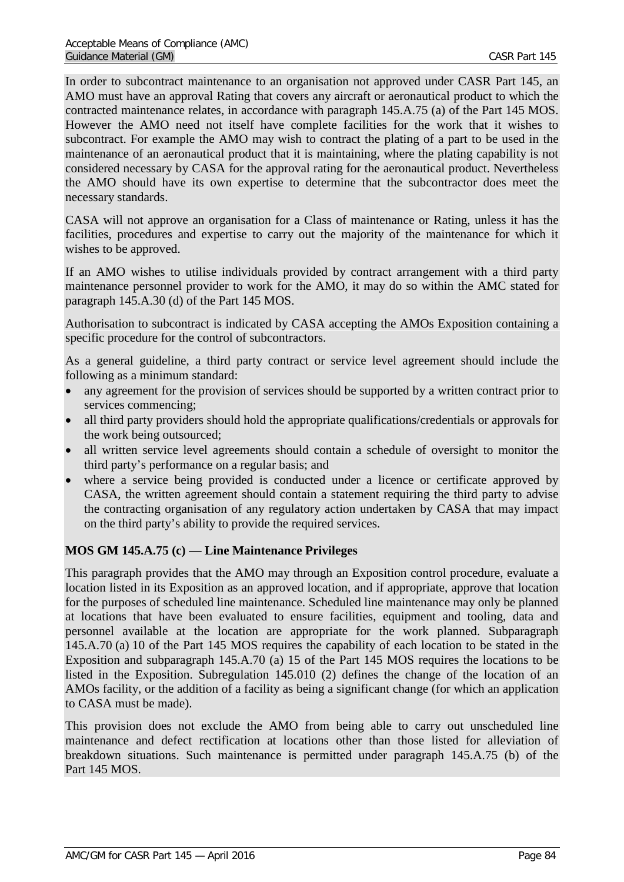In order to subcontract maintenance to an organisation not approved under CASR Part 145, an AMO must have an approval Rating that covers any aircraft or aeronautical product to which the contracted maintenance relates, in accordance with paragraph 145.A.75 (a) of the Part 145 MOS. However the AMO need not itself have complete facilities for the work that it wishes to subcontract. For example the AMO may wish to contract the plating of a part to be used in the maintenance of an aeronautical product that it is maintaining, where the plating capability is not considered necessary by CASA for the approval rating for the aeronautical product. Nevertheless the AMO should have its own expertise to determine that the subcontractor does meet the necessary standards.

CASA will not approve an organisation for a Class of maintenance or Rating, unless it has the facilities, procedures and expertise to carry out the majority of the maintenance for which it wishes to be approved.

If an AMO wishes to utilise individuals provided by contract arrangement with a third party maintenance personnel provider to work for the AMO, it may do so within the AMC stated for paragraph 145.A.30 (d) of the Part 145 MOS.

Authorisation to subcontract is indicated by CASA accepting the AMOs Exposition containing a specific procedure for the control of subcontractors.

As a general guideline, a third party contract or service level agreement should include the following as a minimum standard:

- any agreement for the provision of services should be supported by a written contract prior to services commencing;
- all third party providers should hold the appropriate qualifications/credentials or approvals for the work being outsourced;
- all written service level agreements should contain a schedule of oversight to monitor the third party's performance on a regular basis; and
- where a service being provided is conducted under a licence or certificate approved by CASA, the written agreement should contain a statement requiring the third party to advise the contracting organisation of any regulatory action undertaken by CASA that may impact on the third party's ability to provide the required services.

**MOS GM 145.A.75 (c) — Line Maintenance Privileges**

This paragraph provides that the AMO may through an Exposition control procedure, evaluate a location listed in its Exposition as an approved location, and if appropriate, approve that location for the purposes of scheduled line maintenance. Scheduled line maintenance may only be planned at locations that have been evaluated to ensure facilities, equipment and tooling, data and personnel available at the location are appropriate for the work planned. Subparagraph 145.A.70 (a) 10 of the Part 145 MOS requires the capability of each location to be stated in the Exposition and subparagraph 145.A.70 (a) 15 of the Part 145 MOS requires the locations to be listed in the Exposition. Subregulation 145.010 (2) defines the change of the location of an AMOs facility, or the addition of a facility as being a significant change (for which an application to CASA must be made).

This provision does not exclude the AMO from being able to carry out unscheduled line maintenance and defect rectification at locations other than those listed for alleviation of breakdown situations. Such maintenance is permitted under paragraph 145.A.75 (b) of the Part 145 MOS.